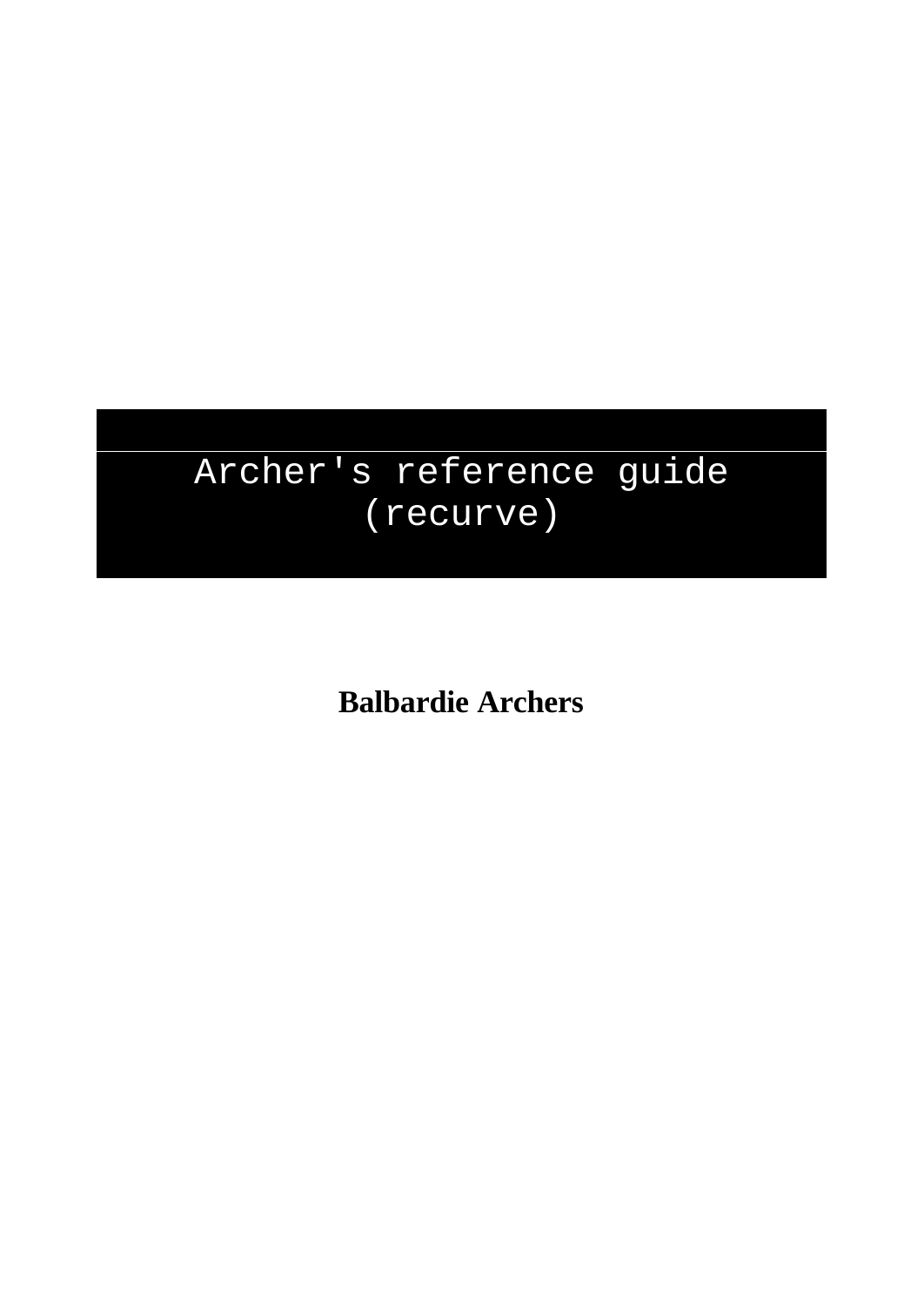# Archer's reference guide (recurve)

**Balbardie Archers**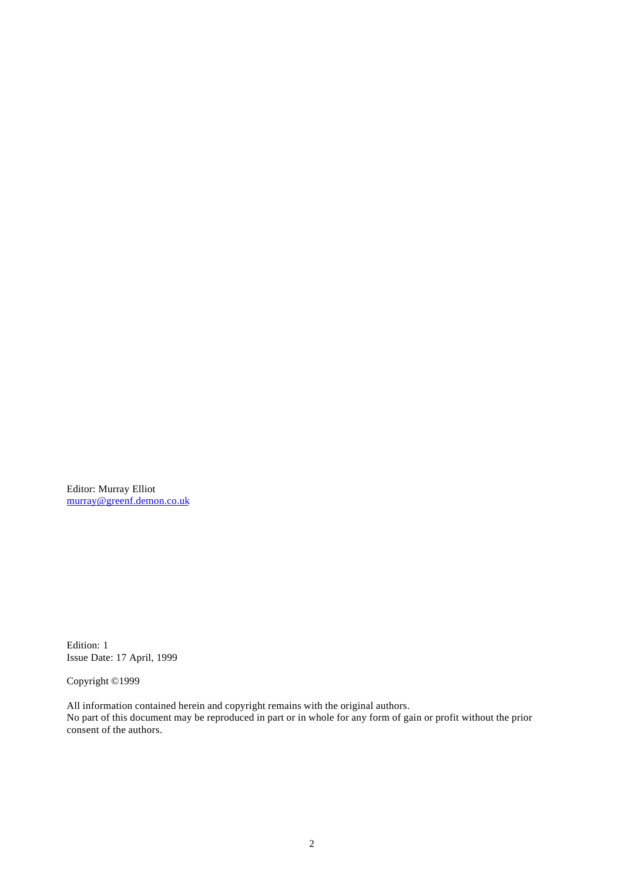Editor: Murray Elliot
[murray@greenf.demon.co.uk](mailto:murray@greenf.demon.co.uk)

Edition: 1
Issue Date: 17 April, 1999

Copyright ©1999

All information contained herein and copyright remains with the original authors.
No part of this document may be reproduced in part or in whole for any form of gain or profit without the prior consent of the authors.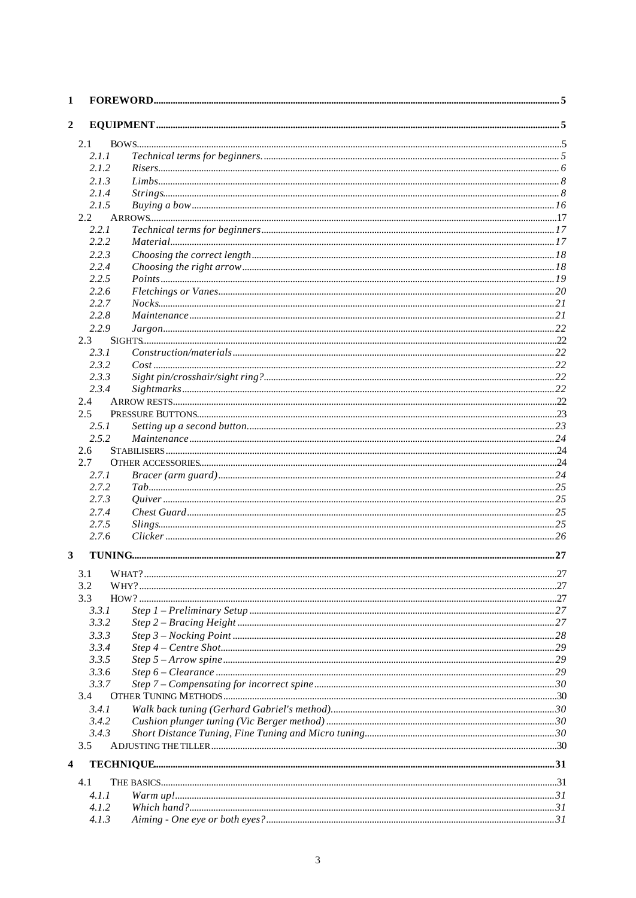**1 FOREWORD** .......... 5

**2 EQUIPMENT** .......... 5

- 2.1 BOWS .......... 5
  - *2.1.1 Technical terms for beginners.* .......... 5
  - *2.1.2 Risers* .......... 6
  - *2.1.3 Limbs* .......... 8
  - *2.1.4 Strings* .......... 8
  - *2.1.5 Buying a bow* .......... 16
- 2.2 ARROWS .......... 17
  - *2.2.1 Technical terms for beginners* .......... 17
  - *2.2.2 Material* .......... 17
  - *2.2.3 Choosing the correct length* .......... 18
  - *2.2.4 Choosing the right arrow* .......... 18
  - *2.2.5 Points* .......... 19
  - *2.2.6 Fletchings or Vanes* .......... 20
  - *2.2.7 Nocks* .......... 21
  - *2.2.8 Maintenance* .......... 21
  - *2.2.9 Jargon* .......... 22
- 2.3 SIGHTS .......... 22
  - *2.3.1 Construction/materials* .......... 22
  - *2.3.2 Cost* .......... 22
  - *2.3.3 Sight pin/crosshair/sight ring?* .......... 22
  - *2.3.4 Sightmarks* .......... 22
- 2.4 ARROW RESTS .......... 22
- 2.5 PRESSURE BUTTONS .......... 23
  - *2.5.1 Setting up a second button* .......... 23
  - *2.5.2 Maintenance* .......... 24
- 2.6 STABILISERS .......... 24
- 2.7 OTHER ACCESSORIES .......... 24
  - *2.7.1 Bracer (arm guard)* .......... 24
  - *2.7.2 Tab* .......... 25
  - *2.7.3 Quiver* .......... 25
  - *2.7.4 Chest Guard* .......... 25
  - *2.7.5 Slings* .......... 25
  - *2.7.6 Clicker* .......... 26

**3 TUNING** .......... 27

- 3.1 WHAT? .......... 27
- 3.2 WHY? .......... 27
- 3.3 HOW? .......... 27
  - *3.3.1 Step 1 – Preliminary Setup* .......... 27
  - *3.3.2 Step 2 – Bracing Height* .......... 27
  - *3.3.3 Step 3 – Nocking Point* .......... 28
  - *3.3.4 Step 4 – Centre Shot* .......... 29
  - *3.3.5 Step 5 – Arrow spine* .......... 29
  - *3.3.6 Step 6 – Clearance* .......... 29
  - *3.3.7 Step 7 – Compensating for incorrect spine* .......... 30
- 3.4 OTHER TUNING METHODS .......... 30
  - *3.4.1 Walk back tuning (Gerhard Gabriel's method)* .......... 30
  - *3.4.2 Cushion plunger tuning (Vic Berger method)* .......... 30
  - *3.4.3 Short Distance Tuning, Fine Tuning and Micro tuning* .......... 30
- 3.5 ADJUSTING THE TILLER .......... 30

**4 TECHNIQUE** .......... 31

- 4.1 THE BASICS .......... 31
  - *4.1.1 Warm up!* .......... 31
  - *4.1.2 Which hand?* .......... 31
  - *4.1.3 Aiming - One eye or both eyes?* .......... 31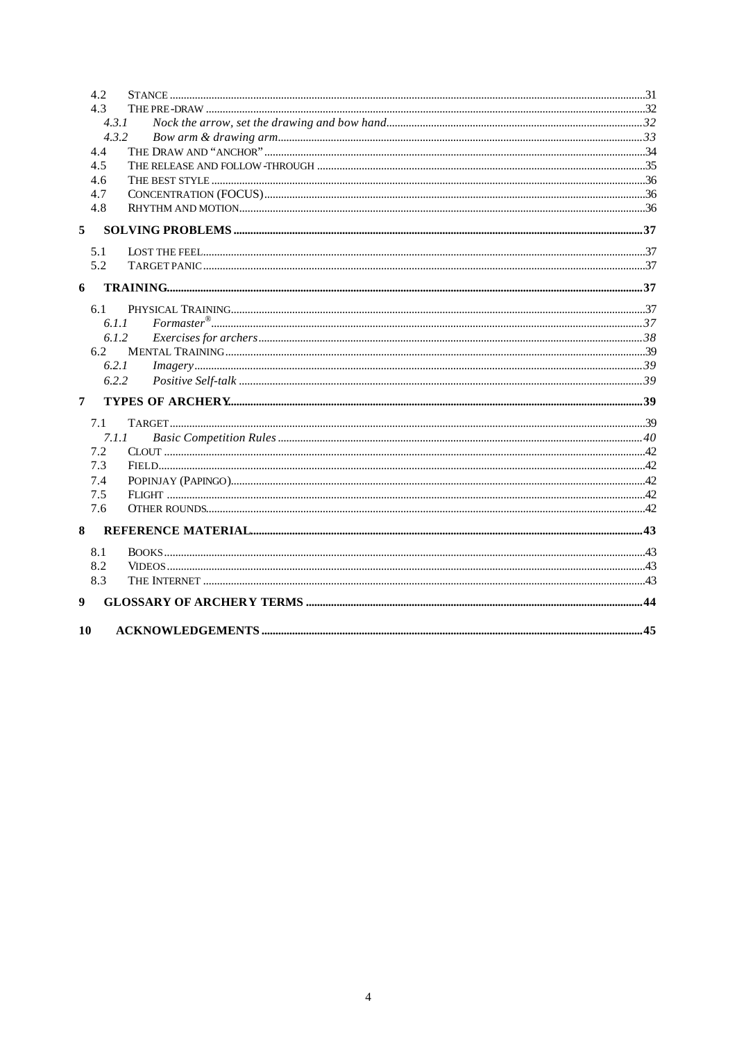- 4.2 STANCE ....31
- 4.3 THE PRE-DRAW ....32
  - *4.3.1 Nock the arrow, set the drawing and bow hand....32*
  - *4.3.2 Bow arm & drawing arm....33*
- 4.4 THE DRAW AND "ANCHOR" ....34
- 4.5 THE RELEASE AND FOLLOW-THROUGH ....35
- 4.6 THE BEST STYLE ....36
- 4.7 CONCENTRATION (FOCUS)....36
- 4.8 RHYTHM AND MOTION....36

**5 SOLVING PROBLEMS ....37**

- 5.1 LOST THE FEEL....37
- 5.2 TARGET PANIC....37

**6 TRAINING....37**

- 6.1 PHYSICAL TRAINING....37
  - *6.1.1 Formaster®....37*
  - *6.1.2 Exercises for archers....38*
- 6.2 MENTAL TRAINING....39
  - *6.2.1 Imagery....39*
  - *6.2.2 Positive Self-talk ....39*

**7 TYPES OF ARCHERY....39**

- 7.1 TARGET....39
  - *7.1.1 Basic Competition Rules ....40*
- 7.2 CLOUT ....42
- 7.3 FIELD....42
- 7.4 POPINJAY (PAPINGO)....42
- 7.5 FLIGHT ....42
- 7.6 OTHER ROUNDS....42

**8 REFERENCE MATERIAL....43**

- 8.1 BOOKS....43
- 8.2 VIDEOS....43
- 8.3 THE INTERNET ....43

**9 GLOSSARY OF ARCHERY TERMS ....44**

**10 ACKNOWLEDGEMENTS ....45**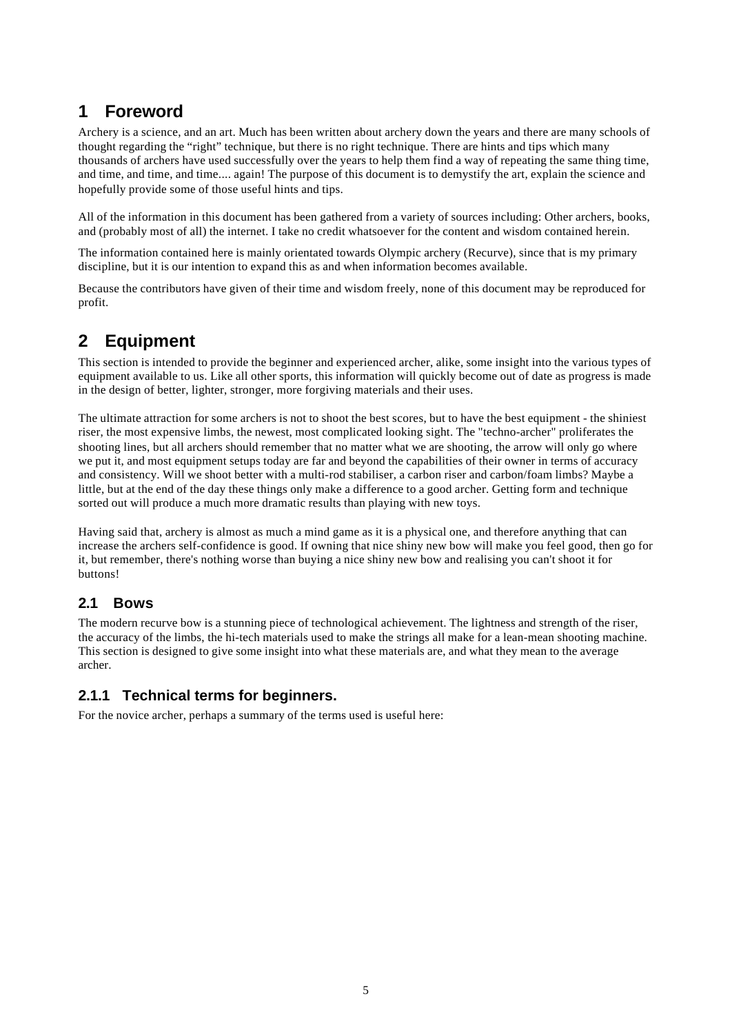# 1 Foreword

Archery is a science, and an art. Much has been written about archery down the years and there are many schools of thought regarding the "right" technique, but there is no right technique. There are hints and tips which many thousands of archers have used successfully over the years to help them find a way of repeating the same thing time, and time, and time, and time.... again! The purpose of this document is to demystify the art, explain the science and hopefully provide some of those useful hints and tips.

All of the information in this document has been gathered from a variety of sources including: Other archers, books, and (probably most of all) the internet. I take no credit whatsoever for the content and wisdom contained herein.

The information contained here is mainly orientated towards Olympic archery (Recurve), since that is my primary discipline, but it is our intention to expand this as and when information becomes available.

Because the contributors have given of their time and wisdom freely, none of this document may be reproduced for profit.

# 2 Equipment

This section is intended to provide the beginner and experienced archer, alike, some insight into the various types of equipment available to us. Like all other sports, this information will quickly become out of date as progress is made in the design of better, lighter, stronger, more forgiving materials and their uses.

The ultimate attraction for some archers is not to shoot the best scores, but to have the best equipment - the shiniest riser, the most expensive limbs, the newest, most complicated looking sight. The "techno-archer" proliferates the shooting lines, but all archers should remember that no matter what we are shooting, the arrow will only go where we put it, and most equipment setups today are far and beyond the capabilities of their owner in terms of accuracy and consistency. Will we shoot better with a multi-rod stabiliser, a carbon riser and carbon/foam limbs? Maybe a little, but at the end of the day these things only make a difference to a good archer. Getting form and technique sorted out will produce a much more dramatic results than playing with new toys.

Having said that, archery is almost as much a mind game as it is a physical one, and therefore anything that can increase the archers self-confidence is good. If owning that nice shiny new bow will make you feel good, then go for it, but remember, there's nothing worse than buying a nice shiny new bow and realising you can't shoot it for buttons!

## 2.1 Bows

The modern recurve bow is a stunning piece of technological achievement. The lightness and strength of the riser, the accuracy of the limbs, the hi-tech materials used to make the strings all make for a lean-mean shooting machine. This section is designed to give some insight into what these materials are, and what they mean to the average archer.

### 2.1.1 Technical terms for beginners.

For the novice archer, perhaps a summary of the terms used is useful here: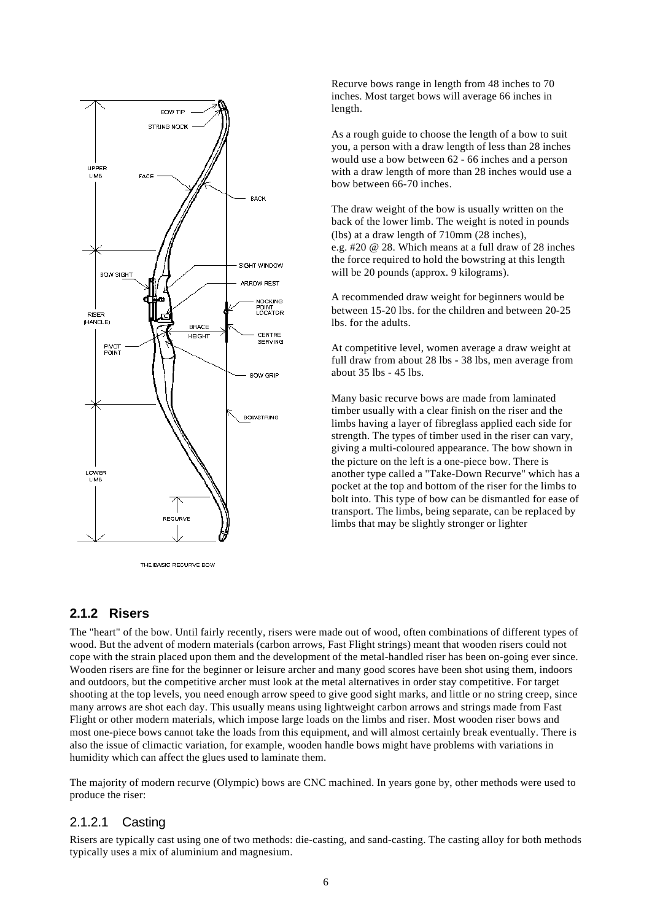Recurve bows range in length from 48 inches to 70 inches. Most target bows will average 66 inches in length.

As a rough guide to choose the length of a bow to suit you, a person with a draw length of less than 28 inches would use a bow between 62 - 66 inches and a person with a draw length of more than 28 inches would use a bow between 66-70 inches.

The draw weight of the bow is usually written on the back of the lower limb. The weight is noted in pounds (lbs) at a draw length of 710mm (28 inches), e.g. #20 @ 28. Which means at a full draw of 28 inches the force required to hold the bowstring at this length will be 20 pounds (approx. 9 kilograms).

A recommended draw weight for beginners would be between 15-20 lbs. for the children and between 20-25 lbs. for the adults.

At competitive level, women average a draw weight at full draw from about 28 lbs - 38 lbs, men average from about 35 lbs - 45 lbs.

Many basic recurve bows are made from laminated timber usually with a clear finish on the riser and the limbs having a layer of fibreglass applied each side for strength. The types of timber used in the riser can vary, giving a multi-coloured appearance. The bow shown in the picture on the left is a one-piece bow. There is another type called a "Take-Down Recurve" which has a pocket at the top and bottom of the riser for the limbs to bolt into. This type of bow can be dismantled for ease of transport. The limbs, being separate, can be replaced by limbs that may be slightly stronger or lighter

THE BASIC RECURVE BOW

## 2.1.2 Risers

The "heart" of the bow. Until fairly recently, risers were made out of wood, often combinations of different types of wood. But the advent of modern materials (carbon arrows, Fast Flight strings) meant that wooden risers could not cope with the strain placed upon them and the development of the metal-handled riser has been on-going ever since. Wooden risers are fine for the beginner or leisure archer and many good scores have been shot using them, indoors and outdoors, but the competitive archer must look at the metal alternatives in order stay competitive. For target shooting at the top levels, you need enough arrow speed to give good sight marks, and little or no string creep, since many arrows are shot each day. This usually means using lightweight carbon arrows and strings made from Fast Flight or other modern materials, which impose large loads on the limbs and riser. Most wooden riser bows and most one-piece bows cannot take the loads from this equipment, and will almost certainly break eventually. There is also the issue of climactic variation, for example, wooden handle bows might have problems with variations in humidity which can affect the glues used to laminate them.

The majority of modern recurve (Olympic) bows are CNC machined. In years gone by, other methods were used to produce the riser:

### 2.1.2.1 Casting

Risers are typically cast using one of two methods: die-casting, and sand-casting. The casting alloy for both methods typically uses a mix of aluminium and magnesium.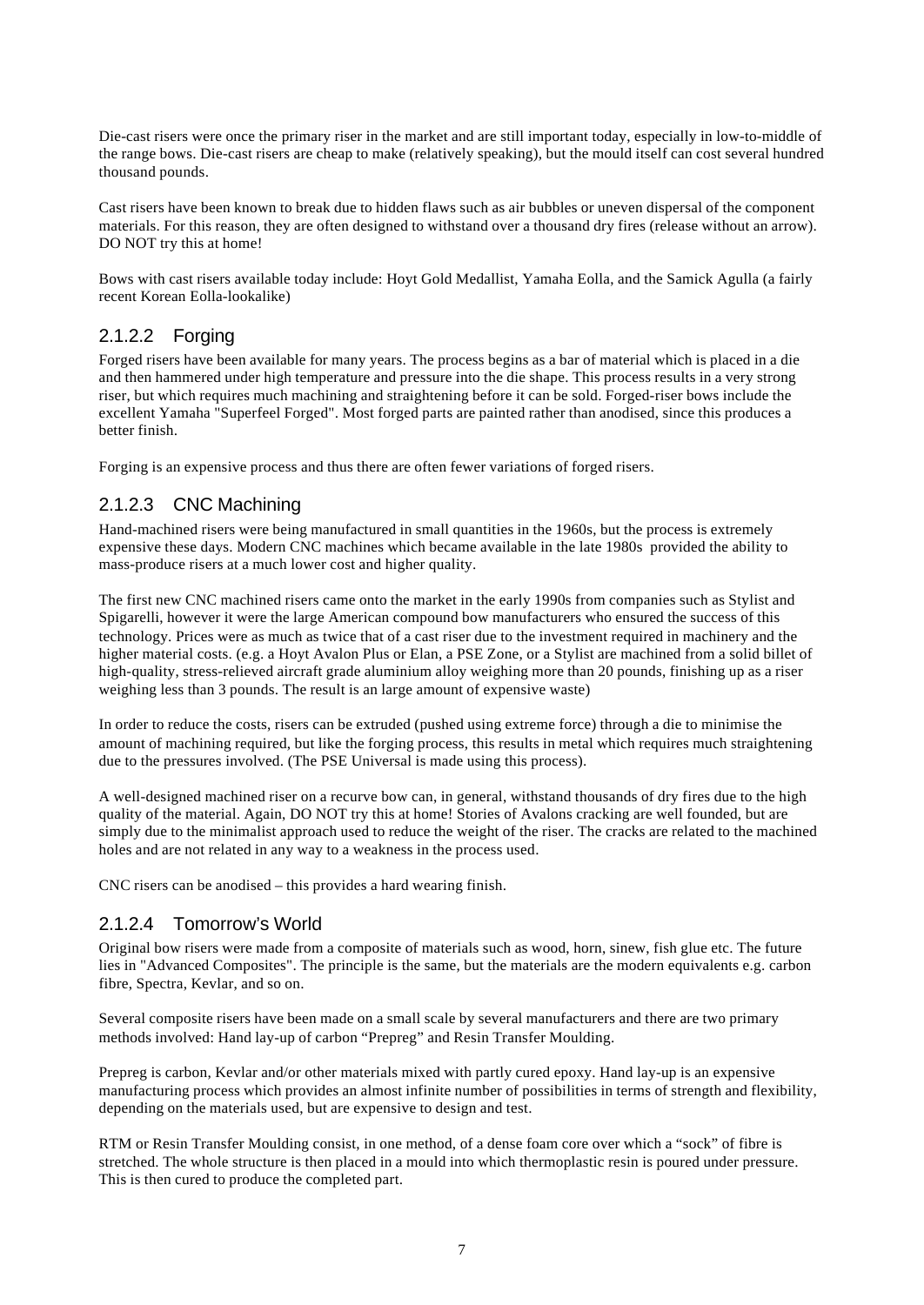Die-cast risers were once the primary riser in the market and are still important today, especially in low-to-middle of the range bows. Die-cast risers are cheap to make (relatively speaking), but the mould itself can cost several hundred thousand pounds.

Cast risers have been known to break due to hidden flaws such as air bubbles or uneven dispersal of the component materials. For this reason, they are often designed to withstand over a thousand dry fires (release without an arrow). DO NOT try this at home!

Bows with cast risers available today include: Hoyt Gold Medallist, Yamaha Eolla, and the Samick Agulla (a fairly recent Korean Eolla-lookalike)

#### 2.1.2.2 Forging

Forged risers have been available for many years. The process begins as a bar of material which is placed in a die and then hammered under high temperature and pressure into the die shape. This process results in a very strong riser, but which requires much machining and straightening before it can be sold. Forged-riser bows include the excellent Yamaha "Superfeel Forged". Most forged parts are painted rather than anodised, since this produces a better finish.

Forging is an expensive process and thus there are often fewer variations of forged risers.

#### 2.1.2.3 CNC Machining

Hand-machined risers were being manufactured in small quantities in the 1960s, but the process is extremely expensive these days. Modern CNC machines which became available in the late 1980s provided the ability to mass-produce risers at a much lower cost and higher quality.

The first new CNC machined risers came onto the market in the early 1990s from companies such as Stylist and Spigarelli, however it were the large American compound bow manufacturers who ensured the success of this technology. Prices were as much as twice that of a cast riser due to the investment required in machinery and the higher material costs. (e.g. a Hoyt Avalon Plus or Elan, a PSE Zone, or a Stylist are machined from a solid billet of high-quality, stress-relieved aircraft grade aluminium alloy weighing more than 20 pounds, finishing up as a riser weighing less than 3 pounds. The result is an large amount of expensive waste)

In order to reduce the costs, risers can be extruded (pushed using extreme force) through a die to minimise the amount of machining required, but like the forging process, this results in metal which requires much straightening due to the pressures involved. (The PSE Universal is made using this process).

A well-designed machined riser on a recurve bow can, in general, withstand thousands of dry fires due to the high quality of the material. Again, DO NOT try this at home! Stories of Avalons cracking are well founded, but are simply due to the minimalist approach used to reduce the weight of the riser. The cracks are related to the machined holes and are not related in any way to a weakness in the process used.

CNC risers can be anodised – this provides a hard wearing finish.

#### 2.1.2.4 Tomorrow's World

Original bow risers were made from a composite of materials such as wood, horn, sinew, fish glue etc. The future lies in "Advanced Composites". The principle is the same, but the materials are the modern equivalents e.g. carbon fibre, Spectra, Kevlar, and so on.

Several composite risers have been made on a small scale by several manufacturers and there are two primary methods involved: Hand lay-up of carbon "Prepreg" and Resin Transfer Moulding.

Prepreg is carbon, Kevlar and/or other materials mixed with partly cured epoxy. Hand lay-up is an expensive manufacturing process which provides an almost infinite number of possibilities in terms of strength and flexibility, depending on the materials used, but are expensive to design and test.

RTM or Resin Transfer Moulding consist, in one method, of a dense foam core over which a "sock" of fibre is stretched. The whole structure is then placed in a mould into which thermoplastic resin is poured under pressure. This is then cured to produce the completed part.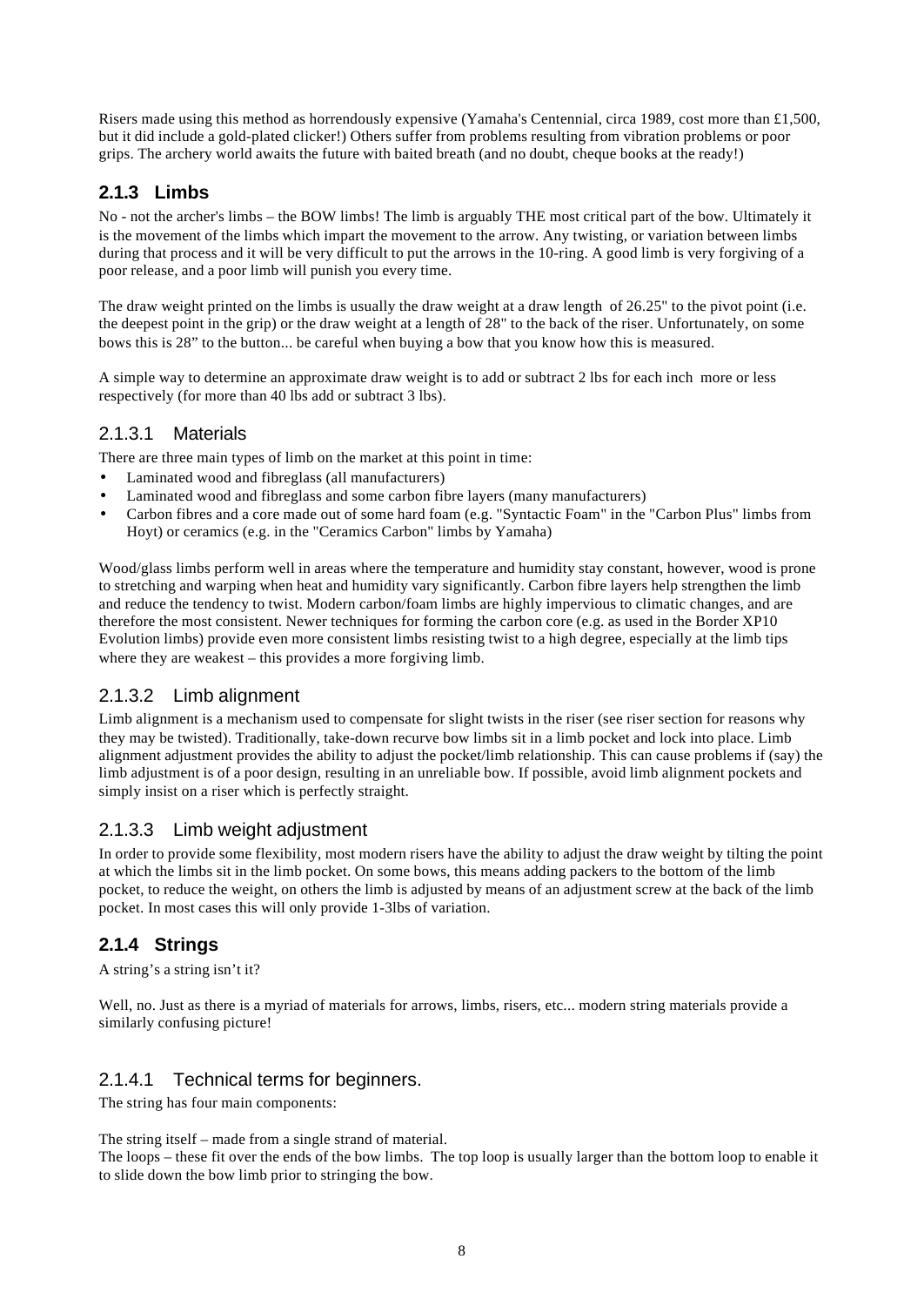Risers made using this method as horrendously expensive (Yamaha's Centennial, circa 1989, cost more than £1,500, but it did include a gold-plated clicker!) Others suffer from problems resulting from vibration problems or poor grips. The archery world awaits the future with baited breath (and no doubt, cheque books at the ready!)

### 2.1.3 Limbs

No - not the archer's limbs – the BOW limbs! The limb is arguably THE most critical part of the bow. Ultimately it is the movement of the limbs which impart the movement to the arrow. Any twisting, or variation between limbs during that process and it will be very difficult to put the arrows in the 10-ring. A good limb is very forgiving of a poor release, and a poor limb will punish you every time.

The draw weight printed on the limbs is usually the draw weight at a draw length of 26.25" to the pivot point (i.e. the deepest point in the grip) or the draw weight at a length of 28" to the back of the riser. Unfortunately, on some bows this is 28" to the button... be careful when buying a bow that you know how this is measured.

A simple way to determine an approximate draw weight is to add or subtract 2 lbs for each inch more or less respectively (for more than 40 lbs add or subtract 3 lbs).

#### 2.1.3.1 Materials

There are three main types of limb on the market at this point in time:

- Laminated wood and fibreglass (all manufacturers)
- Laminated wood and fibreglass and some carbon fibre layers (many manufacturers)
- Carbon fibres and a core made out of some hard foam (e.g. "Syntactic Foam" in the "Carbon Plus" limbs from Hoyt) or ceramics (e.g. in the "Ceramics Carbon" limbs by Yamaha)

Wood/glass limbs perform well in areas where the temperature and humidity stay constant, however, wood is prone to stretching and warping when heat and humidity vary significantly. Carbon fibre layers help strengthen the limb and reduce the tendency to twist. Modern carbon/foam limbs are highly impervious to climatic changes, and are therefore the most consistent. Newer techniques for forming the carbon core (e.g. as used in the Border XP10 Evolution limbs) provide even more consistent limbs resisting twist to a high degree, especially at the limb tips where they are weakest – this provides a more forgiving limb.

#### 2.1.3.2 Limb alignment

Limb alignment is a mechanism used to compensate for slight twists in the riser (see riser section for reasons why they may be twisted). Traditionally, take-down recurve bow limbs sit in a limb pocket and lock into place. Limb alignment adjustment provides the ability to adjust the pocket/limb relationship. This can cause problems if (say) the limb adjustment is of a poor design, resulting in an unreliable bow. If possible, avoid limb alignment pockets and simply insist on a riser which is perfectly straight.

#### 2.1.3.3 Limb weight adjustment

In order to provide some flexibility, most modern risers have the ability to adjust the draw weight by tilting the point at which the limbs sit in the limb pocket. On some bows, this means adding packers to the bottom of the limb pocket, to reduce the weight, on others the limb is adjusted by means of an adjustment screw at the back of the limb pocket. In most cases this will only provide 1-3lbs of variation.

### 2.1.4 Strings

A string's a string isn't it?

Well, no. Just as there is a myriad of materials for arrows, limbs, risers, etc... modern string materials provide a similarly confusing picture!

#### 2.1.4.1 Technical terms for beginners.

The string has four main components:

The string itself – made from a single strand of material.
The loops – these fit over the ends of the bow limbs. The top loop is usually larger than the bottom loop to enable it to slide down the bow limb prior to stringing the bow.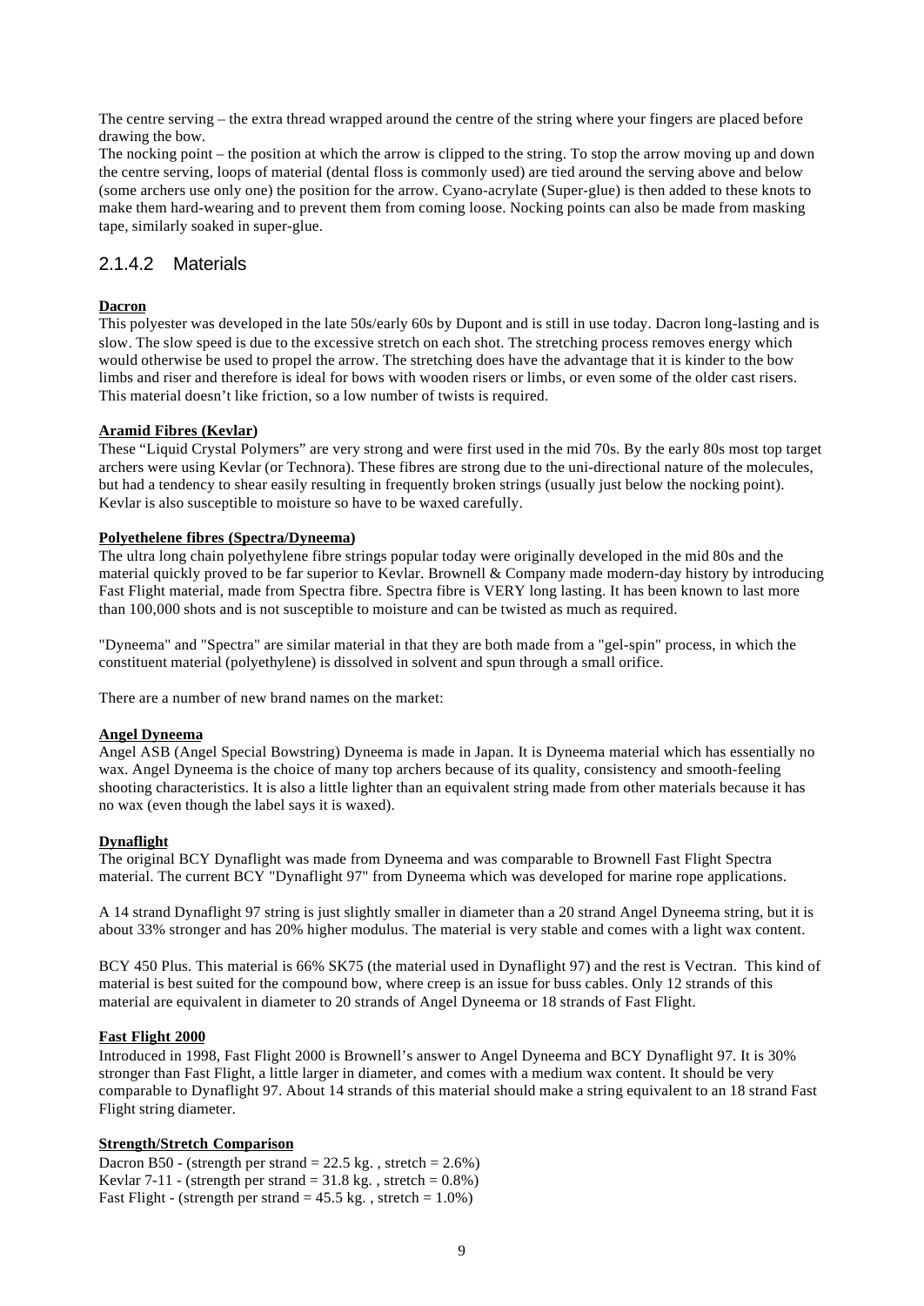The centre serving – the extra thread wrapped around the centre of the string where your fingers are placed before drawing the bow.
The nocking point – the position at which the arrow is clipped to the string. To stop the arrow moving up and down the centre serving, loops of material (dental floss is commonly used) are tied around the serving above and below (some archers use only one) the position for the arrow. Cyano-acrylate (Super-glue) is then added to these knots to make them hard-wearing and to prevent them from coming loose. Nocking points can also be made from masking tape, similarly soaked in super-glue.

### 2.1.4.2 Materials

**Dacron**
This polyester was developed in the late 50s/early 60s by Dupont and is still in use today. Dacron long-lasting and is slow. The slow speed is due to the excessive stretch on each shot. The stretching process removes energy which would otherwise be used to propel the arrow. The stretching does have the advantage that it is kinder to the bow limbs and riser and therefore is ideal for bows with wooden risers or limbs, or even some of the older cast risers. This material doesn't like friction, so a low number of twists is required.

**Aramid Fibres (Kevlar)**
These "Liquid Crystal Polymers" are very strong and were first used in the mid 70s. By the early 80s most top target archers were using Kevlar (or Technora). These fibres are strong due to the uni-directional nature of the molecules, but had a tendency to shear easily resulting in frequently broken strings (usually just below the nocking point). Kevlar is also susceptible to moisture so have to be waxed carefully.

**Polyethelene fibres (Spectra/Dyneema)**
The ultra long chain polyethylene fibre strings popular today were originally developed in the mid 80s and the material quickly proved to be far superior to Kevlar. Brownell & Company made modern-day history by introducing Fast Flight material, made from Spectra fibre. Spectra fibre is VERY long lasting. It has been known to last more than 100,000 shots and is not susceptible to moisture and can be twisted as much as required.

"Dyneema" and "Spectra" are similar material in that they are both made from a "gel-spin" process, in which the constituent material (polyethylene) is dissolved in solvent and spun through a small orifice.

There are a number of new brand names on the market:

**Angel Dyneema**
Angel ASB (Angel Special Bowstring) Dyneema is made in Japan. It is Dyneema material which has essentially no wax. Angel Dyneema is the choice of many top archers because of its quality, consistency and smooth-feeling shooting characteristics. It is also a little lighter than an equivalent string made from other materials because it has no wax (even though the label says it is waxed).

**Dynaflight**
The original BCY Dynaflight was made from Dyneema and was comparable to Brownell Fast Flight Spectra material. The current BCY "Dynaflight 97" from Dyneema which was developed for marine rope applications.

A 14 strand Dynaflight 97 string is just slightly smaller in diameter than a 20 strand Angel Dyneema string, but it is about 33% stronger and has 20% higher modulus. The material is very stable and comes with a light wax content.

BCY 450 Plus. This material is 66% SK75 (the material used in Dynaflight 97) and the rest is Vectran. This kind of material is best suited for the compound bow, where creep is an issue for buss cables. Only 12 strands of this material are equivalent in diameter to 20 strands of Angel Dyneema or 18 strands of Fast Flight.

**Fast Flight 2000**
Introduced in 1998, Fast Flight 2000 is Brownell's answer to Angel Dyneema and BCY Dynaflight 97. It is 30% stronger than Fast Flight, a little larger in diameter, and comes with a medium wax content. It should be very comparable to Dynaflight 97. About 14 strands of this material should make a string equivalent to an 18 strand Fast Flight string diameter.

**Strength/Stretch Comparison**
Dacron B50 - (strength per strand = 22.5 kg. , stretch = 2.6%)
Kevlar 7-11 - (strength per strand = 31.8 kg. , stretch = 0.8%)
Fast Flight - (strength per strand = 45.5 kg. , stretch = 1.0%)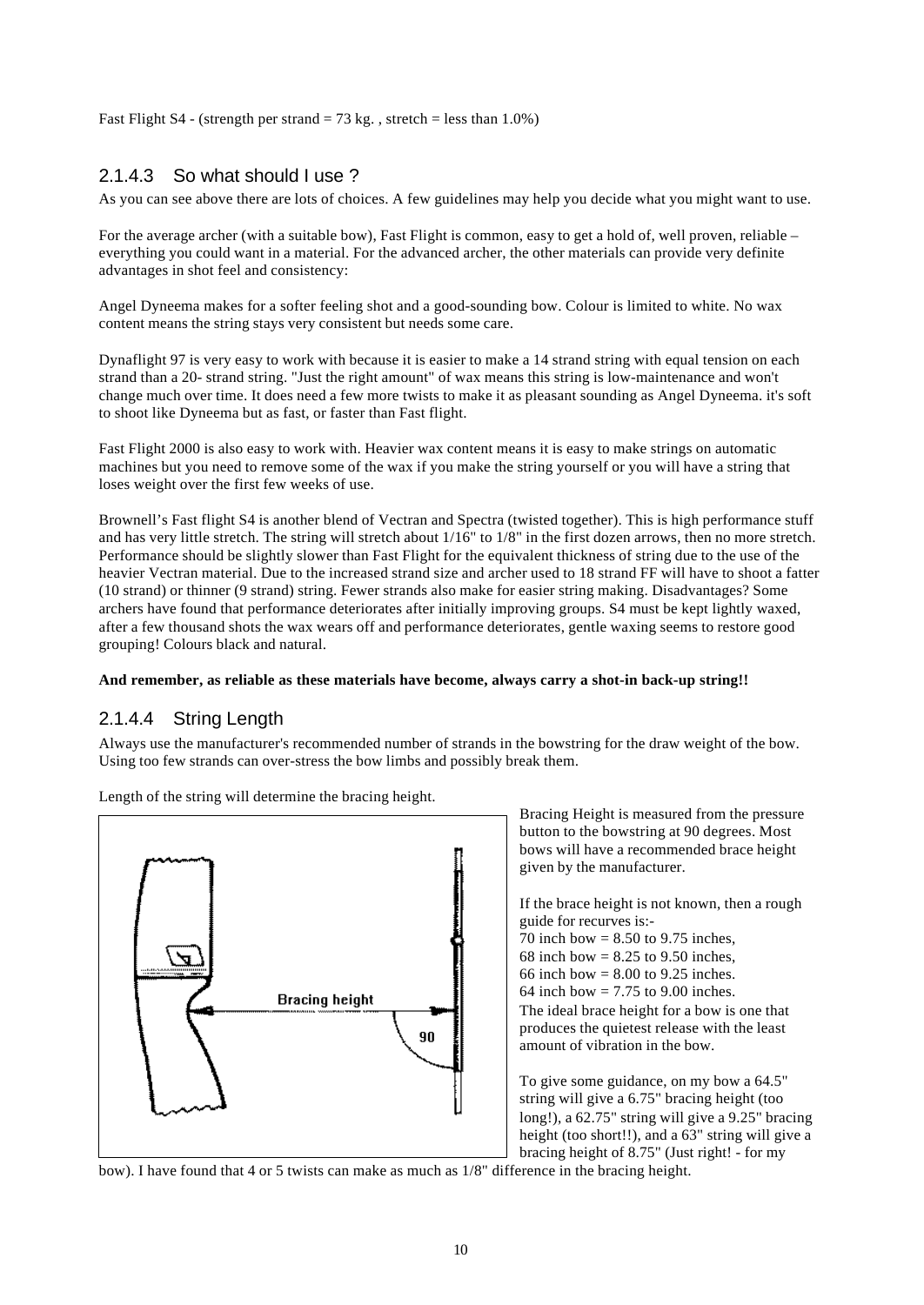Fast Flight S4 - (strength per strand = 73 kg. , stretch = less than 1.0%)

### 2.1.4.3 So what should I use ?

As you can see above there are lots of choices. A few guidelines may help you decide what you might want to use.

For the average archer (with a suitable bow), Fast Flight is common, easy to get a hold of, well proven, reliable – everything you could want in a material. For the advanced archer, the other materials can provide very definite advantages in shot feel and consistency:

Angel Dyneema makes for a softer feeling shot and a good-sounding bow. Colour is limited to white. No wax content means the string stays very consistent but needs some care.

Dynaflight 97 is very easy to work with because it is easier to make a 14 strand string with equal tension on each strand than a 20- strand string. "Just the right amount" of wax means this string is low-maintenance and won't change much over time. It does need a few more twists to make it as pleasant sounding as Angel Dyneema. it's soft to shoot like Dyneema but as fast, or faster than Fast flight.

Fast Flight 2000 is also easy to work with. Heavier wax content means it is easy to make strings on automatic machines but you need to remove some of the wax if you make the string yourself or you will have a string that loses weight over the first few weeks of use.

Brownell's Fast flight S4 is another blend of Vectran and Spectra (twisted together). This is high performance stuff and has very little stretch. The string will stretch about 1/16" to 1/8" in the first dozen arrows, then no more stretch. Performance should be slightly slower than Fast Flight for the equivalent thickness of string due to the use of the heavier Vectran material. Due to the increased strand size and archer used to 18 strand FF will have to shoot a fatter (10 strand) or thinner (9 strand) string. Fewer strands also make for easier string making. Disadvantages? Some archers have found that performance deteriorates after initially improving groups. S4 must be kept lightly waxed, after a few thousand shots the wax wears off and performance deteriorates, gentle waxing seems to restore good grouping! Colours black and natural.

**And remember, as reliable as these materials have become, always carry a shot-in back-up string!!**

### 2.1.4.4 String Length

Always use the manufacturer's recommended number of strands in the bowstring for the draw weight of the bow. Using too few strands can over-stress the bow limbs and possibly break them.

Length of the string will determine the bracing height.

Bracing Height is measured from the pressure button to the bowstring at 90 degrees. Most bows will have a recommended brace height given by the manufacturer.

If the brace height is not known, then a rough guide for recurves is:-
70 inch bow = 8.50 to 9.75 inches,
68 inch bow = 8.25 to 9.50 inches,
66 inch bow = 8.00 to 9.25 inches.
64 inch bow = 7.75 to 9.00 inches.
The ideal brace height for a bow is one that produces the quietest release with the least amount of vibration in the bow.

To give some guidance, on my bow a 64.5" string will give a 6.75" bracing height (too long!), a 62.75" string will give a 9.25" bracing height (too short!!), and a 63" string will give a bracing height of 8.75" (Just right! - for my bow). I have found that 4 or 5 twists can make as much as 1/8" difference in the bracing height.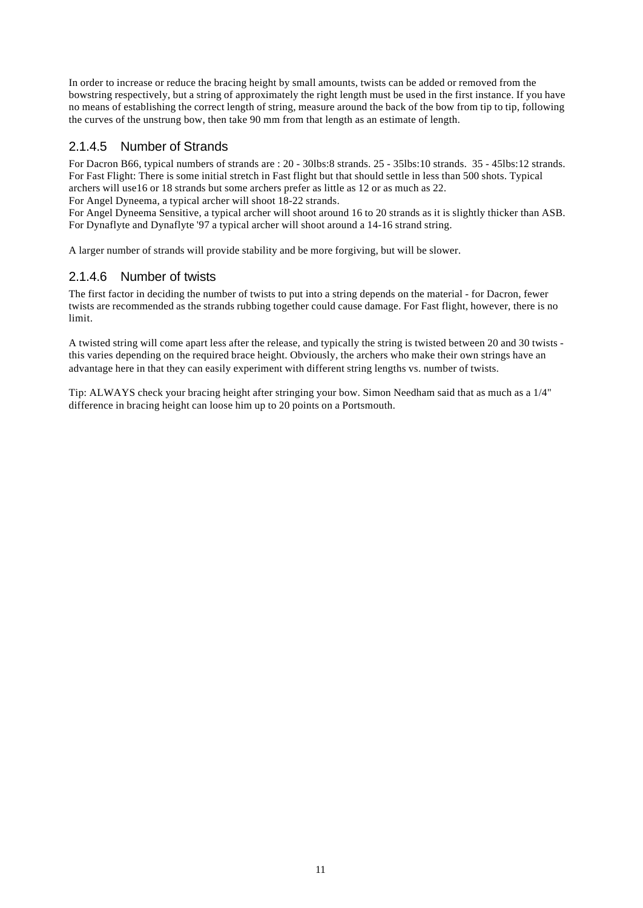In order to increase or reduce the bracing height by small amounts, twists can be added or removed from the bowstring respectively, but a string of approximately the right length must be used in the first instance. If you have no means of establishing the correct length of string, measure around the back of the bow from tip to tip, following the curves of the unstrung bow, then take 90 mm from that length as an estimate of length.

### 2.1.4.5 Number of Strands

For Dacron B66, typical numbers of strands are : 20 - 30lbs:8 strands. 25 - 35lbs:10 strands. 35 - 45lbs:12 strands.
For Fast Flight: There is some initial stretch in Fast flight but that should settle in less than 500 shots. Typical archers will use16 or 18 strands but some archers prefer as little as 12 or as much as 22.
For Angel Dyneema, a typical archer will shoot 18-22 strands.
For Angel Dyneema Sensitive, a typical archer will shoot around 16 to 20 strands as it is slightly thicker than ASB.
For Dynaflyte and Dynaflyte '97 a typical archer will shoot around a 14-16 strand string.

A larger number of strands will provide stability and be more forgiving, but will be slower.

### 2.1.4.6 Number of twists

The first factor in deciding the number of twists to put into a string depends on the material - for Dacron, fewer twists are recommended as the strands rubbing together could cause damage. For Fast flight, however, there is no limit.

A twisted string will come apart less after the release, and typically the string is twisted between 20 and 30 twists - this varies depending on the required brace height. Obviously, the archers who make their own strings have an advantage here in that they can easily experiment with different string lengths vs. number of twists.

Tip: ALWAYS check your bracing height after stringing your bow. Simon Needham said that as much as a 1/4" difference in bracing height can loose him up to 20 points on a Portsmouth.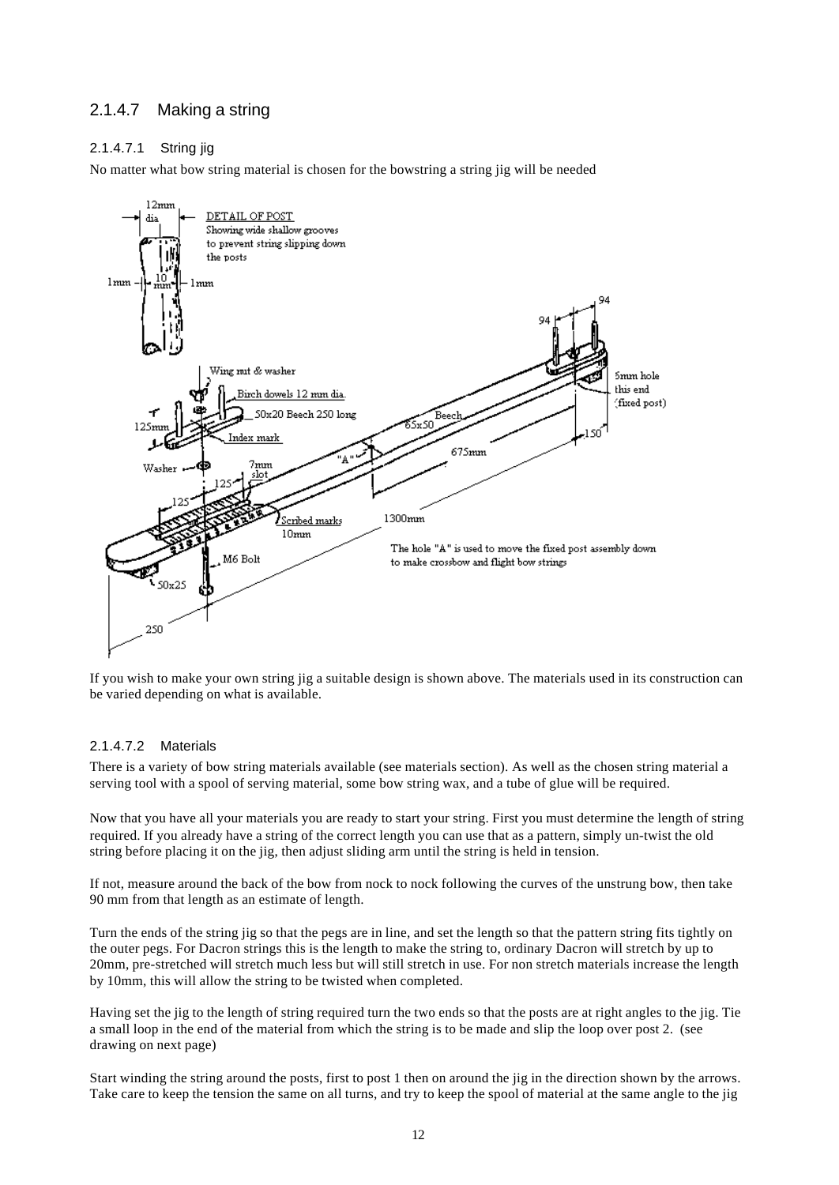## 2.1.4.7 Making a string

### 2.1.4.7.1 String jig

No matter what bow string material is chosen for the bowstring a string jig will be needed

If you wish to make your own string jig a suitable design is shown above. The materials used in its construction can be varied depending on what is available.

### 2.1.4.7.2 Materials

There is a variety of bow string materials available (see materials section). As well as the chosen string material a serving tool with a spool of serving material, some bow string wax, and a tube of glue will be required.

Now that you have all your materials you are ready to start your string. First you must determine the length of string required. If you already have a string of the correct length you can use that as a pattern, simply un-twist the old string before placing it on the jig, then adjust sliding arm until the string is held in tension.

If not, measure around the back of the bow from nock to nock following the curves of the unstrung bow, then take 90 mm from that length as an estimate of length.

Turn the ends of the string jig so that the pegs are in line, and set the length so that the pattern string fits tightly on the outer pegs. For Dacron strings this is the length to make the string to, ordinary Dacron will stretch by up to 20mm, pre-stretched will stretch much less but will still stretch in use. For non stretch materials increase the length by 10mm, this will allow the string to be twisted when completed.

Having set the jig to the length of string required turn the two ends so that the posts are at right angles to the jig. Tie a small loop in the end of the material from which the string is to be made and slip the loop over post 2. (see drawing on next page)

Start winding the string around the posts, first to post 1 then on around the jig in the direction shown by the arrows. Take care to keep the tension the same on all turns, and try to keep the spool of material at the same angle to the jig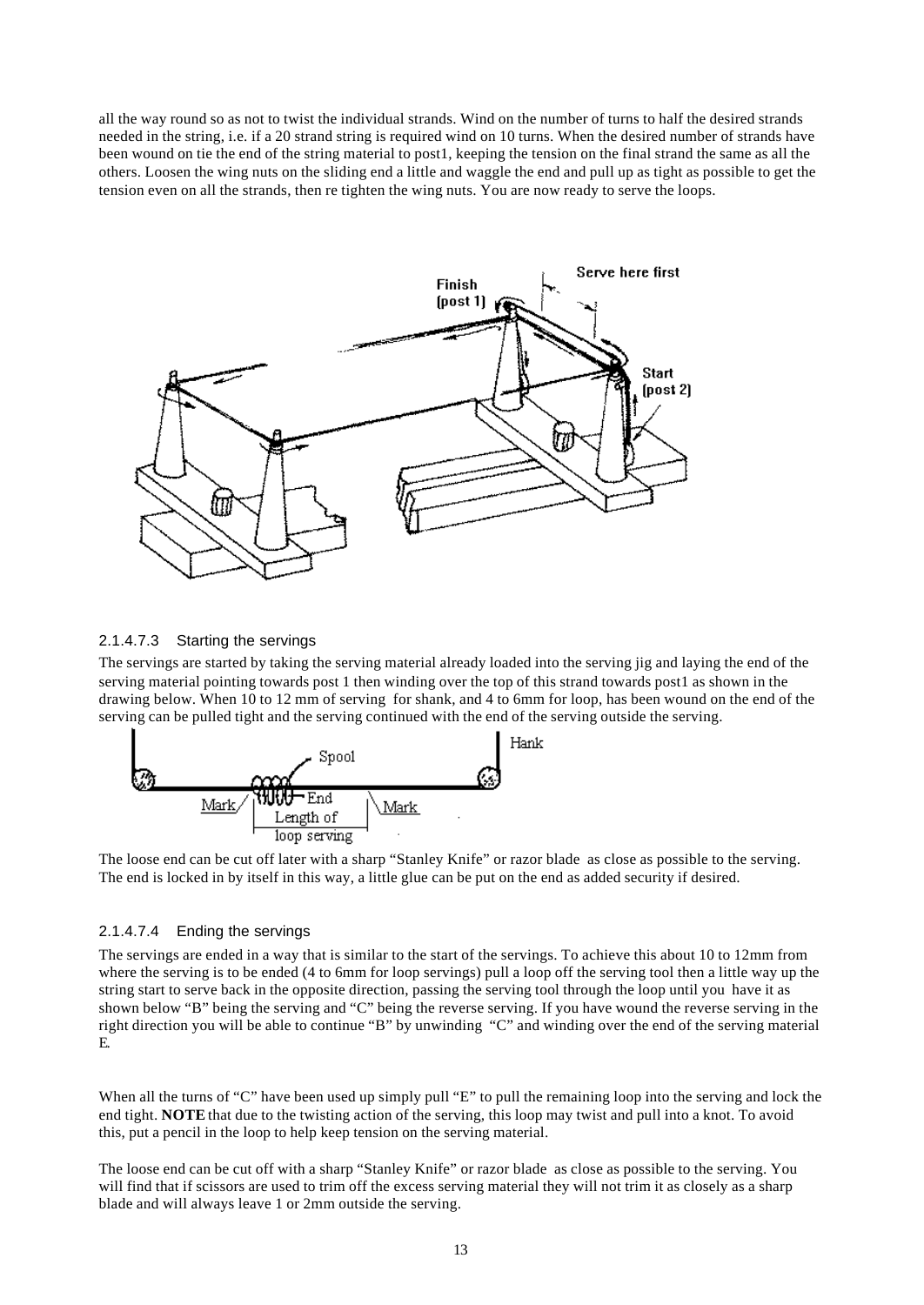all the way round so as not to twist the individual strands. Wind on the number of turns to half the desired strands needed in the string, i.e. if a 20 strand string is required wind on 10 turns. When the desired number of strands have been wound on tie the end of the string material to post1, keeping the tension on the final strand the same as all the others. Loosen the wing nuts on the sliding end a little and waggle the end and pull up as tight as possible to get the tension even on all the strands, then re tighten the wing nuts. You are now ready to serve the loops.

### 2.1.4.7.3 Starting the servings

The servings are started by taking the serving material already loaded into the serving jig and laying the end of the serving material pointing towards post 1 then winding over the top of this strand towards post1 as shown in the drawing below. When 10 to 12 mm of serving for shank, and 4 to 6mm for loop, has been wound on the end of the serving can be pulled tight and the serving continued with the end of the serving outside the serving.

The loose end can be cut off later with a sharp "Stanley Knife" or razor blade as close as possible to the serving. The end is locked in by itself in this way, a little glue can be put on the end as added security if desired.

### 2.1.4.7.4 Ending the servings

The servings are ended in a way that is similar to the start of the servings. To achieve this about 10 to 12mm from where the serving is to be ended (4 to 6mm for loop servings) pull a loop off the serving tool then a little way up the string start to serve back in the opposite direction, passing the serving tool through the loop until you have it as shown below "B" being the serving and "C" being the reverse serving. If you have wound the reverse serving in the right direction you will be able to continue "B" by unwinding "C" and winding over the end of the serving material E.

When all the turns of "C" have been used up simply pull "E" to pull the remaining loop into the serving and lock the end tight. **NOTE** that due to the twisting action of the serving, this loop may twist and pull into a knot. To avoid this, put a pencil in the loop to help keep tension on the serving material.

The loose end can be cut off with a sharp "Stanley Knife" or razor blade as close as possible to the serving. You will find that if scissors are used to trim off the excess serving material they will not trim it as closely as a sharp blade and will always leave 1 or 2mm outside the serving.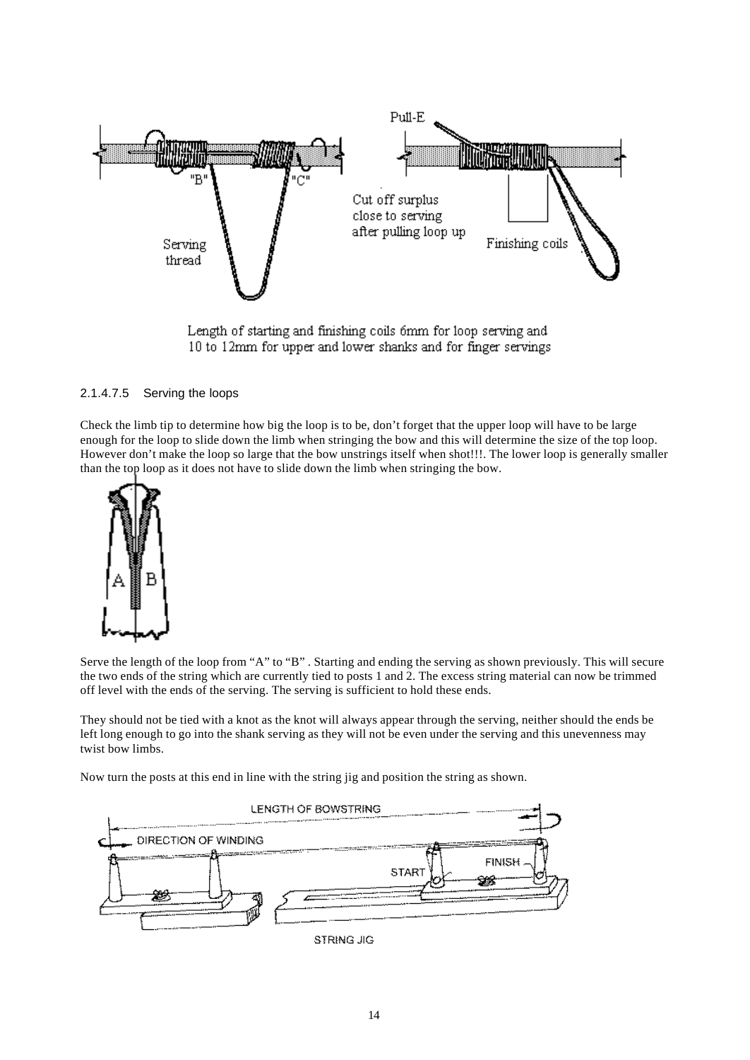Length of starting and finishing coils 6mm for loop serving and 10 to 12mm for upper and lower shanks and for finger servings

#### 2.1.4.7.5 Serving the loops

Check the limb tip to determine how big the loop is to be, don't forget that the upper loop will have to be large enough for the loop to slide down the limb when stringing the bow and this will determine the size of the top loop. However don't make the loop so large that the bow unstrings itself when shot!!!. The lower loop is generally smaller than the top loop as it does not have to slide down the limb when stringing the bow.

Serve the length of the loop from "A" to "B" . Starting and ending the serving as shown previously. This will secure the two ends of the string which are currently tied to posts 1 and 2. The excess string material can now be trimmed off level with the ends of the serving. The serving is sufficient to hold these ends.

They should not be tied with a knot as the knot will always appear through the serving, neither should the ends be left long enough to go into the shank serving as they will not be even under the serving and this unevenness may twist bow limbs.

Now turn the posts at this end in line with the string jig and position the string as shown.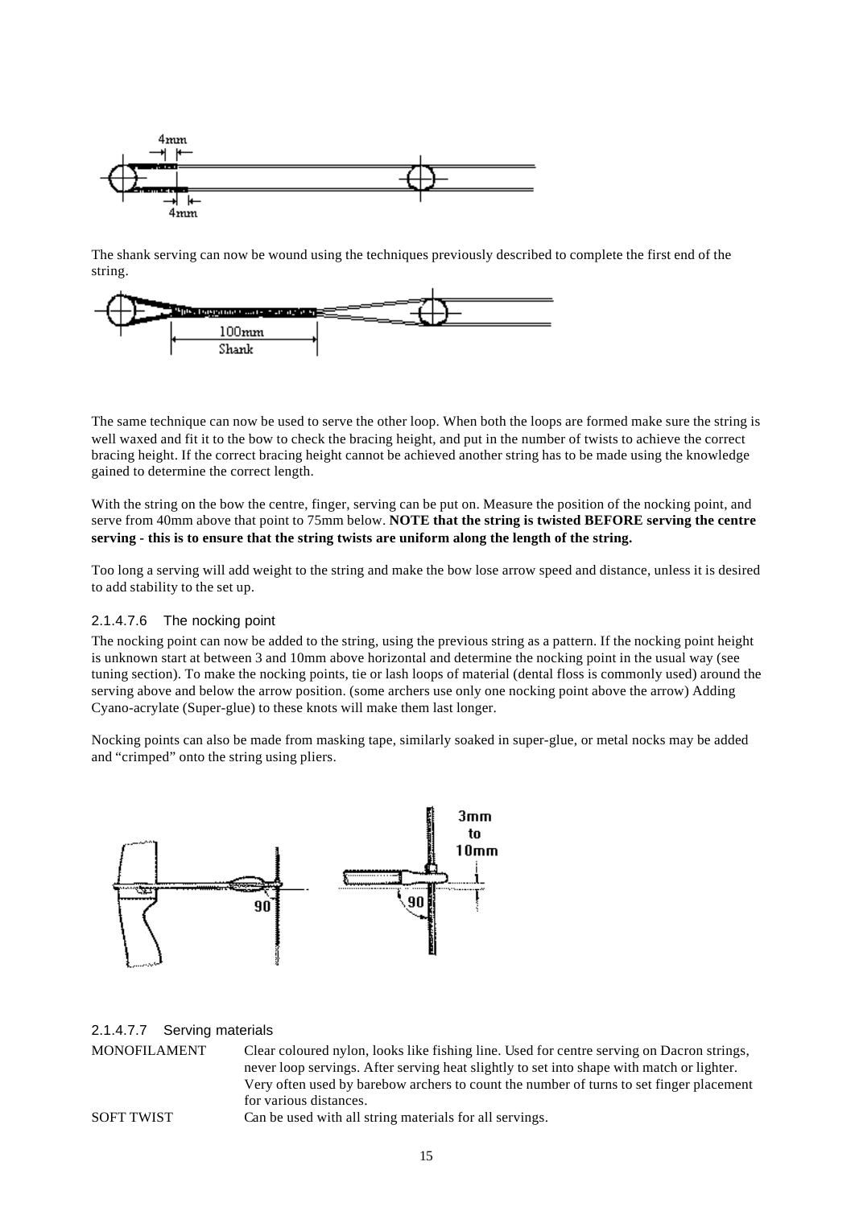The shank serving can now be wound using the techniques previously described to complete the first end of the string.

The same technique can now be used to serve the other loop. When both the loops are formed make sure the string is well waxed and fit it to the bow to check the bracing height, and put in the number of twists to achieve the correct bracing height. If the correct bracing height cannot be achieved another string has to be made using the knowledge gained to determine the correct length.

With the string on the bow the centre, finger, serving can be put on. Measure the position of the nocking point, and serve from 40mm above that point to 75mm below. **NOTE that the string is twisted BEFORE serving the centre serving - this is to ensure that the string twists are uniform along the length of the string.**

Too long a serving will add weight to the string and make the bow lose arrow speed and distance, unless it is desired to add stability to the set up.

#### 2.1.4.7.6 The nocking point

The nocking point can now be added to the string, using the previous string as a pattern. If the nocking point height is unknown start at between 3 and 10mm above horizontal and determine the nocking point in the usual way (see tuning section). To make the nocking points, tie or lash loops of material (dental floss is commonly used) around the serving above and below the arrow position. (some archers use only one nocking point above the arrow) Adding Cyano-acrylate (Super-glue) to these knots will make them last longer.

Nocking points can also be made from masking tape, similarly soaked in super-glue, or metal nocks may be added and "crimped" onto the string using pliers.

#### 2.1.4.7.7 Serving materials

| | |
|---|---|
| MONOFILAMENT | Clear coloured nylon, looks like fishing line. Used for centre serving on Dacron strings, never loop servings. After serving heat slightly to set into shape with match or lighter. Very often used by barebow archers to count the number of turns to set finger placement for various distances. |
| SOFT TWIST | Can be used with all string materials for all servings. |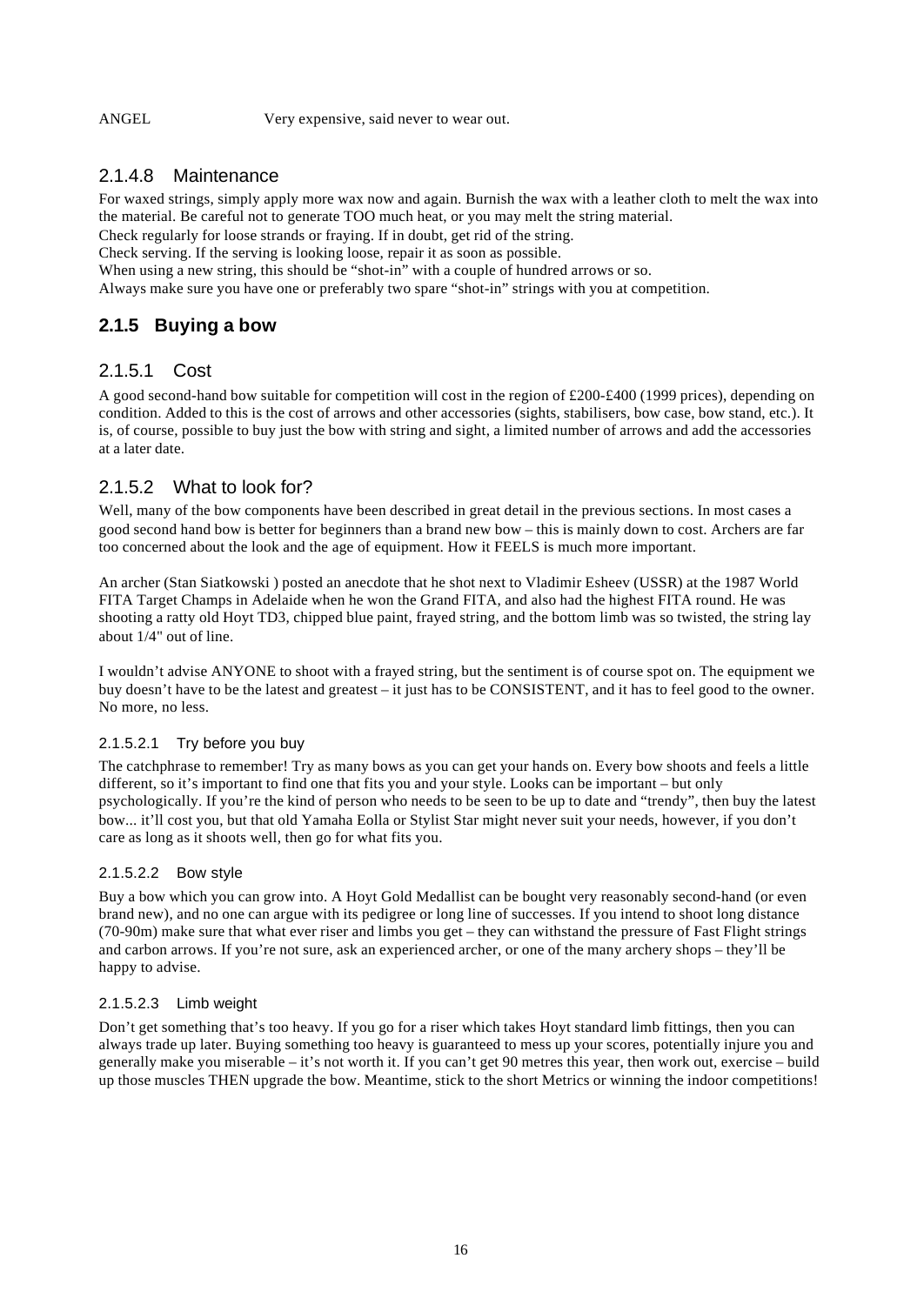ANGEL Very expensive, said never to wear out.

### 2.1.4.8 Maintenance

For waxed strings, simply apply more wax now and again. Burnish the wax with a leather cloth to melt the wax into the material. Be careful not to generate TOO much heat, or you may melt the string material.
Check regularly for loose strands or fraying. If in doubt, get rid of the string.
Check serving. If the serving is looking loose, repair it as soon as possible.
When using a new string, this should be "shot-in" with a couple of hundred arrows or so.
Always make sure you have one or preferably two spare "shot-in" strings with you at competition.

## 2.1.5 Buying a bow

### 2.1.5.1 Cost

A good second-hand bow suitable for competition will cost in the region of £200-£400 (1999 prices), depending on condition. Added to this is the cost of arrows and other accessories (sights, stabilisers, bow case, bow stand, etc.). It is, of course, possible to buy just the bow with string and sight, a limited number of arrows and add the accessories at a later date.

### 2.1.5.2 What to look for?

Well, many of the bow components have been described in great detail in the previous sections. In most cases a good second hand bow is better for beginners than a brand new bow – this is mainly down to cost. Archers are far too concerned about the look and the age of equipment. How it FEELS is much more important.

An archer (Stan Siatkowski ) posted an anecdote that he shot next to Vladimir Esheev (USSR) at the 1987 World FITA Target Champs in Adelaide when he won the Grand FITA, and also had the highest FITA round. He was shooting a ratty old Hoyt TD3, chipped blue paint, frayed string, and the bottom limb was so twisted, the string lay about 1/4" out of line.

I wouldn't advise ANYONE to shoot with a frayed string, but the sentiment is of course spot on. The equipment we buy doesn't have to be the latest and greatest – it just has to be CONSISTENT, and it has to feel good to the owner. No more, no less.

#### 2.1.5.2.1 Try before you buy

The catchphrase to remember! Try as many bows as you can get your hands on. Every bow shoots and feels a little different, so it's important to find one that fits you and your style. Looks can be important – but only psychologically. If you're the kind of person who needs to be seen to be up to date and "trendy", then buy the latest bow... it'll cost you, but that old Yamaha Eolla or Stylist Star might never suit your needs, however, if you don't care as long as it shoots well, then go for what fits you.

#### 2.1.5.2.2 Bow style

Buy a bow which you can grow into. A Hoyt Gold Medallist can be bought very reasonably second-hand (or even brand new), and no one can argue with its pedigree or long line of successes. If you intend to shoot long distance (70-90m) make sure that what ever riser and limbs you get – they can withstand the pressure of Fast Flight strings and carbon arrows. If you're not sure, ask an experienced archer, or one of the many archery shops – they'll be happy to advise.

#### 2.1.5.2.3 Limb weight

Don't get something that's too heavy. If you go for a riser which takes Hoyt standard limb fittings, then you can always trade up later. Buying something too heavy is guaranteed to mess up your scores, potentially injure you and generally make you miserable – it's not worth it. If you can't get 90 metres this year, then work out, exercise – build up those muscles THEN upgrade the bow. Meantime, stick to the short Metrics or winning the indoor competitions!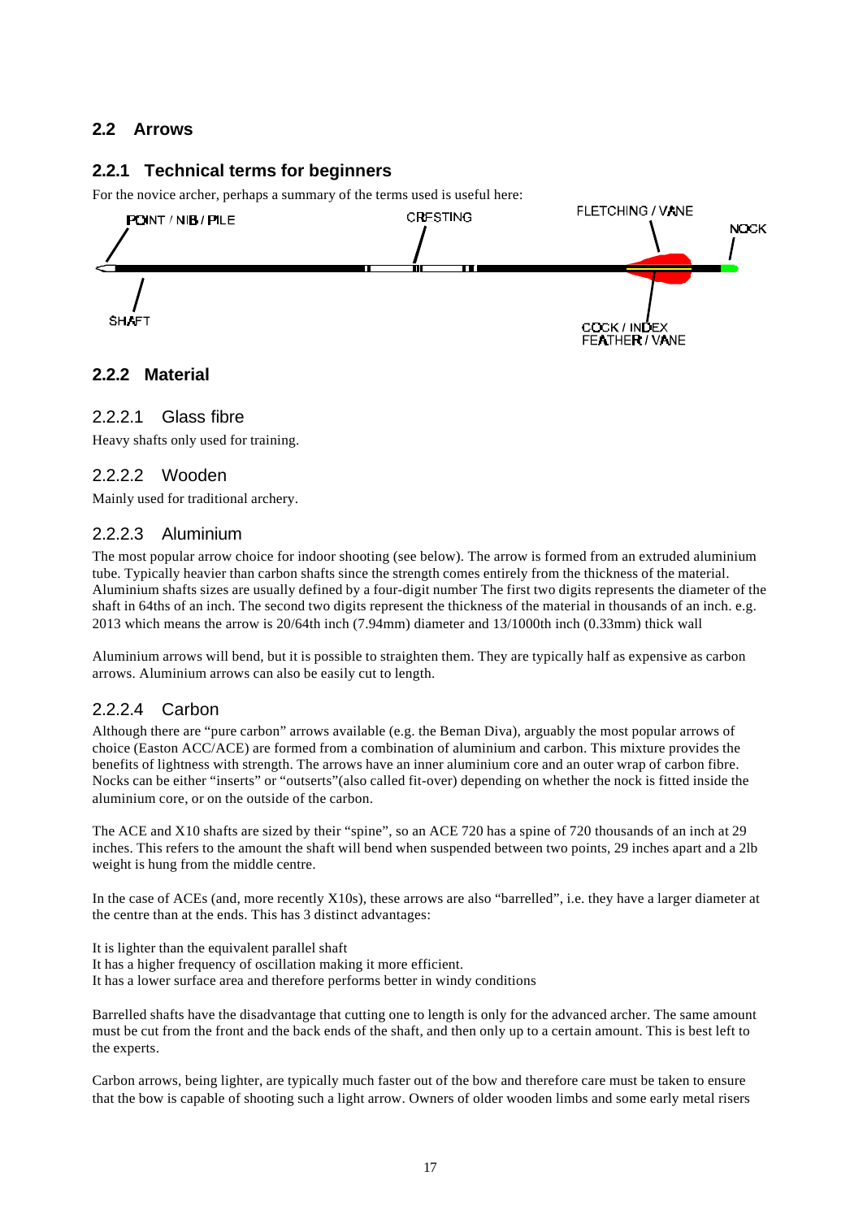## 2.2 Arrows

### 2.2.1 Technical terms for beginners

For the novice archer, perhaps a summary of the terms used is useful here:

POINT / NIB / PILE
CRESTING
FLETCHING / VANE
NOCK
SHAFT
COCK / INDEX FEATHER / VANE

### 2.2.2 Material

#### 2.2.2.1 Glass fibre

Heavy shafts only used for training.

#### 2.2.2.2 Wooden

Mainly used for traditional archery.

#### 2.2.2.3 Aluminium

The most popular arrow choice for indoor shooting (see below). The arrow is formed from an extruded aluminium tube. Typically heavier than carbon shafts since the strength comes entirely from the thickness of the material. Aluminium shafts sizes are usually defined by a four-digit number The first two digits represents the diameter of the shaft in 64ths of an inch. The second two digits represent the thickness of the material in thousands of an inch. e.g. 2013 which means the arrow is 20/64th inch (7.94mm) diameter and 13/1000th inch (0.33mm) thick wall

Aluminium arrows will bend, but it is possible to straighten them. They are typically half as expensive as carbon arrows. Aluminium arrows can also be easily cut to length.

#### 2.2.2.4 Carbon

Although there are "pure carbon" arrows available (e.g. the Beman Diva), arguably the most popular arrows of choice (Easton ACC/ACE) are formed from a combination of aluminium and carbon. This mixture provides the benefits of lightness with strength. The arrows have an inner aluminium core and an outer wrap of carbon fibre. Nocks can be either "inserts" or "outserts"(also called fit-over) depending on whether the nock is fitted inside the aluminium core, or on the outside of the carbon.

The ACE and X10 shafts are sized by their "spine", so an ACE 720 has a spine of 720 thousands of an inch at 29 inches. This refers to the amount the shaft will bend when suspended between two points, 29 inches apart and a 2lb weight is hung from the middle centre.

In the case of ACEs (and, more recently X10s), these arrows are also "barrelled", i.e. they have a larger diameter at the centre than at the ends. This has 3 distinct advantages:

It is lighter than the equivalent parallel shaft
It has a higher frequency of oscillation making it more efficient.
It has a lower surface area and therefore performs better in windy conditions

Barrelled shafts have the disadvantage that cutting one to length is only for the advanced archer. The same amount must be cut from the front and the back ends of the shaft, and then only up to a certain amount. This is best left to the experts.

Carbon arrows, being lighter, are typically much faster out of the bow and therefore care must be taken to ensure that the bow is capable of shooting such a light arrow. Owners of older wooden limbs and some early metal risers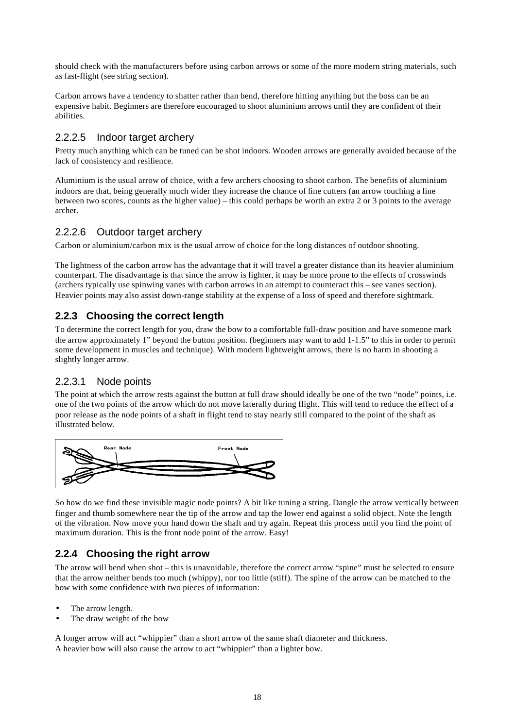should check with the manufacturers before using carbon arrows or some of the more modern string materials, such as fast-flight (see string section).

Carbon arrows have a tendency to shatter rather than bend, therefore hitting anything but the boss can be an expensive habit. Beginners are therefore encouraged to shoot aluminium arrows until they are confident of their abilities.

#### 2.2.2.5 Indoor target archery

Pretty much anything which can be tuned can be shot indoors. Wooden arrows are generally avoided because of the lack of consistency and resilience.

Aluminium is the usual arrow of choice, with a few archers choosing to shoot carbon. The benefits of aluminium indoors are that, being generally much wider they increase the chance of line cutters (an arrow touching a line between two scores, counts as the higher value) – this could perhaps be worth an extra 2 or 3 points to the average archer.

#### 2.2.2.6 Outdoor target archery

Carbon or aluminium/carbon mix is the usual arrow of choice for the long distances of outdoor shooting.

The lightness of the carbon arrow has the advantage that it will travel a greater distance than its heavier aluminium counterpart. The disadvantage is that since the arrow is lighter, it may be more prone to the effects of crosswinds (archers typically use spinwing vanes with carbon arrows in an attempt to counteract this – see vanes section). Heavier points may also assist down-range stability at the expense of a loss of speed and therefore sightmark.

### 2.2.3 Choosing the correct length

To determine the correct length for you, draw the bow to a comfortable full-draw position and have someone mark the arrow approximately 1" beyond the button position. (beginners may want to add 1-1.5" to this in order to permit some development in muscles and technique). With modern lightweight arrows, there is no harm in shooting a slightly longer arrow.

#### 2.2.3.1 Node points

The point at which the arrow rests against the button at full draw should ideally be one of the two "node" points, i.e. one of the two points of the arrow which do not move laterally during flight. This will tend to reduce the effect of a poor release as the node points of a shaft in flight tend to stay nearly still compared to the point of the shaft as illustrated below.

Rear Node    Front Node

So how do we find these invisible magic node points? A bit like tuning a string. Dangle the arrow vertically between finger and thumb somewhere near the tip of the arrow and tap the lower end against a solid object. Note the length of the vibration. Now move your hand down the shaft and try again. Repeat this process until you find the point of maximum duration. This is the front node point of the arrow. Easy!

### 2.2.4 Choosing the right arrow

The arrow will bend when shot – this is unavoidable, therefore the correct arrow "spine" must be selected to ensure that the arrow neither bends too much (whippy), nor too little (stiff). The spine of the arrow can be matched to the bow with some confidence with two pieces of information:

- The arrow length.
- The draw weight of the bow

A longer arrow will act "whippier" than a short arrow of the same shaft diameter and thickness.
A heavier bow will also cause the arrow to act "whippier" than a lighter bow.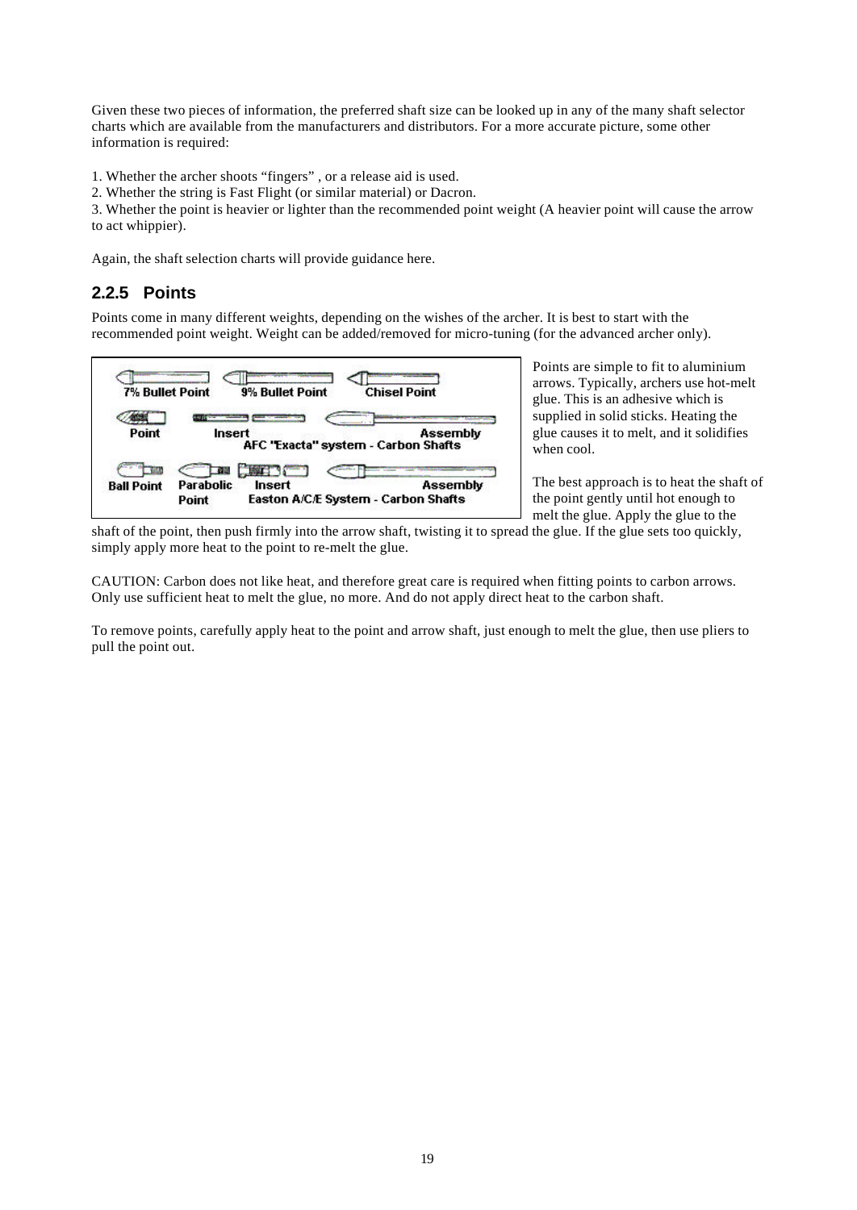Given these two pieces of information, the preferred shaft size can be looked up in any of the many shaft selector charts which are available from the manufacturers and distributors. For a more accurate picture, some other information is required:

1. Whether the archer shoots "fingers" , or a release aid is used.
2. Whether the string is Fast Flight (or similar material) or Dacron.
3. Whether the point is heavier or lighter than the recommended point weight (A heavier point will cause the arrow to act whippier).

Again, the shaft selection charts will provide guidance here.

### 2.2.5 Points

Points come in many different weights, depending on the wishes of the archer. It is best to start with the recommended point weight. Weight can be added/removed for micro-tuning (for the advanced archer only).

7% Bullet Point | 9% Bullet Point | Chisel Point

Point | Insert | Assembly
AFC "Exacta" system - Carbon Shafts

Ball Point | Parabolic Point | Insert | Assembly
Easton A/C/E System - Carbon Shafts

Points are simple to fit to aluminium arrows. Typically, archers use hot-melt glue. This is an adhesive which is supplied in solid sticks. Heating the glue causes it to melt, and it solidifies when cool.

The best approach is to heat the shaft of the point gently until hot enough to melt the glue. Apply the glue to the shaft of the point, then push firmly into the arrow shaft, twisting it to spread the glue. If the glue sets too quickly, simply apply more heat to the point to re-melt the glue.

CAUTION: Carbon does not like heat, and therefore great care is required when fitting points to carbon arrows. Only use sufficient heat to melt the glue, no more. And do not apply direct heat to the carbon shaft.

To remove points, carefully apply heat to the point and arrow shaft, just enough to melt the glue, then use pliers to pull the point out.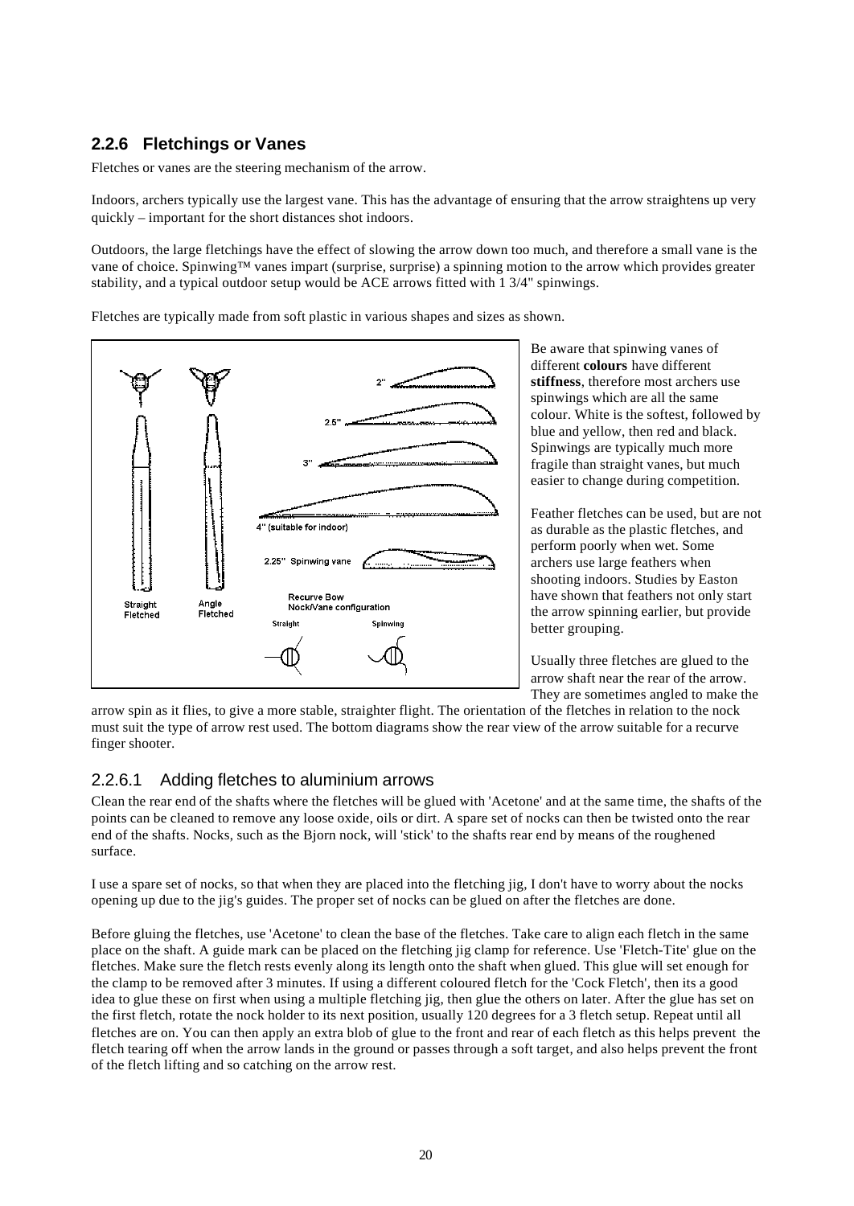## 2.2.6 Fletchings or Vanes

Fletches or vanes are the steering mechanism of the arrow.

Indoors, archers typically use the largest vane. This has the advantage of ensuring that the arrow straightens up very quickly – important for the short distances shot indoors.

Outdoors, the large fletchings have the effect of slowing the arrow down too much, and therefore a small vane is the vane of choice. Spinwing™ vanes impart (surprise, surprise) a spinning motion to the arrow which provides greater stability, and a typical outdoor setup would be ACE arrows fitted with 1 3/4" spinwings.

Fletches are typically made from soft plastic in various shapes and sizes as shown.

Be aware that spinwing vanes of different **colours** have different **stiffness**, therefore most archers use spinwings which are all the same colour. White is the softest, followed by blue and yellow, then red and black. Spinwings are typically much more fragile than straight vanes, but much easier to change during competition.

Feather fletches can be used, but are not as durable as the plastic fletches, and perform poorly when wet. Some archers use large feathers when shooting indoors. Studies by Easton have shown that feathers not only start the arrow spinning earlier, but provide better grouping.

Usually three fletches are glued to the arrow shaft near the rear of the arrow. They are sometimes angled to make the arrow spin as it flies, to give a more stable, straighter flight. The orientation of the fletches in relation to the nock must suit the type of arrow rest used. The bottom diagrams show the rear view of the arrow suitable for a recurve finger shooter.

### 2.2.6.1 Adding fletches to aluminium arrows

Clean the rear end of the shafts where the fletches will be glued with 'Acetone' and at the same time, the shafts of the points can be cleaned to remove any loose oxide, oils or dirt. A spare set of nocks can then be twisted onto the rear end of the shafts. Nocks, such as the Bjorn nock, will 'stick' to the shafts rear end by means of the roughened surface.

I use a spare set of nocks, so that when they are placed into the fletching jig, I don't have to worry about the nocks opening up due to the jig's guides. The proper set of nocks can be glued on after the fletches are done.

Before gluing the fletches, use 'Acetone' to clean the base of the fletches. Take care to align each fletch in the same place on the shaft. A guide mark can be placed on the fletching jig clamp for reference. Use 'Fletch-Tite' glue on the fletches. Make sure the fletch rests evenly along its length onto the shaft when glued. This glue will set enough for the clamp to be removed after 3 minutes. If using a different coloured fletch for the 'Cock Fletch', then its a good idea to glue these on first when using a multiple fletching jig, then glue the others on later. After the glue has set on the first fletch, rotate the nock holder to its next position, usually 120 degrees for a 3 fletch setup. Repeat until all fletches are on. You can then apply an extra blob of glue to the front and rear of each fletch as this helps prevent the fletch tearing off when the arrow lands in the ground or passes through a soft target, and also helps prevent the front of the fletch lifting and so catching on the arrow rest.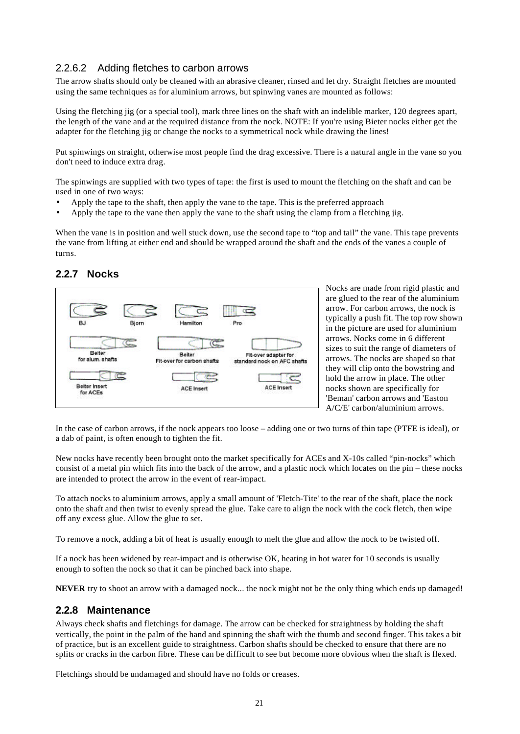### 2.2.6.2 Adding fletches to carbon arrows

The arrow shafts should only be cleaned with an abrasive cleaner, rinsed and let dry. Straight fletches are mounted using the same techniques as for aluminium arrows, but spinwing vanes are mounted as follows:

Using the fletching jig (or a special tool), mark three lines on the shaft with an indelible marker, 120 degrees apart, the length of the vane and at the required distance from the nock. NOTE: If you're using Bieter nocks either get the adapter for the fletching jig or change the nocks to a symmetrical nock while drawing the lines!

Put spinwings on straight, otherwise most people find the drag excessive. There is a natural angle in the vane so you don't need to induce extra drag.

The spinwings are supplied with two types of tape: the first is used to mount the fletching on the shaft and can be used in one of two ways:

- Apply the tape to the shaft, then apply the vane to the tape. This is the preferred approach
- Apply the tape to the vane then apply the vane to the shaft using the clamp from a fletching jig.

When the vane is in position and well stuck down, use the second tape to "top and tail" the vane. This tape prevents the vane from lifting at either end and should be wrapped around the shaft and the ends of the vanes a couple of turns.

## 2.2.7 Nocks

Nocks are made from rigid plastic and are glued to the rear of the aluminium arrow. For carbon arrows, the nock is typically a push fit. The top row shown in the picture are used for aluminium arrows. Nocks come in 6 different sizes to suit the range of diameters of arrows. The nocks are shaped so that they will clip onto the bowstring and hold the arrow in place. The other nocks shown are specifically for 'Beman' carbon arrows and 'Easton A/C/E' carbon/aluminium arrows.

In the case of carbon arrows, if the nock appears too loose – adding one or two turns of thin tape (PTFE is ideal), or a dab of paint, is often enough to tighten the fit.

New nocks have recently been brought onto the market specifically for ACEs and X-10s called "pin-nocks" which consist of a metal pin which fits into the back of the arrow, and a plastic nock which locates on the pin – these nocks are intended to protect the arrow in the event of rear-impact.

To attach nocks to aluminium arrows, apply a small amount of 'Fletch-Tite' to the rear of the shaft, place the nock onto the shaft and then twist to evenly spread the glue. Take care to align the nock with the cock fletch, then wipe off any excess glue. Allow the glue to set.

To remove a nock, adding a bit of heat is usually enough to melt the glue and allow the nock to be twisted off.

If a nock has been widened by rear-impact and is otherwise OK, heating in hot water for 10 seconds is usually enough to soften the nock so that it can be pinched back into shape.

**NEVER** try to shoot an arrow with a damaged nock... the nock might not be the only thing which ends up damaged!

## 2.2.8 Maintenance

Always check shafts and fletchings for damage. The arrow can be checked for straightness by holding the shaft vertically, the point in the palm of the hand and spinning the shaft with the thumb and second finger. This takes a bit of practice, but is an excellent guide to straightness. Carbon shafts should be checked to ensure that there are no splits or cracks in the carbon fibre. These can be difficult to see but become more obvious when the shaft is flexed.

Fletchings should be undamaged and should have no folds or creases.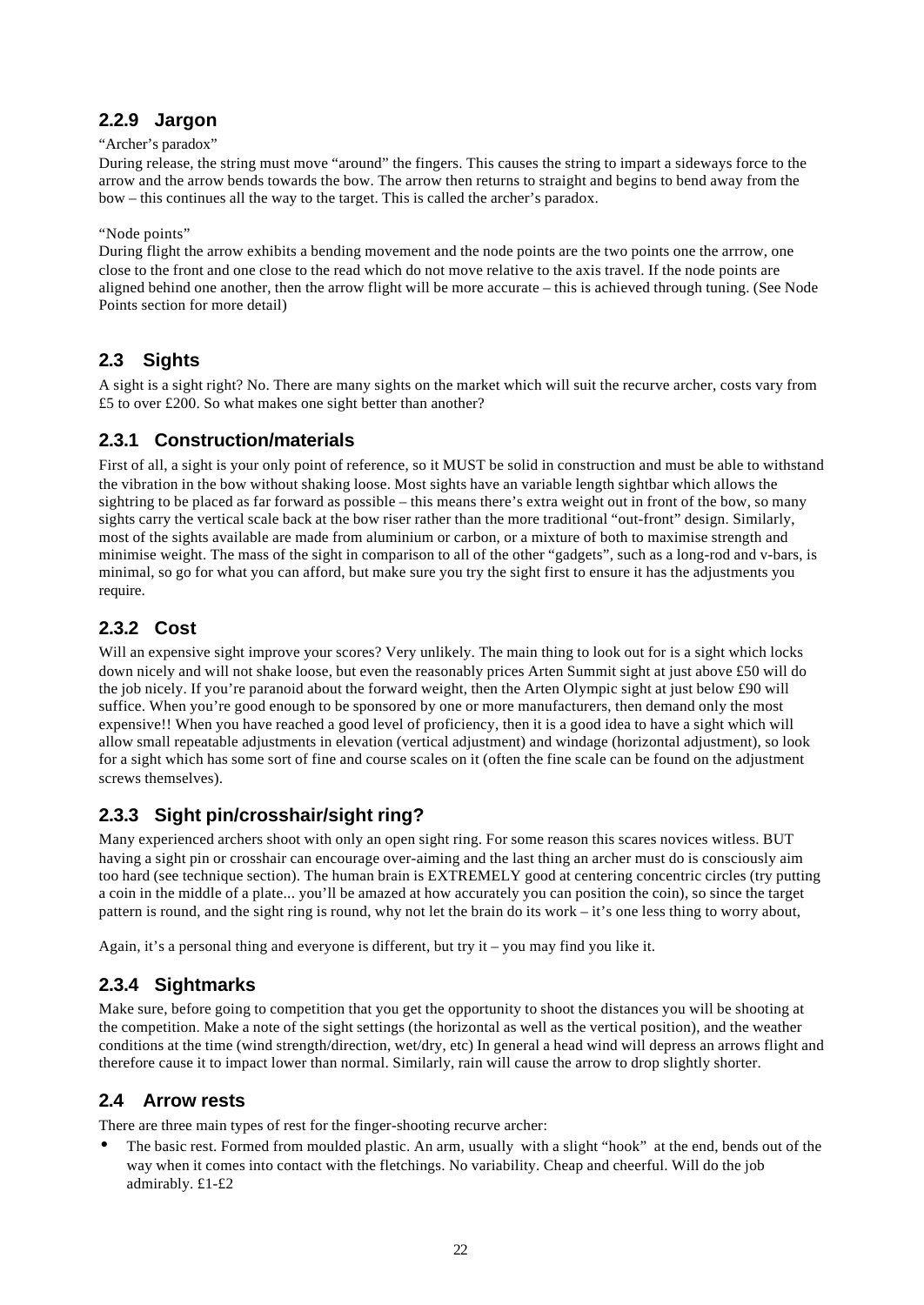### 2.2.9 Jargon

"Archer's paradox"

During release, the string must move "around" the fingers. This causes the string to impart a sideways force to the arrow and the arrow bends towards the bow. The arrow then returns to straight and begins to bend away from the bow – this continues all the way to the target. This is called the archer's paradox.

"Node points"

During flight the arrow exhibits a bending movement and the node points are the two points one the arrrow, one close to the front and one close to the read which do not move relative to the axis travel. If the node points are aligned behind one another, then the arrow flight will be more accurate – this is achieved through tuning. (See Node Points section for more detail)

## 2.3 Sights

A sight is a sight right? No. There are many sights on the market which will suit the recurve archer, costs vary from £5 to over £200. So what makes one sight better than another?

### 2.3.1 Construction/materials

First of all, a sight is your only point of reference, so it MUST be solid in construction and must be able to withstand the vibration in the bow without shaking loose. Most sights have an variable length sightbar which allows the sightring to be placed as far forward as possible – this means there's extra weight out in front of the bow, so many sights carry the vertical scale back at the bow riser rather than the more traditional "out-front" design. Similarly, most of the sights available are made from aluminium or carbon, or a mixture of both to maximise strength and minimise weight. The mass of the sight in comparison to all of the other "gadgets", such as a long-rod and v-bars, is minimal, so go for what you can afford, but make sure you try the sight first to ensure it has the adjustments you require.

### 2.3.2 Cost

Will an expensive sight improve your scores? Very unlikely. The main thing to look out for is a sight which locks down nicely and will not shake loose, but even the reasonably prices Arten Summit sight at just above £50 will do the job nicely. If you're paranoid about the forward weight, then the Arten Olympic sight at just below £90 will suffice. When you're good enough to be sponsored by one or more manufacturers, then demand only the most expensive!! When you have reached a good level of proficiency, then it is a good idea to have a sight which will allow small repeatable adjustments in elevation (vertical adjustment) and windage (horizontal adjustment), so look for a sight which has some sort of fine and course scales on it (often the fine scale can be found on the adjustment screws themselves).

### 2.3.3 Sight pin/crosshair/sight ring?

Many experienced archers shoot with only an open sight ring. For some reason this scares novices witless. BUT having a sight pin or crosshair can encourage over-aiming and the last thing an archer must do is consciously aim too hard (see technique section). The human brain is EXTREMELY good at centering concentric circles (try putting a coin in the middle of a plate... you'll be amazed at how accurately you can position the coin), so since the target pattern is round, and the sight ring is round, why not let the brain do its work – it's one less thing to worry about,

Again, it's a personal thing and everyone is different, but try it – you may find you like it.

### 2.3.4 Sightmarks

Make sure, before going to competition that you get the opportunity to shoot the distances you will be shooting at the competition. Make a note of the sight settings (the horizontal as well as the vertical position), and the weather conditions at the time (wind strength/direction, wet/dry, etc) In general a head wind will depress an arrows flight and therefore cause it to impact lower than normal. Similarly, rain will cause the arrow to drop slightly shorter.

## 2.4 Arrow rests

There are three main types of rest for the finger-shooting recurve archer:

- The basic rest. Formed from moulded plastic. An arm, usually with a slight "hook" at the end, bends out of the way when it comes into contact with the fletchings. No variability. Cheap and cheerful. Will do the job admirably. £1-£2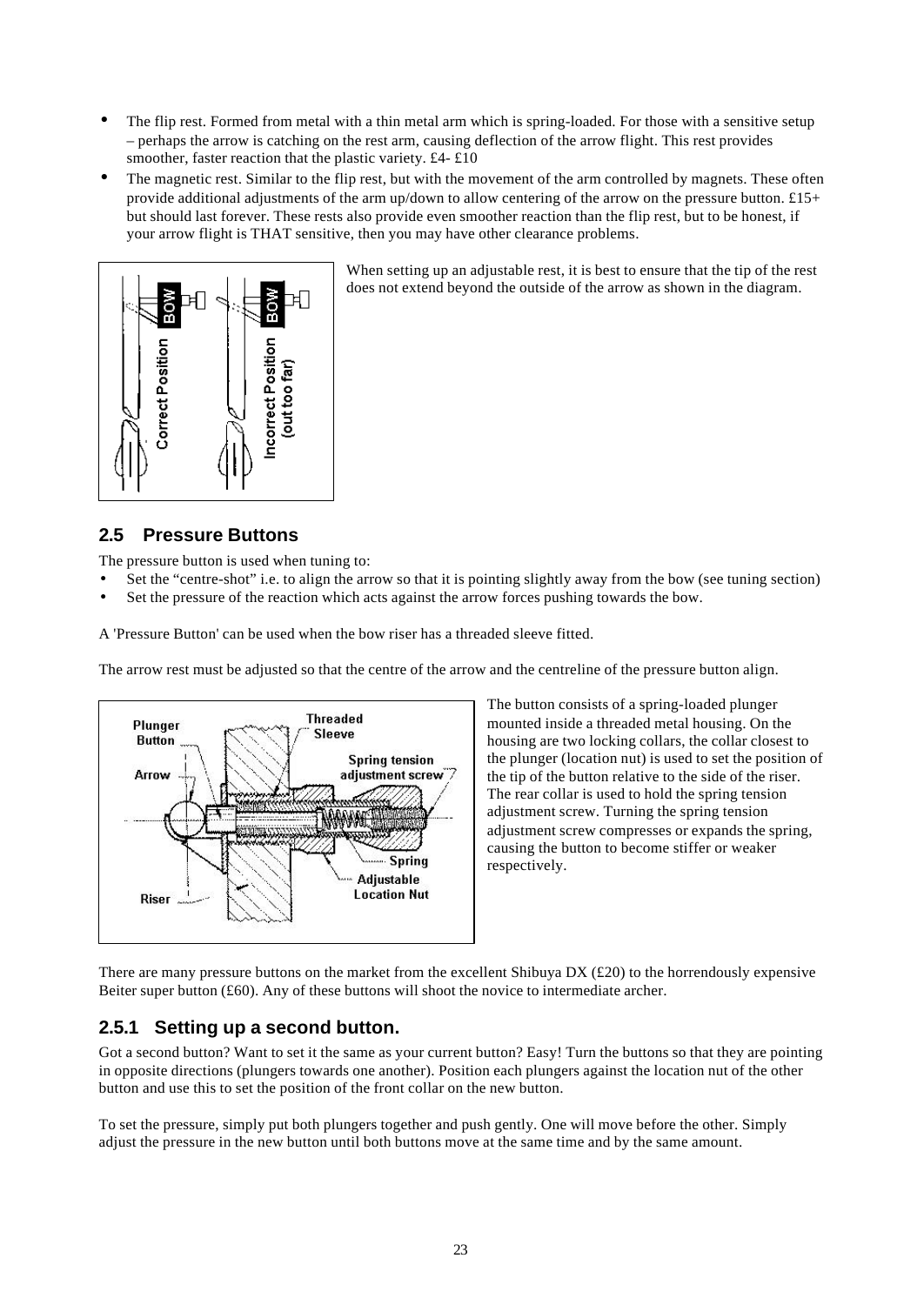- The flip rest. Formed from metal with a thin metal arm which is spring-loaded. For those with a sensitive setup – perhaps the arrow is catching on the rest arm, causing deflection of the arrow flight. This rest provides smoother, faster reaction that the plastic variety. £4- £10
- The magnetic rest. Similar to the flip rest, but with the movement of the arm controlled by magnets. These often provide additional adjustments of the arm up/down to allow centering of the arrow on the pressure button. £15+ but should last forever. These rests also provide even smoother reaction than the flip rest, but to be honest, if your arrow flight is THAT sensitive, then you may have other clearance problems.

When setting up an adjustable rest, it is best to ensure that the tip of the rest does not extend beyond the outside of the arrow as shown in the diagram.

## 2.5 Pressure Buttons

The pressure button is used when tuning to:

- Set the "centre-shot" i.e. to align the arrow so that it is pointing slightly away from the bow (see tuning section)
- Set the pressure of the reaction which acts against the arrow forces pushing towards the bow.

A 'Pressure Button' can be used when the bow riser has a threaded sleeve fitted.

The arrow rest must be adjusted so that the centre of the arrow and the centreline of the pressure button align.

The button consists of a spring-loaded plunger mounted inside a threaded metal housing. On the housing are two locking collars, the collar closest to the plunger (location nut) is used to set the position of the tip of the button relative to the side of the riser. The rear collar is used to hold the spring tension adjustment screw. Turning the spring tension adjustment screw compresses or expands the spring, causing the button to become stiffer or weaker respectively.

There are many pressure buttons on the market from the excellent Shibuya DX (£20) to the horrendously expensive Beiter super button (£60). Any of these buttons will shoot the novice to intermediate archer.

### 2.5.1 Setting up a second button.

Got a second button? Want to set it the same as your current button? Easy! Turn the buttons so that they are pointing in opposite directions (plungers towards one another). Position each plungers against the location nut of the other button and use this to set the position of the front collar on the new button.

To set the pressure, simply put both plungers together and push gently. One will move before the other. Simply adjust the pressure in the new button until both buttons move at the same time and by the same amount.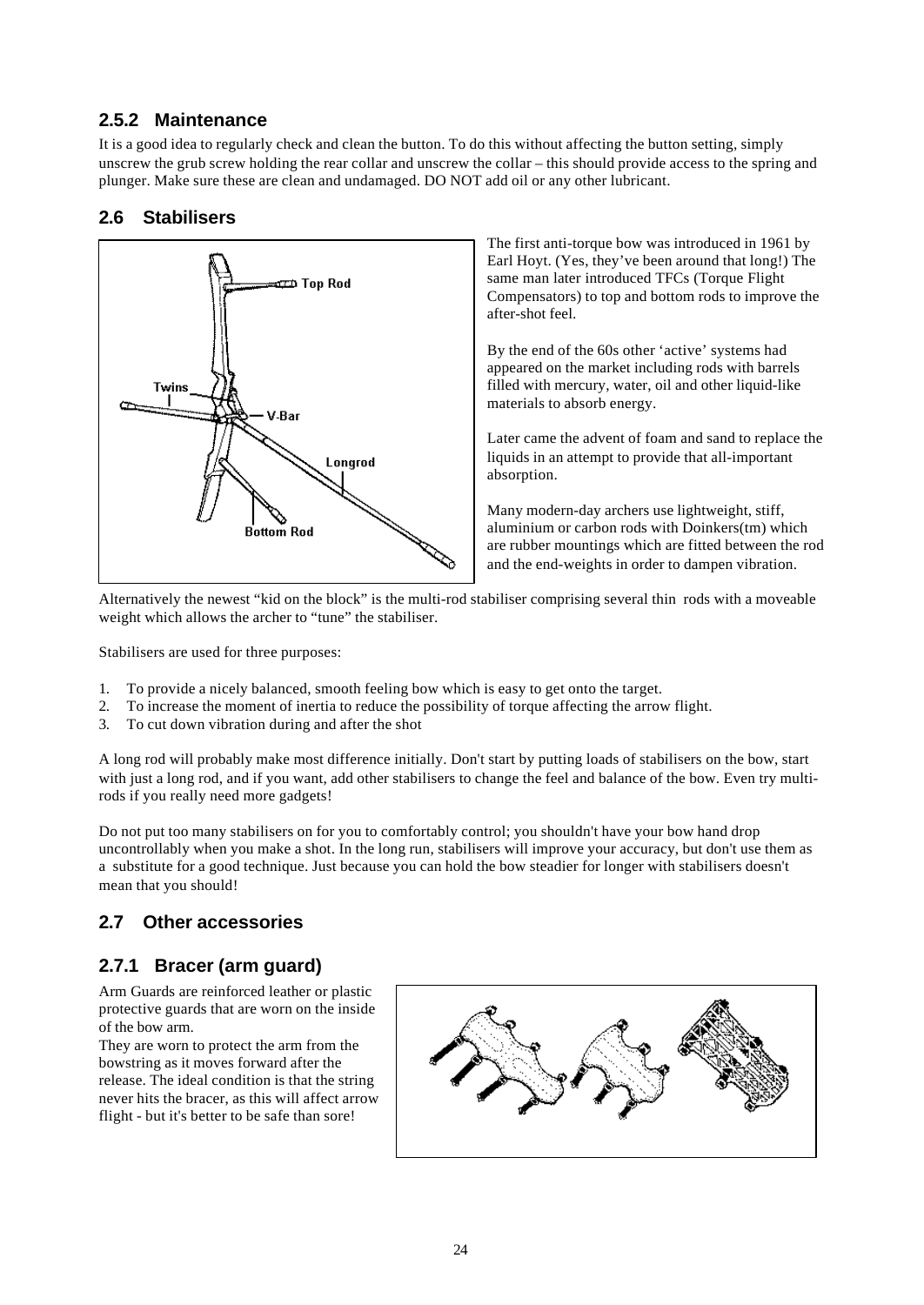### 2.5.2 Maintenance

It is a good idea to regularly check and clean the button. To do this without affecting the button setting, simply unscrew the grub screw holding the rear collar and unscrew the collar – this should provide access to the spring and plunger. Make sure these are clean and undamaged. DO NOT add oil or any other lubricant.

## 2.6 Stabilisers

The first anti-torque bow was introduced in 1961 by Earl Hoyt. (Yes, they've been around that long!) The same man later introduced TFCs (Torque Flight Compensators) to top and bottom rods to improve the after-shot feel.

By the end of the 60s other 'active' systems had appeared on the market including rods with barrels filled with mercury, water, oil and other liquid-like materials to absorb energy.

Later came the advent of foam and sand to replace the liquids in an attempt to provide that all-important absorption.

Many modern-day archers use lightweight, stiff, aluminium or carbon rods with Doinkers(tm) which are rubber mountings which are fitted between the rod and the end-weights in order to dampen vibration.

Alternatively the newest "kid on the block" is the multi-rod stabiliser comprising several thin rods with a moveable weight which allows the archer to "tune" the stabiliser.

Stabilisers are used for three purposes:

1. To provide a nicely balanced, smooth feeling bow which is easy to get onto the target.
2. To increase the moment of inertia to reduce the possibility of torque affecting the arrow flight.
3. To cut down vibration during and after the shot

A long rod will probably make most difference initially. Don't start by putting loads of stabilisers on the bow, start with just a long rod, and if you want, add other stabilisers to change the feel and balance of the bow. Even try multi-rods if you really need more gadgets!

Do not put too many stabilisers on for you to comfortably control; you shouldn't have your bow hand drop uncontrollably when you make a shot. In the long run, stabilisers will improve your accuracy, but don't use them as a substitute for a good technique. Just because you can hold the bow steadier for longer with stabilisers doesn't mean that you should!

## 2.7 Other accessories

### 2.7.1 Bracer (arm guard)

Arm Guards are reinforced leather or plastic protective guards that are worn on the inside of the bow arm.

They are worn to protect the arm from the bowstring as it moves forward after the release. The ideal condition is that the string never hits the bracer, as this will affect arrow flight - but it's better to be safe than sore!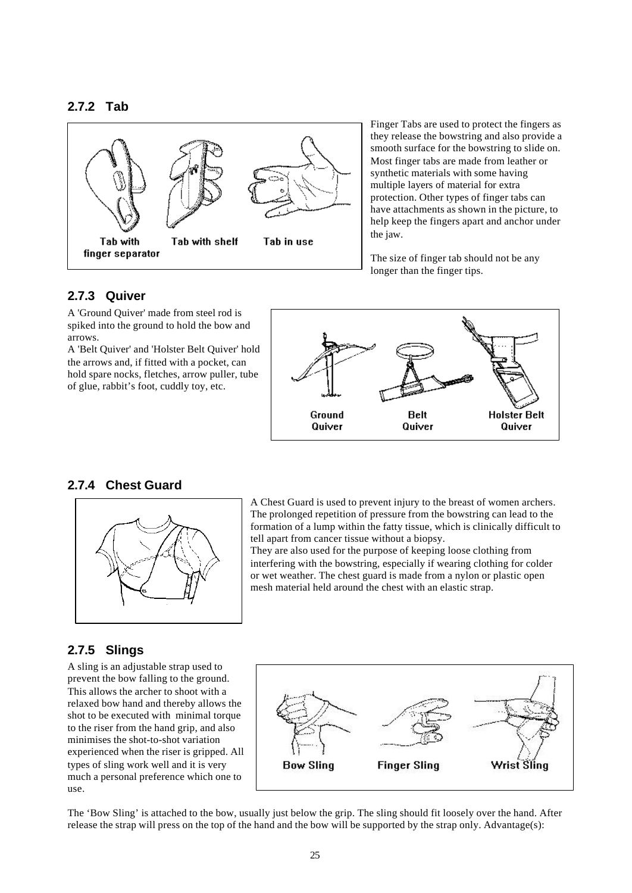### 2.7.2 Tab

Tab with finger separator | Tab with shelf | Tab in use

Finger Tabs are used to protect the fingers as they release the bowstring and also provide a smooth surface for the bowstring to slide on. Most finger tabs are made from leather or synthetic materials with some having multiple layers of material for extra protection. Other types of finger tabs can have attachments as shown in the picture, to help keep the fingers apart and anchor under the jaw.

The size of finger tab should not be any longer than the finger tips.

### 2.7.3 Quiver

A 'Ground Quiver' made from steel rod is spiked into the ground to hold the bow and arrows.
A 'Belt Quiver' and 'Holster Belt Quiver' hold the arrows and, if fitted with a pocket, can hold spare nocks, fletches, arrow puller, tube of glue, rabbit's foot, cuddly toy, etc.

Ground Quiver | Belt Quiver | Holster Belt Quiver

### 2.7.4 Chest Guard

A Chest Guard is used to prevent injury to the breast of women archers. The prolonged repetition of pressure from the bowstring can lead to the formation of a lump within the fatty tissue, which is clinically difficult to tell apart from cancer tissue without a biopsy.
They are also used for the purpose of keeping loose clothing from interfering with the bowstring, especially if wearing clothing for colder or wet weather. The chest guard is made from a nylon or plastic open mesh material held around the chest with an elastic strap.

### 2.7.5 Slings

A sling is an adjustable strap used to prevent the bow falling to the ground. This allows the archer to shoot with a relaxed bow hand and thereby allows the shot to be executed with minimal torque to the riser from the hand grip, and also minimises the shot-to-shot variation experienced when the riser is gripped. All types of sling work well and it is very much a personal preference which one to use.

Bow Sling | Finger Sling | Wrist Sling

The 'Bow Sling' is attached to the bow, usually just below the grip. The sling should fit loosely over the hand. After release the strap will press on the top of the hand and the bow will be supported by the strap only. Advantage(s):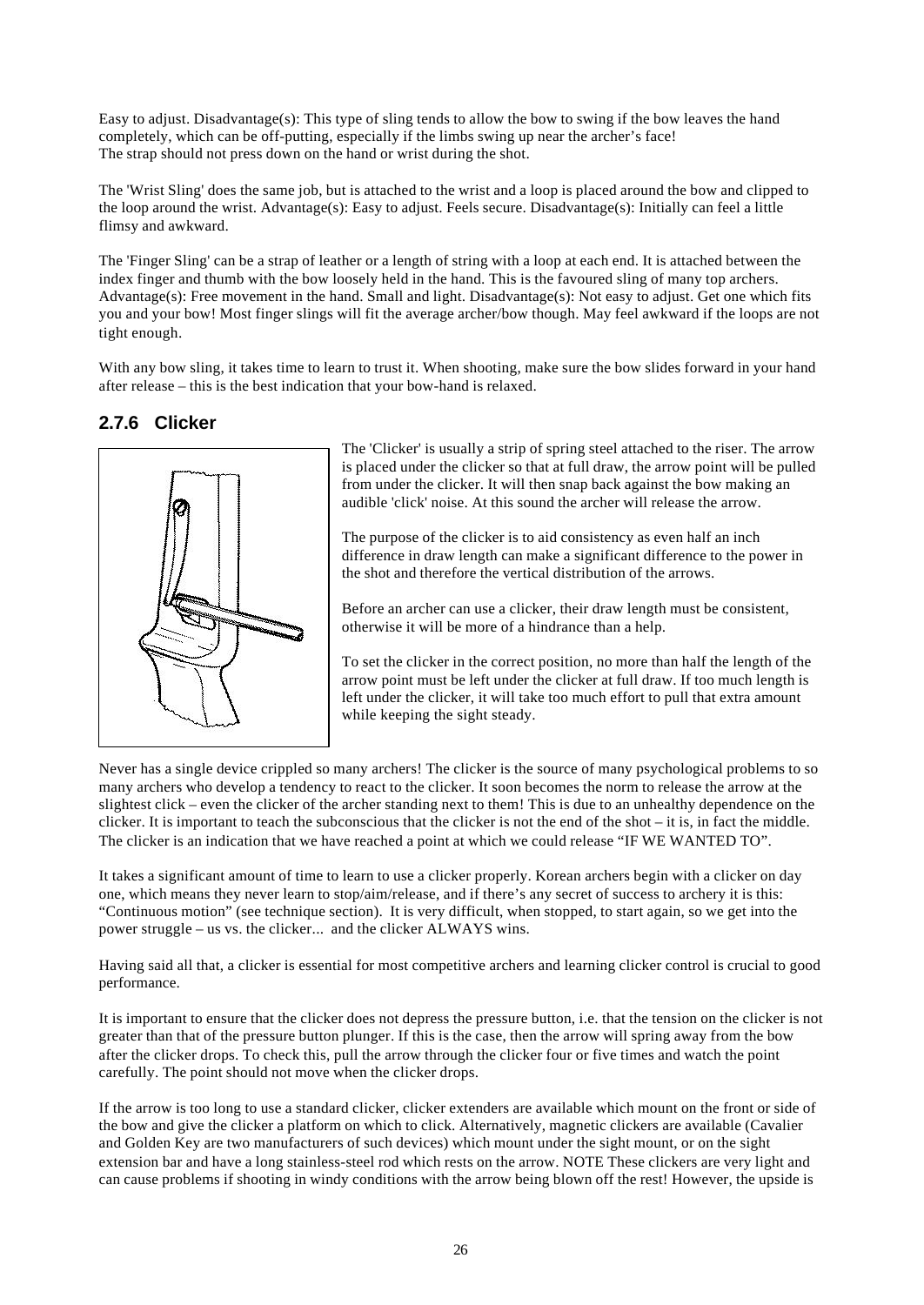Easy to adjust. Disadvantage(s): This type of sling tends to allow the bow to swing if the bow leaves the hand completely, which can be off-putting, especially if the limbs swing up near the archer's face! The strap should not press down on the hand or wrist during the shot.

The 'Wrist Sling' does the same job, but is attached to the wrist and a loop is placed around the bow and clipped to the loop around the wrist. Advantage(s): Easy to adjust. Feels secure. Disadvantage(s): Initially can feel a little flimsy and awkward.

The 'Finger Sling' can be a strap of leather or a length of string with a loop at each end. It is attached between the index finger and thumb with the bow loosely held in the hand. This is the favoured sling of many top archers. Advantage(s): Free movement in the hand. Small and light. Disadvantage(s): Not easy to adjust. Get one which fits you and your bow! Most finger slings will fit the average archer/bow though. May feel awkward if the loops are not tight enough.

With any bow sling, it takes time to learn to trust it. When shooting, make sure the bow slides forward in your hand after release – this is the best indication that your bow-hand is relaxed.

### 2.7.6 Clicker

The 'Clicker' is usually a strip of spring steel attached to the riser. The arrow is placed under the clicker so that at full draw, the arrow point will be pulled from under the clicker. It will then snap back against the bow making an audible 'click' noise. At this sound the archer will release the arrow.

The purpose of the clicker is to aid consistency as even half an inch difference in draw length can make a significant difference to the power in the shot and therefore the vertical distribution of the arrows.

Before an archer can use a clicker, their draw length must be consistent, otherwise it will be more of a hindrance than a help.

To set the clicker in the correct position, no more than half the length of the arrow point must be left under the clicker at full draw. If too much length is left under the clicker, it will take too much effort to pull that extra amount while keeping the sight steady.

Never has a single device crippled so many archers! The clicker is the source of many psychological problems to so many archers who develop a tendency to react to the clicker. It soon becomes the norm to release the arrow at the slightest click – even the clicker of the archer standing next to them! This is due to an unhealthy dependence on the clicker. It is important to teach the subconscious that the clicker is not the end of the shot – it is, in fact the middle. The clicker is an indication that we have reached a point at which we could release "IF WE WANTED TO".

It takes a significant amount of time to learn to use a clicker properly. Korean archers begin with a clicker on day one, which means they never learn to stop/aim/release, and if there's any secret of success to archery it is this: "Continuous motion" (see technique section). It is very difficult, when stopped, to start again, so we get into the power struggle – us vs. the clicker... and the clicker ALWAYS wins.

Having said all that, a clicker is essential for most competitive archers and learning clicker control is crucial to good performance.

It is important to ensure that the clicker does not depress the pressure button, i.e. that the tension on the clicker is not greater than that of the pressure button plunger. If this is the case, then the arrow will spring away from the bow after the clicker drops. To check this, pull the arrow through the clicker four or five times and watch the point carefully. The point should not move when the clicker drops.

If the arrow is too long to use a standard clicker, clicker extenders are available which mount on the front or side of the bow and give the clicker a platform on which to click. Alternatively, magnetic clickers are available (Cavalier and Golden Key are two manufacturers of such devices) which mount under the sight mount, or on the sight extension bar and have a long stainless-steel rod which rests on the arrow. NOTE These clickers are very light and can cause problems if shooting in windy conditions with the arrow being blown off the rest! However, the upside is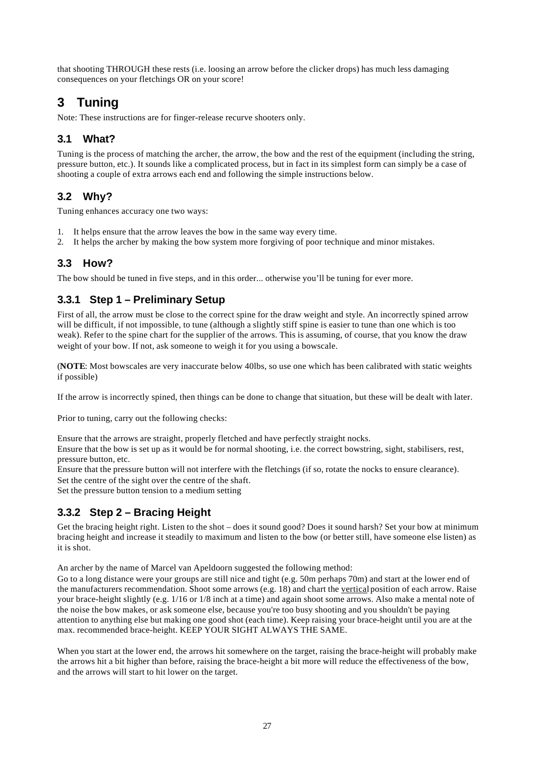that shooting THROUGH these rests (i.e. loosing an arrow before the clicker drops) has much less damaging consequences on your fletchings OR on your score!

# 3 Tuning

Note: These instructions are for finger-release recurve shooters only.

## 3.1 What?

Tuning is the process of matching the archer, the arrow, the bow and the rest of the equipment (including the string, pressure button, etc.). It sounds like a complicated process, but in fact in its simplest form can simply be a case of shooting a couple of extra arrows each end and following the simple instructions below.

## 3.2 Why?

Tuning enhances accuracy one two ways:

1. It helps ensure that the arrow leaves the bow in the same way every time.
2. It helps the archer by making the bow system more forgiving of poor technique and minor mistakes.

## 3.3 How?

The bow should be tuned in five steps, and in this order... otherwise you'll be tuning for ever more.

### 3.3.1 Step 1 – Preliminary Setup

First of all, the arrow must be close to the correct spine for the draw weight and style. An incorrectly spined arrow will be difficult, if not impossible, to tune (although a slightly stiff spine is easier to tune than one which is too weak). Refer to the spine chart for the supplier of the arrows. This is assuming, of course, that you know the draw weight of your bow. If not, ask someone to weigh it for you using a bowscale.

(**NOTE**: Most bowscales are very inaccurate below 40lbs, so use one which has been calibrated with static weights if possible)

If the arrow is incorrectly spined, then things can be done to change that situation, but these will be dealt with later.

Prior to tuning, carry out the following checks:

Ensure that the arrows are straight, properly fletched and have perfectly straight nocks.
Ensure that the bow is set up as it would be for normal shooting, i.e. the correct bowstring, sight, stabilisers, rest, pressure button, etc.
Ensure that the pressure button will not interfere with the fletchings (if so, rotate the nocks to ensure clearance).
Set the centre of the sight over the centre of the shaft.
Set the pressure button tension to a medium setting

### 3.3.2 Step 2 – Bracing Height

Get the bracing height right. Listen to the shot – does it sound good? Does it sound harsh? Set your bow at minimum bracing height and increase it steadily to maximum and listen to the bow (or better still, have someone else listen) as it is shot.

An archer by the name of Marcel van Apeldoorn suggested the following method:
Go to a long distance were your groups are still nice and tight (e.g. 50m perhaps 70m) and start at the lower end of the manufacturers recommendation. Shoot some arrows (e.g. 18) and chart the vertical position of each arrow. Raise your brace-height slightly (e.g. 1/16 or 1/8 inch at a time) and again shoot some arrows. Also make a mental note of the noise the bow makes, or ask someone else, because you're too busy shooting and you shouldn't be paying attention to anything else but making one good shot (each time). Keep raising your brace-height until you are at the max. recommended brace-height. KEEP YOUR SIGHT ALWAYS THE SAME.

When you start at the lower end, the arrows hit somewhere on the target, raising the brace-height will probably make the arrows hit a bit higher than before, raising the brace-height a bit more will reduce the effectiveness of the bow, and the arrows will start to hit lower on the target.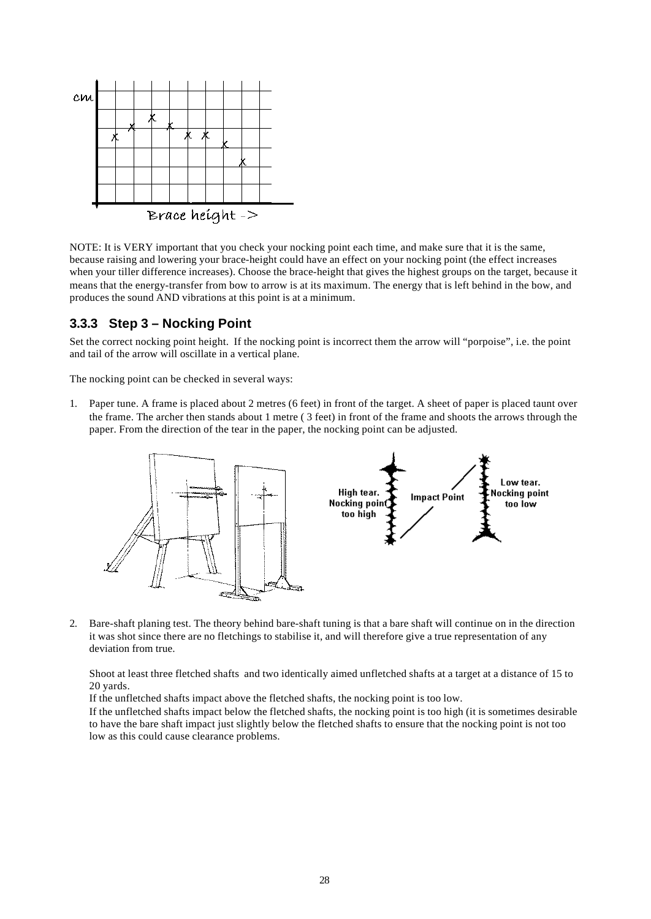NOTE: It is VERY important that you check your nocking point each time, and make sure that it is the same, because raising and lowering your brace-height could have an effect on your nocking point (the effect increases when your tiller difference increases). Choose the brace-height that gives the highest groups on the target, because it means that the energy-transfer from bow to arrow is at its maximum. The energy that is left behind in the bow, and produces the sound AND vibrations at this point is at a minimum.

### 3.3.3 Step 3 – Nocking Point

Set the correct nocking point height. If the nocking point is incorrect them the arrow will "porpoise", i.e. the point and tail of the arrow will oscillate in a vertical plane.

The nocking point can be checked in several ways:

1. Paper tune. A frame is placed about 2 metres (6 feet) in front of the target. A sheet of paper is placed taunt over the frame. The archer then stands about 1 metre ( 3 feet) in front of the frame and shoots the arrows through the paper. From the direction of the tear in the paper, the nocking point can be adjusted.

2. Bare-shaft planing test. The theory behind bare-shaft tuning is that a bare shaft will continue on in the direction it was shot since there are no fletchings to stabilise it, and will therefore give a true representation of any deviation from true.

   Shoot at least three fletched shafts and two identically aimed unfletched shafts at a target at a distance of 15 to 20 yards.

   If the unfletched shafts impact above the fletched shafts, the nocking point is too low.

   If the unfletched shafts impact below the fletched shafts, the nocking point is too high (it is sometimes desirable to have the bare shaft impact just slightly below the fletched shafts to ensure that the nocking point is not too low as this could cause clearance problems.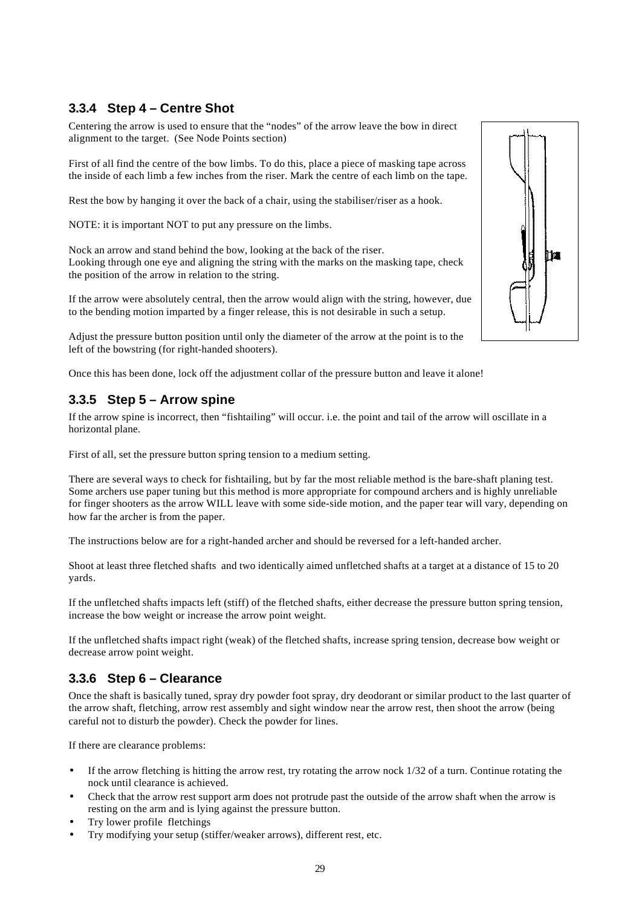### 3.3.4 Step 4 – Centre Shot

Centering the arrow is used to ensure that the "nodes" of the arrow leave the bow in direct alignment to the target. (See Node Points section)

First of all find the centre of the bow limbs. To do this, place a piece of masking tape across the inside of each limb a few inches from the riser. Mark the centre of each limb on the tape.

Rest the bow by hanging it over the back of a chair, using the stabiliser/riser as a hook.

NOTE: it is important NOT to put any pressure on the limbs.

Nock an arrow and stand behind the bow, looking at the back of the riser.
Looking through one eye and aligning the string with the marks on the masking tape, check the position of the arrow in relation to the string.

If the arrow were absolutely central, then the arrow would align with the string, however, due to the bending motion imparted by a finger release, this is not desirable in such a setup.

Adjust the pressure button position until only the diameter of the arrow at the point is to the left of the bowstring (for right-handed shooters).

Once this has been done, lock off the adjustment collar of the pressure button and leave it alone!

### 3.3.5 Step 5 – Arrow spine

If the arrow spine is incorrect, then "fishtailing" will occur. i.e. the point and tail of the arrow will oscillate in a horizontal plane.

First of all, set the pressure button spring tension to a medium setting.

There are several ways to check for fishtailing, but by far the most reliable method is the bare-shaft planing test. Some archers use paper tuning but this method is more appropriate for compound archers and is highly unreliable for finger shooters as the arrow WILL leave with some side-side motion, and the paper tear will vary, depending on how far the archer is from the paper.

The instructions below are for a right-handed archer and should be reversed for a left-handed archer.

Shoot at least three fletched shafts and two identically aimed unfletched shafts at a target at a distance of 15 to 20 yards.

If the unfletched shafts impacts left (stiff) of the fletched shafts, either decrease the pressure button spring tension, increase the bow weight or increase the arrow point weight.

If the unfletched shafts impact right (weak) of the fletched shafts, increase spring tension, decrease bow weight or decrease arrow point weight.

### 3.3.6 Step 6 – Clearance

Once the shaft is basically tuned, spray dry powder foot spray, dry deodorant or similar product to the last quarter of the arrow shaft, fletching, arrow rest assembly and sight window near the arrow rest, then shoot the arrow (being careful not to disturb the powder). Check the powder for lines.

If there are clearance problems:

- If the arrow fletching is hitting the arrow rest, try rotating the arrow nock 1/32 of a turn. Continue rotating the nock until clearance is achieved.
- Check that the arrow rest support arm does not protrude past the outside of the arrow shaft when the arrow is resting on the arm and is lying against the pressure button.
- Try lower profile fletchings
- Try modifying your setup (stiffer/weaker arrows), different rest, etc.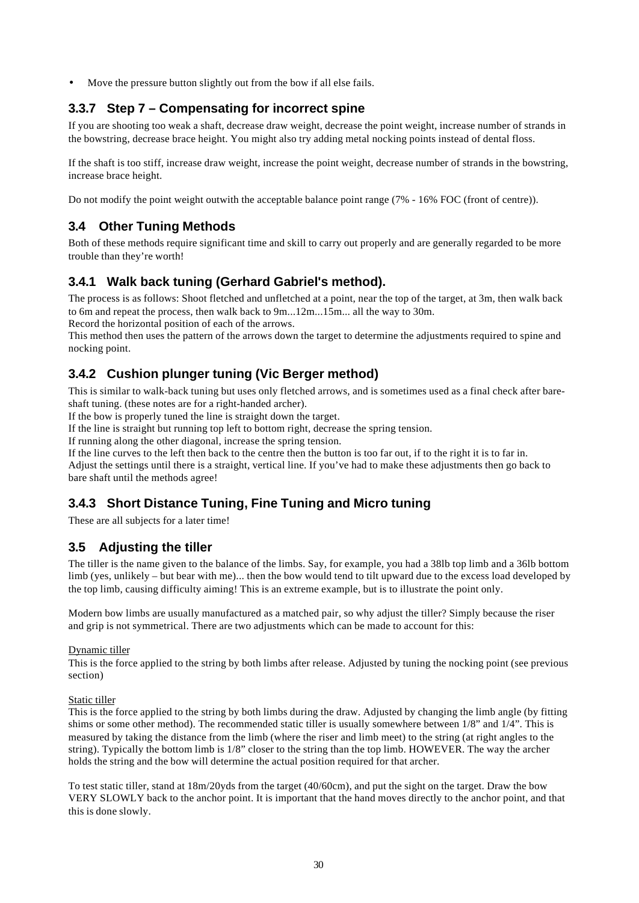- Move the pressure button slightly out from the bow if all else fails.

### 3.3.7 Step 7 – Compensating for incorrect spine

If you are shooting too weak a shaft, decrease draw weight, decrease the point weight, increase number of strands in the bowstring, decrease brace height. You might also try adding metal nocking points instead of dental floss.

If the shaft is too stiff, increase draw weight, increase the point weight, decrease number of strands in the bowstring, increase brace height.

Do not modify the point weight outwith the acceptable balance point range (7% - 16% FOC (front of centre)).

## 3.4 Other Tuning Methods

Both of these methods require significant time and skill to carry out properly and are generally regarded to be more trouble than they're worth!

### 3.4.1 Walk back tuning (Gerhard Gabriel's method).

The process is as follows: Shoot fletched and unfletched at a point, near the top of the target, at 3m, then walk back to 6m and repeat the process, then walk back to 9m...12m...15m... all the way to 30m.
Record the horizontal position of each of the arrows.
This method then uses the pattern of the arrows down the target to determine the adjustments required to spine and nocking point.

### 3.4.2 Cushion plunger tuning (Vic Berger method)

This is similar to walk-back tuning but uses only fletched arrows, and is sometimes used as a final check after bare-shaft tuning. (these notes are for a right-handed archer).
If the bow is properly tuned the line is straight down the target.
If the line is straight but running top left to bottom right, decrease the spring tension.
If running along the other diagonal, increase the spring tension.
If the line curves to the left then back to the centre then the button is too far out, if to the right it is to far in.
Adjust the settings until there is a straight, vertical line. If you've had to make these adjustments then go back to bare shaft until the methods agree!

### 3.4.3 Short Distance Tuning, Fine Tuning and Micro tuning

These are all subjects for a later time!

## 3.5 Adjusting the tiller

The tiller is the name given to the balance of the limbs. Say, for example, you had a 38lb top limb and a 36lb bottom limb (yes, unlikely – but bear with me)... then the bow would tend to tilt upward due to the excess load developed by the top limb, causing difficulty aiming! This is an extreme example, but is to illustrate the point only.

Modern bow limbs are usually manufactured as a matched pair, so why adjust the tiller? Simply because the riser and grip is not symmetrical. There are two adjustments which can be made to account for this:

<u>Dynamic tiller</u>
This is the force applied to the string by both limbs after release. Adjusted by tuning the nocking point (see previous section)

<u>Static tiller</u>
This is the force applied to the string by both limbs during the draw. Adjusted by changing the limb angle (by fitting shims or some other method). The recommended static tiller is usually somewhere between 1/8" and 1/4". This is measured by taking the distance from the limb (where the riser and limb meet) to the string (at right angles to the string). Typically the bottom limb is 1/8" closer to the string than the top limb. HOWEVER. The way the archer holds the string and the bow will determine the actual position required for that archer.

To test static tiller, stand at 18m/20yds from the target (40/60cm), and put the sight on the target. Draw the bow VERY SLOWLY back to the anchor point. It is important that the hand moves directly to the anchor point, and that this is done slowly.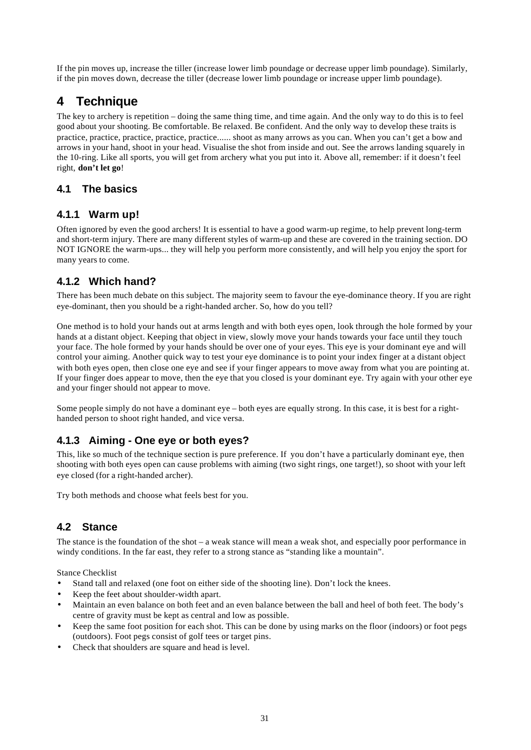If the pin moves up, increase the tiller (increase lower limb poundage or decrease upper limb poundage). Similarly, if the pin moves down, decrease the tiller (decrease lower limb poundage or increase upper limb poundage).

# 4 Technique

The key to archery is repetition – doing the same thing time, and time again. And the only way to do this is to feel good about your shooting. Be comfortable. Be relaxed. Be confident. And the only way to develop these traits is practice, practice, practice, practice, practice...... shoot as many arrows as you can. When you can't get a bow and arrows in your hand, shoot in your head. Visualise the shot from inside and out. See the arrows landing squarely in the 10-ring. Like all sports, you will get from archery what you put into it. Above all, remember: if it doesn't feel right, **don't let go**!

## 4.1 The basics

### 4.1.1 Warm up!

Often ignored by even the good archers! It is essential to have a good warm-up regime, to help prevent long-term and short-term injury. There are many different styles of warm-up and these are covered in the training section. DO NOT IGNORE the warm-ups... they will help you perform more consistently, and will help you enjoy the sport for many years to come.

### 4.1.2 Which hand?

There has been much debate on this subject. The majority seem to favour the eye-dominance theory. If you are right eye-dominant, then you should be a right-handed archer. So, how do you tell?

One method is to hold your hands out at arms length and with both eyes open, look through the hole formed by your hands at a distant object. Keeping that object in view, slowly move your hands towards your face until they touch your face. The hole formed by your hands should be over one of your eyes. This eye is your dominant eye and will control your aiming. Another quick way to test your eye dominance is to point your index finger at a distant object with both eyes open, then close one eye and see if your finger appears to move away from what you are pointing at. If your finger does appear to move, then the eye that you closed is your dominant eye. Try again with your other eye and your finger should not appear to move.

Some people simply do not have a dominant eye – both eyes are equally strong. In this case, it is best for a right-handed person to shoot right handed, and vice versa.

### 4.1.3 Aiming - One eye or both eyes?

This, like so much of the technique section is pure preference. If you don't have a particularly dominant eye, then shooting with both eyes open can cause problems with aiming (two sight rings, one target!), so shoot with your left eye closed (for a right-handed archer).

Try both methods and choose what feels best for you.

## 4.2 Stance

The stance is the foundation of the shot – a weak stance will mean a weak shot, and especially poor performance in windy conditions. In the far east, they refer to a strong stance as "standing like a mountain".

Stance Checklist

- Stand tall and relaxed (one foot on either side of the shooting line). Don't lock the knees.
- Keep the feet about shoulder-width apart.
- Maintain an even balance on both feet and an even balance between the ball and heel of both feet. The body's centre of gravity must be kept as central and low as possible.
- Keep the same foot position for each shot. This can be done by using marks on the floor (indoors) or foot pegs (outdoors). Foot pegs consist of golf tees or target pins.
- Check that shoulders are square and head is level.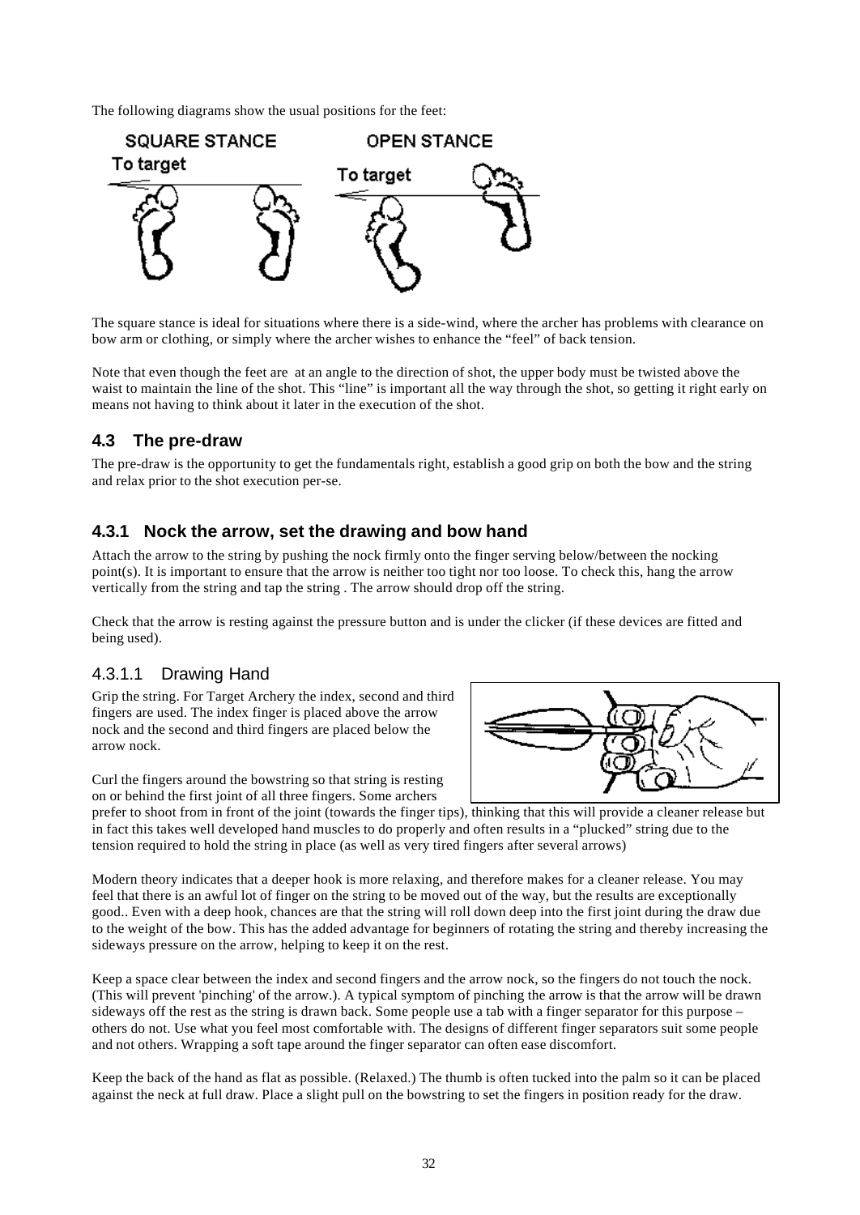The following diagrams show the usual positions for the feet:

The square stance is ideal for situations where there is a side-wind, where the archer has problems with clearance on bow arm or clothing, or simply where the archer wishes to enhance the "feel" of back tension.

Note that even though the feet are at an angle to the direction of shot, the upper body must be twisted above the waist to maintain the line of the shot. This "line" is important all the way through the shot, so getting it right early on means not having to think about it later in the execution of the shot.

## 4.3 The pre-draw

The pre-draw is the opportunity to get the fundamentals right, establish a good grip on both the bow and the string and relax prior to the shot execution per-se.

### 4.3.1 Nock the arrow, set the drawing and bow hand

Attach the arrow to the string by pushing the nock firmly onto the finger serving below/between the nocking point(s). It is important to ensure that the arrow is neither too tight nor too loose. To check this, hang the arrow vertically from the string and tap the string . The arrow should drop off the string.

Check that the arrow is resting against the pressure button and is under the clicker (if these devices are fitted and being used).

#### 4.3.1.1 Drawing Hand

Grip the string. For Target Archery the index, second and third fingers are used. The index finger is placed above the arrow nock and the second and third fingers are placed below the arrow nock.

Curl the fingers around the bowstring so that string is resting on or behind the first joint of all three fingers. Some archers prefer to shoot from in front of the joint (towards the finger tips), thinking that this will provide a cleaner release but in fact this takes well developed hand muscles to do properly and often results in a "plucked" string due to the tension required to hold the string in place (as well as very tired fingers after several arrows)

Modern theory indicates that a deeper hook is more relaxing, and therefore makes for a cleaner release. You may feel that there is an awful lot of finger on the string to be moved out of the way, but the results are exceptionally good.. Even with a deep hook, chances are that the string will roll down deep into the first joint during the draw due to the weight of the bow. This has the added advantage for beginners of rotating the string and thereby increasing the sideways pressure on the arrow, helping to keep it on the rest.

Keep a space clear between the index and second fingers and the arrow nock, so the fingers do not touch the nock. (This will prevent 'pinching' of the arrow.). A typical symptom of pinching the arrow is that the arrow will be drawn sideways off the rest as the string is drawn back. Some people use a tab with a finger separator for this purpose – others do not. Use what you feel most comfortable with. The designs of different finger separators suit some people and not others. Wrapping a soft tape around the finger separator can often ease discomfort.

Keep the back of the hand as flat as possible. (Relaxed.) The thumb is often tucked into the palm so it can be placed against the neck at full draw. Place a slight pull on the bowstring to set the fingers in position ready for the draw.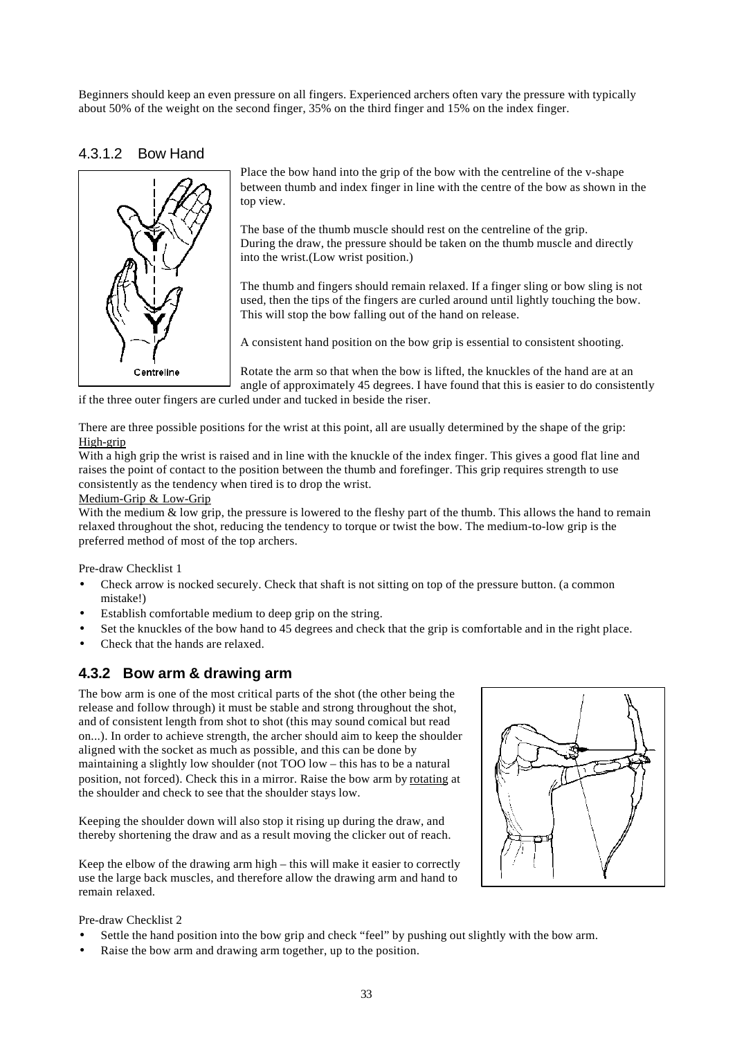Beginners should keep an even pressure on all fingers. Experienced archers often vary the pressure with typically about 50% of the weight on the second finger, 35% on the third finger and 15% on the index finger.

### 4.3.1.2 Bow Hand

Place the bow hand into the grip of the bow with the centreline of the v-shape between thumb and index finger in line with the centre of the bow as shown in the top view.

The base of the thumb muscle should rest on the centreline of the grip. During the draw, the pressure should be taken on the thumb muscle and directly into the wrist.(Low wrist position.)

The thumb and fingers should remain relaxed. If a finger sling or bow sling is not used, then the tips of the fingers are curled around until lightly touching the bow. This will stop the bow falling out of the hand on release.

A consistent hand position on the bow grip is essential to consistent shooting.

Rotate the arm so that when the bow is lifted, the knuckles of the hand are at an angle of approximately 45 degrees. I have found that this is easier to do consistently if the three outer fingers are curled under and tucked in beside the riser.

There are three possible positions for the wrist at this point, all are usually determined by the shape of the grip:

High-grip

With a high grip the wrist is raised and in line with the knuckle of the index finger. This gives a good flat line and raises the point of contact to the position between the thumb and forefinger. This grip requires strength to use consistently as the tendency when tired is to drop the wrist.

Medium-Grip & Low-Grip

With the medium & low grip, the pressure is lowered to the fleshy part of the thumb. This allows the hand to remain relaxed throughout the shot, reducing the tendency to torque or twist the bow. The medium-to-low grip is the preferred method of most of the top archers.

Pre-draw Checklist 1

- Check arrow is nocked securely. Check that shaft is not sitting on top of the pressure button. (a common mistake!)
- Establish comfortable medium to deep grip on the string.
- Set the knuckles of the bow hand to 45 degrees and check that the grip is comfortable and in the right place.
- Check that the hands are relaxed.

## 4.3.2 Bow arm & drawing arm

The bow arm is one of the most critical parts of the shot (the other being the release and follow through) it must be stable and strong throughout the shot, and of consistent length from shot to shot (this may sound comical but read on...). In order to achieve strength, the archer should aim to keep the shoulder aligned with the socket as much as possible, and this can be done by maintaining a slightly low shoulder (not TOO low – this has to be a natural position, not forced). Check this in a mirror. Raise the bow arm by rotating at the shoulder and check to see that the shoulder stays low.

Keeping the shoulder down will also stop it rising up during the draw, and thereby shortening the draw and as a result moving the clicker out of reach.

Keep the elbow of the drawing arm high – this will make it easier to correctly use the large back muscles, and therefore allow the drawing arm and hand to remain relaxed.

Pre-draw Checklist 2

- Settle the hand position into the bow grip and check "feel" by pushing out slightly with the bow arm.
- Raise the bow arm and drawing arm together, up to the position.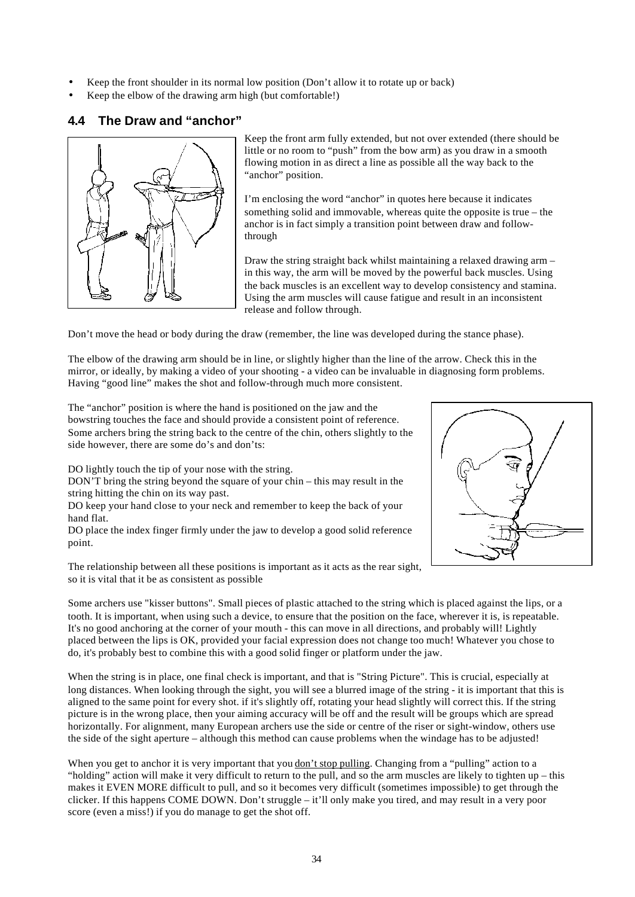- Keep the front shoulder in its normal low position (Don't allow it to rotate up or back)
- Keep the elbow of the drawing arm high (but comfortable!)

## 4.4 The Draw and "anchor"

Keep the front arm fully extended, but not over extended (there should be little or no room to "push" from the bow arm) as you draw in a smooth flowing motion in as direct a line as possible all the way back to the "anchor" position.

I'm enclosing the word "anchor" in quotes here because it indicates something solid and immovable, whereas quite the opposite is true – the anchor is in fact simply a transition point between draw and follow-through

Draw the string straight back whilst maintaining a relaxed drawing arm – in this way, the arm will be moved by the powerful back muscles. Using the back muscles is an excellent way to develop consistency and stamina. Using the arm muscles will cause fatigue and result in an inconsistent release and follow through.

Don't move the head or body during the draw (remember, the line was developed during the stance phase).

The elbow of the drawing arm should be in line, or slightly higher than the line of the arrow. Check this in the mirror, or ideally, by making a video of your shooting - a video can be invaluable in diagnosing form problems. Having "good line" makes the shot and follow-through much more consistent.

The "anchor" position is where the hand is positioned on the jaw and the bowstring touches the face and should provide a consistent point of reference. Some archers bring the string back to the centre of the chin, others slightly to the side however, there are some do's and don'ts:

DO lightly touch the tip of your nose with the string.
DON'T bring the string beyond the square of your chin – this may result in the string hitting the chin on its way past.
DO keep your hand close to your neck and remember to keep the back of your hand flat.
DO place the index finger firmly under the jaw to develop a good solid reference point.

The relationship between all these positions is important as it acts as the rear sight, so it is vital that it be as consistent as possible

Some archers use "kisser buttons". Small pieces of plastic attached to the string which is placed against the lips, or a tooth. It is important, when using such a device, to ensure that the position on the face, wherever it is, is repeatable. It's no good anchoring at the corner of your mouth - this can move in all directions, and probably will! Lightly placed between the lips is OK, provided your facial expression does not change too much! Whatever you chose to do, it's probably best to combine this with a good solid finger or platform under the jaw.

When the string is in place, one final check is important, and that is "String Picture". This is crucial, especially at long distances. When looking through the sight, you will see a blurred image of the string - it is important that this is aligned to the same point for every shot. if it's slightly off, rotating your head slightly will correct this. If the string picture is in the wrong place, then your aiming accuracy will be off and the result will be groups which are spread horizontally. For alignment, many European archers use the side or centre of the riser or sight-window, others use the side of the sight aperture – although this method can cause problems when the windage has to be adjusted!

When you get to anchor it is very important that you don't stop pulling. Changing from a "pulling" action to a "holding" action will make it very difficult to return to the pull, and so the arm muscles are likely to tighten up – this makes it EVEN MORE difficult to pull, and so it becomes very difficult (sometimes impossible) to get through the clicker. If this happens COME DOWN. Don't struggle – it'll only make you tired, and may result in a very poor score (even a miss!) if you do manage to get the shot off.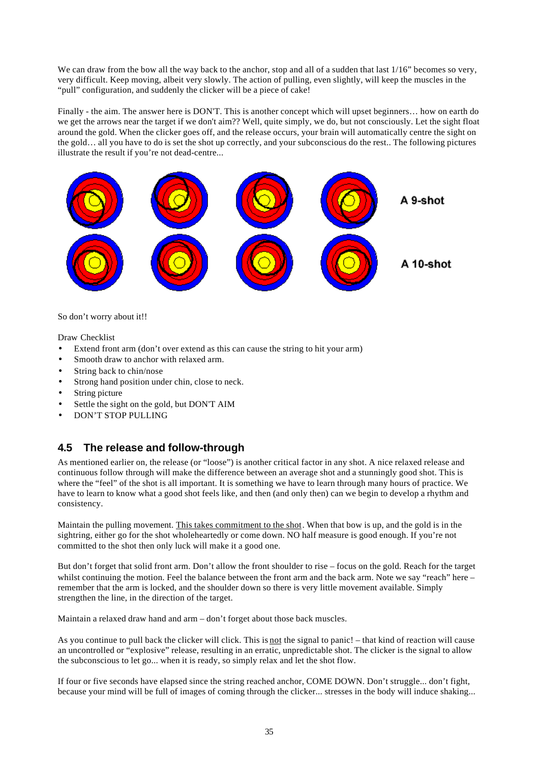We can draw from the bow all the way back to the anchor, stop and all of a sudden that last 1/16" becomes so very, very difficult. Keep moving, albeit very slowly. The action of pulling, even slightly, will keep the muscles in the "pull" configuration, and suddenly the clicker will be a piece of cake!

Finally - the aim. The answer here is DON'T. This is another concept which will upset beginners… how on earth do we get the arrows near the target if we don't aim?? Well, quite simply, we do, but not consciously. Let the sight float around the gold. When the clicker goes off, and the release occurs, your brain will automatically centre the sight on the gold… all you have to do is set the shot up correctly, and your subconscious do the rest.. The following pictures illustrate the result if you're not dead-centre...

**A 9-shot**

**A 10-shot**

So don't worry about it!!

Draw Checklist

- Extend front arm (don't over extend as this can cause the string to hit your arm)
- Smooth draw to anchor with relaxed arm.
- String back to chin/nose
- Strong hand position under chin, close to neck.
- String picture
- Settle the sight on the gold, but DON'T AIM
- DON'T STOP PULLING

## 4.5 The release and follow-through

As mentioned earlier on, the release (or "loose") is another critical factor in any shot. A nice relaxed release and continuous follow through will make the difference between an average shot and a stunningly good shot. This is where the "feel" of the shot is all important. It is something we have to learn through many hours of practice. We have to learn to know what a good shot feels like, and then (and only then) can we begin to develop a rhythm and consistency.

Maintain the pulling movement. This takes commitment to the shot. When that bow is up, and the gold is in the sightring, either go for the shot wholeheartedly or come down. NO half measure is good enough. If you're not committed to the shot then only luck will make it a good one.

But don't forget that solid front arm. Don't allow the front shoulder to rise – focus on the gold. Reach for the target whilst continuing the motion. Feel the balance between the front arm and the back arm. Note we say "reach" here – remember that the arm is locked, and the shoulder down so there is very little movement available. Simply strengthen the line, in the direction of the target.

Maintain a relaxed draw hand and arm – don't forget about those back muscles.

As you continue to pull back the clicker will click. This is not the signal to panic! – that kind of reaction will cause an uncontrolled or "explosive" release, resulting in an erratic, unpredictable shot. The clicker is the signal to allow the subconscious to let go... when it is ready, so simply relax and let the shot flow.

If four or five seconds have elapsed since the string reached anchor, COME DOWN. Don't struggle... don't fight, because your mind will be full of images of coming through the clicker... stresses in the body will induce shaking...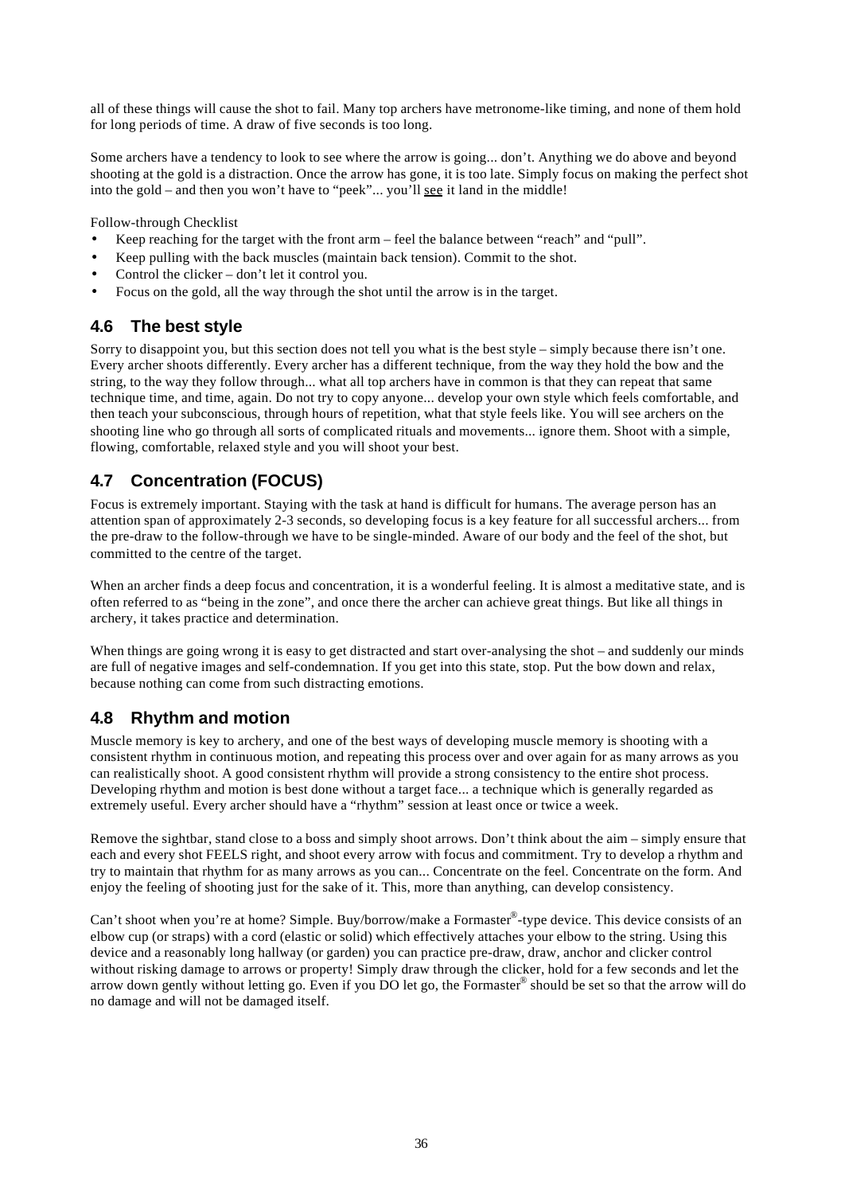all of these things will cause the shot to fail. Many top archers have metronome-like timing, and none of them hold for long periods of time. A draw of five seconds is too long.

Some archers have a tendency to look to see where the arrow is going... don't. Anything we do above and beyond shooting at the gold is a distraction. Once the arrow has gone, it is too late. Simply focus on making the perfect shot into the gold – and then you won't have to "peek"... you'll <u>see</u> it land in the middle!

Follow-through Checklist

- Keep reaching for the target with the front arm – feel the balance between "reach" and "pull".
- Keep pulling with the back muscles (maintain back tension). Commit to the shot.
- Control the clicker – don't let it control you.
- Focus on the gold, all the way through the shot until the arrow is in the target.

## 4.6 The best style

Sorry to disappoint you, but this section does not tell you what is the best style – simply because there isn't one. Every archer shoots differently. Every archer has a different technique, from the way they hold the bow and the string, to the way they follow through... what all top archers have in common is that they can repeat that same technique time, and time, again. Do not try to copy anyone... develop your own style which feels comfortable, and then teach your subconscious, through hours of repetition, what that style feels like. You will see archers on the shooting line who go through all sorts of complicated rituals and movements... ignore them. Shoot with a simple, flowing, comfortable, relaxed style and you will shoot your best.

## 4.7 Concentration (FOCUS)

Focus is extremely important. Staying with the task at hand is difficult for humans. The average person has an attention span of approximately 2-3 seconds, so developing focus is a key feature for all successful archers... from the pre-draw to the follow-through we have to be single-minded. Aware of our body and the feel of the shot, but committed to the centre of the target.

When an archer finds a deep focus and concentration, it is a wonderful feeling. It is almost a meditative state, and is often referred to as "being in the zone", and once there the archer can achieve great things. But like all things in archery, it takes practice and determination.

When things are going wrong it is easy to get distracted and start over-analysing the shot – and suddenly our minds are full of negative images and self-condemnation. If you get into this state, stop. Put the bow down and relax, because nothing can come from such distracting emotions.

## 4.8 Rhythm and motion

Muscle memory is key to archery, and one of the best ways of developing muscle memory is shooting with a consistent rhythm in continuous motion, and repeating this process over and over again for as many arrows as you can realistically shoot. A good consistent rhythm will provide a strong consistency to the entire shot process. Developing rhythm and motion is best done without a target face... a technique which is generally regarded as extremely useful. Every archer should have a "rhythm" session at least once or twice a week.

Remove the sightbar, stand close to a boss and simply shoot arrows. Don't think about the aim – simply ensure that each and every shot FEELS right, and shoot every arrow with focus and commitment. Try to develop a rhythm and try to maintain that rhythm for as many arrows as you can... Concentrate on the feel. Concentrate on the form. And enjoy the feeling of shooting just for the sake of it. This, more than anything, can develop consistency.

Can't shoot when you're at home? Simple. Buy/borrow/make a Formaster®-type device. This device consists of an elbow cup (or straps) with a cord (elastic or solid) which effectively attaches your elbow to the string. Using this device and a reasonably long hallway (or garden) you can practice pre-draw, draw, anchor and clicker control without risking damage to arrows or property! Simply draw through the clicker, hold for a few seconds and let the arrow down gently without letting go. Even if you DO let go, the Formaster® should be set so that the arrow will do no damage and will not be damaged itself.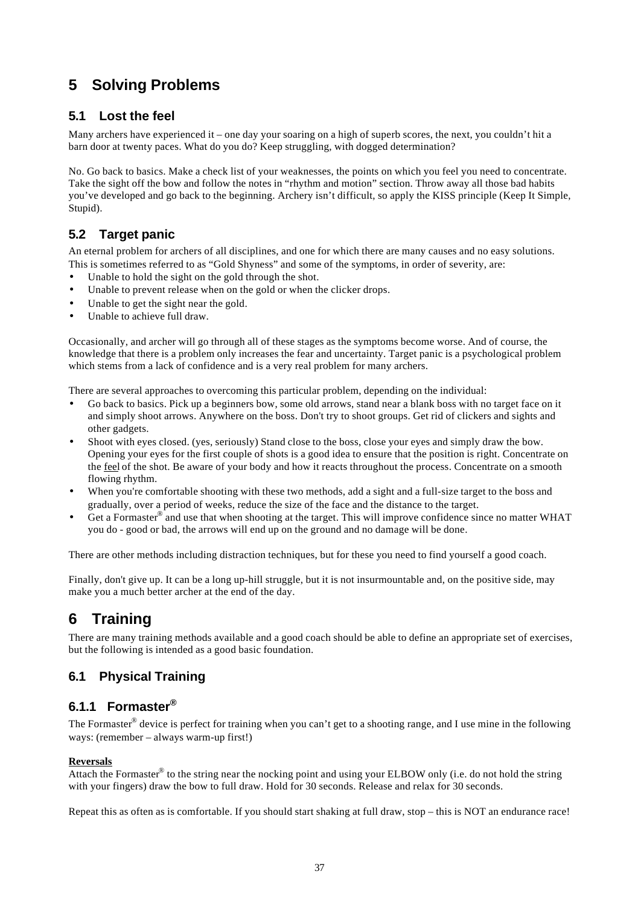# 5 Solving Problems

## 5.1 Lost the feel

Many archers have experienced it – one day your soaring on a high of superb scores, the next, you couldn't hit a barn door at twenty paces. What do you do? Keep struggling, with dogged determination?

No. Go back to basics. Make a check list of your weaknesses, the points on which you feel you need to concentrate. Take the sight off the bow and follow the notes in "rhythm and motion" section. Throw away all those bad habits you've developed and go back to the beginning. Archery isn't difficult, so apply the KISS principle (Keep It Simple, Stupid).

## 5.2 Target panic

An eternal problem for archers of all disciplines, and one for which there are many causes and no easy solutions. This is sometimes referred to as "Gold Shyness" and some of the symptoms, in order of severity, are:

- Unable to hold the sight on the gold through the shot.
- Unable to prevent release when on the gold or when the clicker drops.
- Unable to get the sight near the gold.
- Unable to achieve full draw.

Occasionally, and archer will go through all of these stages as the symptoms become worse. And of course, the knowledge that there is a problem only increases the fear and uncertainty. Target panic is a psychological problem which stems from a lack of confidence and is a very real problem for many archers.

There are several approaches to overcoming this particular problem, depending on the individual:

- Go back to basics. Pick up a beginners bow, some old arrows, stand near a blank boss with no target face on it and simply shoot arrows. Anywhere on the boss. Don't try to shoot groups. Get rid of clickers and sights and other gadgets.
- Shoot with eyes closed. (yes, seriously) Stand close to the boss, close your eyes and simply draw the bow. Opening your eyes for the first couple of shots is a good idea to ensure that the position is right. Concentrate on the <u>feel</u> of the shot. Be aware of your body and how it reacts throughout the process. Concentrate on a smooth flowing rhythm.
- When you're comfortable shooting with these two methods, add a sight and a full-size target to the boss and gradually, over a period of weeks, reduce the size of the face and the distance to the target.
- Get a Formaster® and use that when shooting at the target. This will improve confidence since no matter WHAT you do - good or bad, the arrows will end up on the ground and no damage will be done.

There are other methods including distraction techniques, but for these you need to find yourself a good coach.

Finally, don't give up. It can be a long up-hill struggle, but it is not insurmountable and, on the positive side, may make you a much better archer at the end of the day.

# 6 Training

There are many training methods available and a good coach should be able to define an appropriate set of exercises, but the following is intended as a good basic foundation.

## 6.1 Physical Training

### 6.1.1 Formaster®

The Formaster® device is perfect for training when you can't get to a shooting range, and I use mine in the following ways: (remember – always warm-up first!)

<u>**Reversals**</u>

Attach the Formaster® to the string near the nocking point and using your ELBOW only (i.e. do not hold the string with your fingers) draw the bow to full draw. Hold for 30 seconds. Release and relax for 30 seconds.

Repeat this as often as is comfortable. If you should start shaking at full draw, stop – this is NOT an endurance race!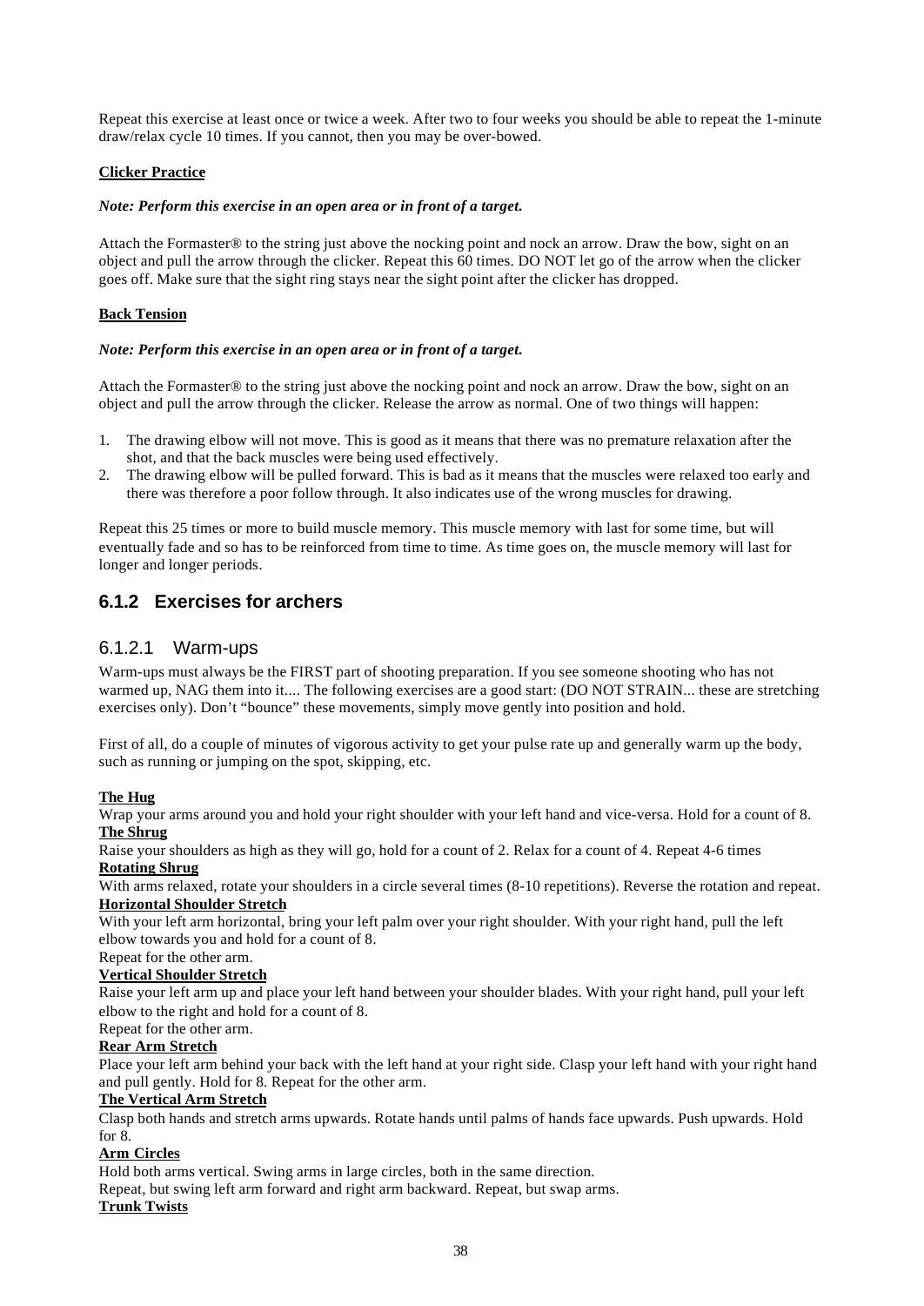Repeat this exercise at least once or twice a week. After two to four weeks you should be able to repeat the 1-minute draw/relax cycle 10 times. If you cannot, then you may be over-bowed.

**Clicker Practice**

***Note: Perform this exercise in an open area or in front of a target.***

Attach the Formaster® to the string just above the nocking point and nock an arrow. Draw the bow, sight on an object and pull the arrow through the clicker. Repeat this 60 times. DO NOT let go of the arrow when the clicker goes off. Make sure that the sight ring stays near the sight point after the clicker has dropped.

**Back Tension**

***Note: Perform this exercise in an open area or in front of a target.***

Attach the Formaster® to the string just above the nocking point and nock an arrow. Draw the bow, sight on an object and pull the arrow through the clicker. Release the arrow as normal. One of two things will happen:

1. The drawing elbow will not move. This is good as it means that there was no premature relaxation after the shot, and that the back muscles were being used effectively.
2. The drawing elbow will be pulled forward. This is bad as it means that the muscles were relaxed too early and there was therefore a poor follow through. It also indicates use of the wrong muscles for drawing.

Repeat this 25 times or more to build muscle memory. This muscle memory with last for some time, but will eventually fade and so has to be reinforced from time to time. As time goes on, the muscle memory will last for longer and longer periods.

### 6.1.2 Exercises for archers

#### 6.1.2.1 Warm-ups

Warm-ups must always be the FIRST part of shooting preparation. If you see someone shooting who has not warmed up, NAG them into it.... The following exercises are a good start: (DO NOT STRAIN... these are stretching exercises only). Don't "bounce" these movements, simply move gently into position and hold.

First of all, do a couple of minutes of vigorous activity to get your pulse rate up and generally warm up the body, such as running or jumping on the spot, skipping, etc.

**The Hug**
Wrap your arms around you and hold your right shoulder with your left hand and vice-versa. Hold for a count of 8.

**The Shrug**
Raise your shoulders as high as they will go, hold for a count of 2. Relax for a count of 4. Repeat 4-6 times

**Rotating Shrug**
With arms relaxed, rotate your shoulders in a circle several times (8-10 repetitions). Reverse the rotation and repeat.

**Horizontal Shoulder Stretch**
With your left arm horizontal, bring your left palm over your right shoulder. With your right hand, pull the left elbow towards you and hold for a count of 8.
Repeat for the other arm.

**Vertical Shoulder Stretch**
Raise your left arm up and place your left hand between your shoulder blades. With your right hand, pull your left elbow to the right and hold for a count of 8.
Repeat for the other arm.

**Rear Arm Stretch**
Place your left arm behind your back with the left hand at your right side. Clasp your left hand with your right hand and pull gently. Hold for 8. Repeat for the other arm.

**The Vertical Arm Stretch**
Clasp both hands and stretch arms upwards. Rotate hands until palms of hands face upwards. Push upwards. Hold for 8.

**Arm Circles**
Hold both arms vertical. Swing arms in large circles, both in the same direction.
Repeat, but swing left arm forward and right arm backward. Repeat, but swap arms.

**Trunk Twists**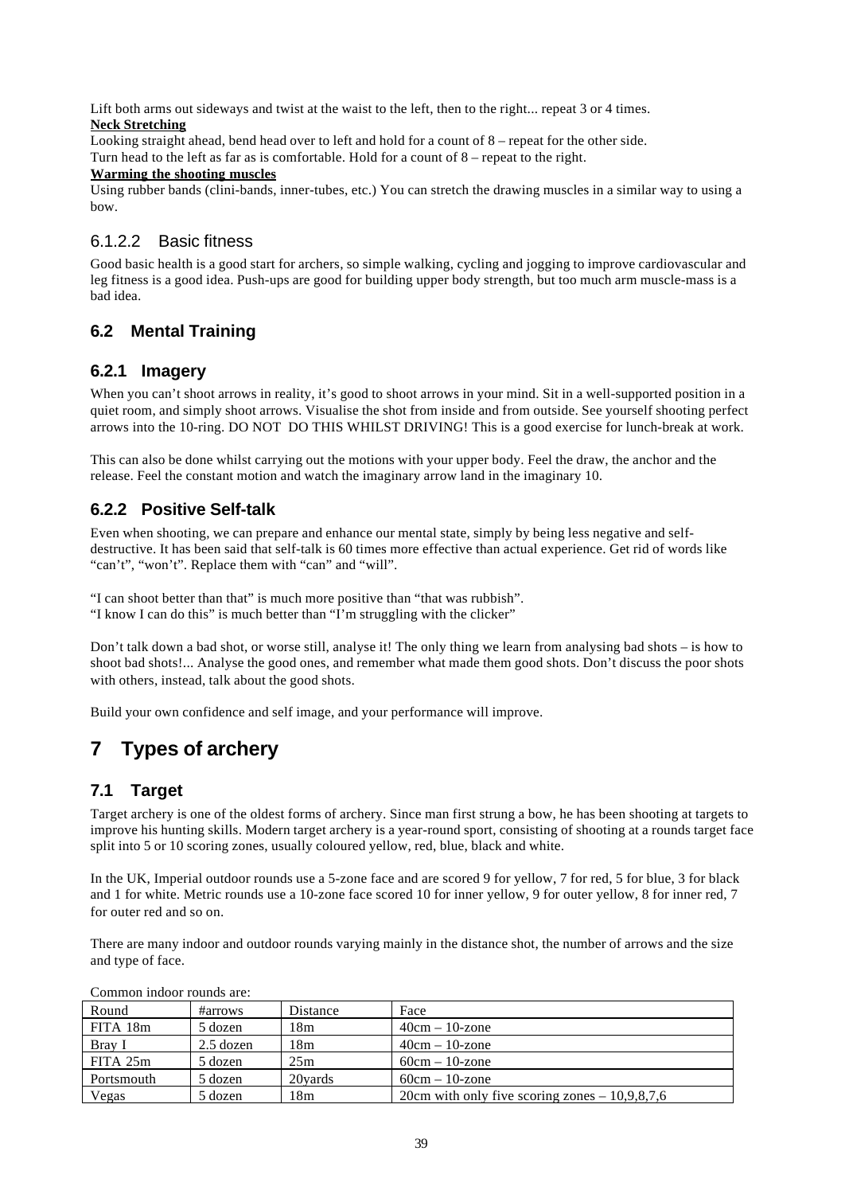Lift both arms out sideways and twist at the waist to the left, then to the right... repeat 3 or 4 times.

**Neck Stretching**

Looking straight ahead, bend head over to left and hold for a count of 8 – repeat for the other side.
Turn head to the left as far as is comfortable. Hold for a count of 8 – repeat to the right.

**Warming the shooting muscles**

Using rubber bands (clini-bands, inner-tubes, etc.) You can stretch the drawing muscles in a similar way to using a bow.

#### 6.1.2.2 Basic fitness

Good basic health is a good start for archers, so simple walking, cycling and jogging to improve cardiovascular and leg fitness is a good idea. Push-ups are good for building upper body strength, but too much arm muscle-mass is a bad idea.

## 6.2 Mental Training

### 6.2.1 Imagery

When you can't shoot arrows in reality, it's good to shoot arrows in your mind. Sit in a well-supported position in a quiet room, and simply shoot arrows. Visualise the shot from inside and from outside. See yourself shooting perfect arrows into the 10-ring. DO NOT DO THIS WHILST DRIVING! This is a good exercise for lunch-break at work.

This can also be done whilst carrying out the motions with your upper body. Feel the draw, the anchor and the release. Feel the constant motion and watch the imaginary arrow land in the imaginary 10.

### 6.2.2 Positive Self-talk

Even when shooting, we can prepare and enhance our mental state, simply by being less negative and self-destructive. It has been said that self-talk is 60 times more effective than actual experience. Get rid of words like "can't", "won't". Replace them with "can" and "will".

"I can shoot better than that" is much more positive than "that was rubbish".
"I know I can do this" is much better than "I'm struggling with the clicker"

Don't talk down a bad shot, or worse still, analyse it! The only thing we learn from analysing bad shots – is how to shoot bad shots!... Analyse the good ones, and remember what made them good shots. Don't discuss the poor shots with others, instead, talk about the good shots.

Build your own confidence and self image, and your performance will improve.

# 7 Types of archery

## 7.1 Target

Target archery is one of the oldest forms of archery. Since man first strung a bow, he has been shooting at targets to improve his hunting skills. Modern target archery is a year-round sport, consisting of shooting at a rounds target face split into 5 or 10 scoring zones, usually coloured yellow, red, blue, black and white.

In the UK, Imperial outdoor rounds use a 5-zone face and are scored 9 for yellow, 7 for red, 5 for blue, 3 for black and 1 for white. Metric rounds use a 10-zone face scored 10 for inner yellow, 9 for outer yellow, 8 for inner red, 7 for outer red and so on.

There are many indoor and outdoor rounds varying mainly in the distance shot, the number of arrows and the size and type of face.

Common indoor rounds are:

| Round | #arrows | Distance | Face |
|---|---|---|---|
| FITA 18m | 5 dozen | 18m | 40cm – 10-zone |
| Bray I | 2.5 dozen | 18m | 40cm – 10-zone |
| FITA 25m | 5 dozen | 25m | 60cm – 10-zone |
| Portsmouth | 5 dozen | 20yards | 60cm – 10-zone |
| Vegas | 5 dozen | 18m | 20cm with only five scoring zones – 10,9,8,7,6 |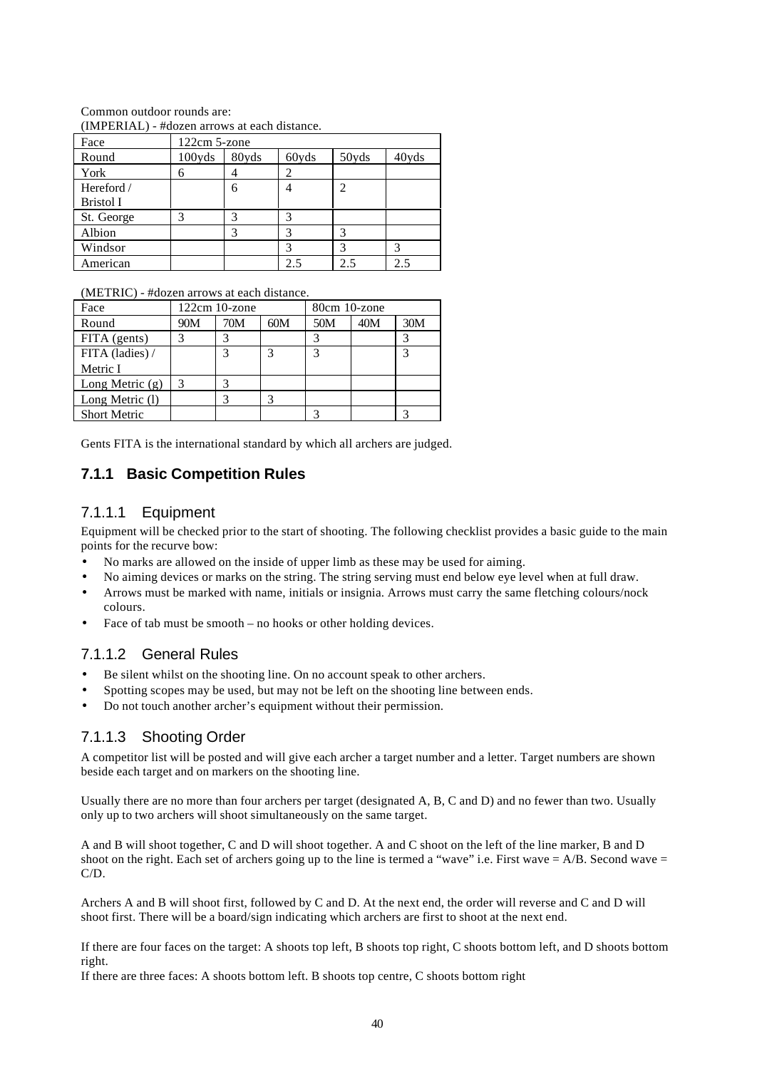Common outdoor rounds are:

(IMPERIAL) - #dozen arrows at each distance.

| Face | 122cm 5-zone | | | | |
|---|---|---|---|---|---|
| Round | 100yds | 80yds | 60yds | 50yds | 40yds |
| York | 6 | 4 | 2 | | |
| Hereford / Bristol I | | 6 | 4 | 2 | |
| St. George | 3 | 3 | 3 | | |
| Albion | | 3 | 3 | 3 | |
| Windsor | | | 3 | 3 | 3 |
| American | | | 2.5 | 2.5 | 2.5 |

(METRIC) - #dozen arrows at each distance.

| Face | 122cm 10-zone | | | 80cm 10-zone | | |
|---|---|---|---|---|---|---|
| Round | 90M | 70M | 60M | 50M | 40M | 30M |
| FITA (gents) | 3 | 3 | | 3 | | 3 |
| FITA (ladies) / Metric I | | 3 | 3 | 3 | | 3 |
| Long Metric (g) | 3 | 3 | | | | |
| Long Metric (l) | | 3 | 3 | | | |
| Short Metric | | | | 3 | | 3 |

Gents FITA is the international standard by which all archers are judged.

### 7.1.1 Basic Competition Rules

#### 7.1.1.1 Equipment

Equipment will be checked prior to the start of shooting. The following checklist provides a basic guide to the main points for the recurve bow:

- No marks are allowed on the inside of upper limb as these may be used for aiming.
- No aiming devices or marks on the string. The string serving must end below eye level when at full draw.
- Arrows must be marked with name, initials or insignia. Arrows must carry the same fletching colours/nock colours.
- Face of tab must be smooth – no hooks or other holding devices.

#### 7.1.1.2 General Rules

- Be silent whilst on the shooting line. On no account speak to other archers.
- Spotting scopes may be used, but may not be left on the shooting line between ends.
- Do not touch another archer's equipment without their permission.

#### 7.1.1.3 Shooting Order

A competitor list will be posted and will give each archer a target number and a letter. Target numbers are shown beside each target and on markers on the shooting line.

Usually there are no more than four archers per target (designated A, B, C and D) and no fewer than two. Usually only up to two archers will shoot simultaneously on the same target.

A and B will shoot together, C and D will shoot together. A and C shoot on the left of the line marker, B and D shoot on the right. Each set of archers going up to the line is termed a "wave" i.e. First wave = A/B. Second wave = C/D.

Archers A and B will shoot first, followed by C and D. At the next end, the order will reverse and C and D will shoot first. There will be a board/sign indicating which archers are first to shoot at the next end.

If there are four faces on the target: A shoots top left, B shoots top right, C shoots bottom left, and D shoots bottom right.
If there are three faces: A shoots bottom left. B shoots top centre, C shoots bottom right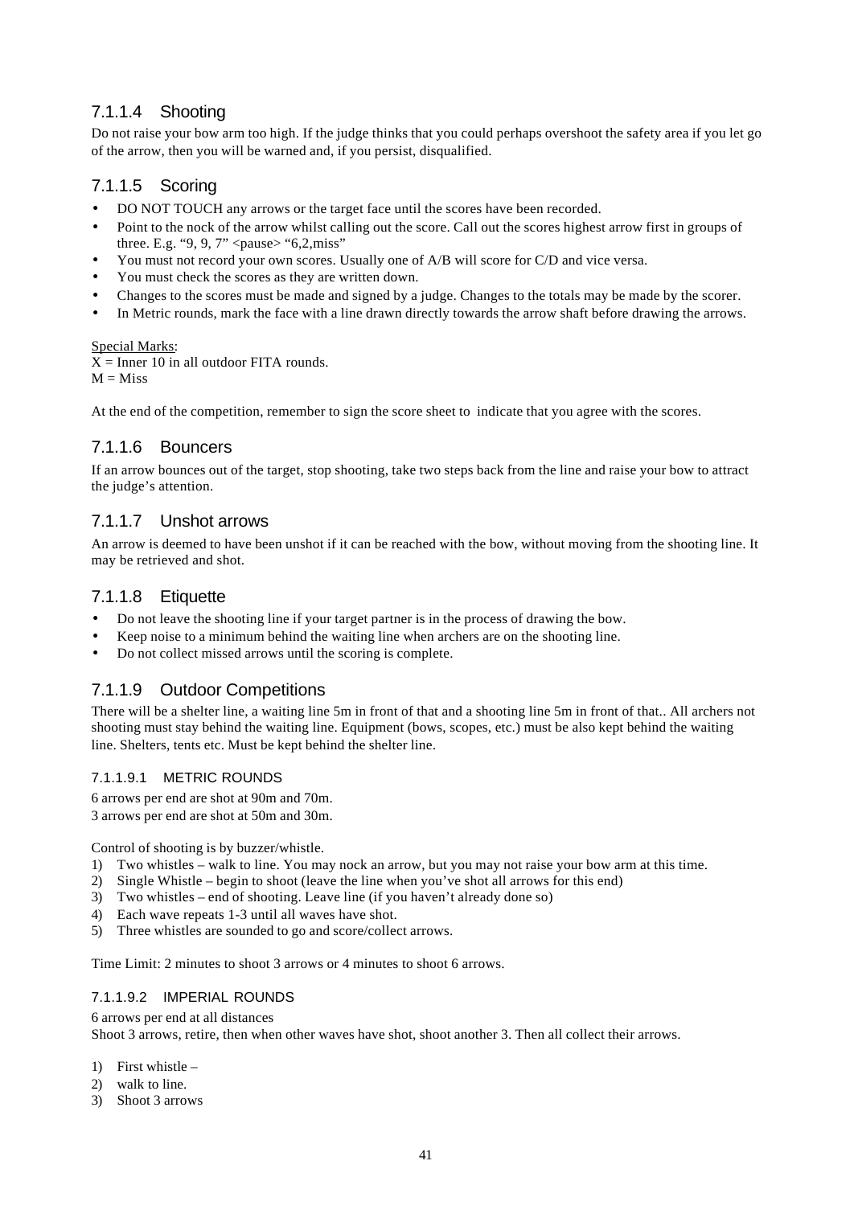### 7.1.1.4 Shooting

Do not raise your bow arm too high. If the judge thinks that you could perhaps overshoot the safety area if you let go of the arrow, then you will be warned and, if you persist, disqualified.

### 7.1.1.5 Scoring

- DO NOT TOUCH any arrows or the target face until the scores have been recorded.
- Point to the nock of the arrow whilst calling out the score. Call out the scores highest arrow first in groups of three. E.g. “9, 9, 7” <pause> “6,2,miss”
- You must not record your own scores. Usually one of A/B will score for C/D and vice versa.
- You must check the scores as they are written down.
- Changes to the scores must be made and signed by a judge. Changes to the totals may be made by the scorer.
- In Metric rounds, mark the face with a line drawn directly towards the arrow shaft before drawing the arrows.

Special Marks:
X = Inner 10 in all outdoor FITA rounds.
M = Miss

At the end of the competition, remember to sign the score sheet to indicate that you agree with the scores.

### 7.1.1.6 Bouncers

If an arrow bounces out of the target, stop shooting, take two steps back from the line and raise your bow to attract the judge’s attention.

### 7.1.1.7 Unshot arrows

An arrow is deemed to have been unshot if it can be reached with the bow, without moving from the shooting line. It may be retrieved and shot.

### 7.1.1.8 Etiquette

- Do not leave the shooting line if your target partner is in the process of drawing the bow.
- Keep noise to a minimum behind the waiting line when archers are on the shooting line.
- Do not collect missed arrows until the scoring is complete.

### 7.1.1.9 Outdoor Competitions

There will be a shelter line, a waiting line 5m in front of that and a shooting line 5m in front of that.. All archers not shooting must stay behind the waiting line. Equipment (bows, scopes, etc.) must be also kept behind the waiting line. Shelters, tents etc. Must be kept behind the shelter line.

#### 7.1.1.9.1 METRIC ROUNDS

6 arrows per end are shot at 90m and 70m.
3 arrows per end are shot at 50m and 30m.

Control of shooting is by buzzer/whistle.

1) Two whistles – walk to line. You may nock an arrow, but you may not raise your bow arm at this time.
2) Single Whistle – begin to shoot (leave the line when you’ve shot all arrows for this end)
3) Two whistles – end of shooting. Leave line (if you haven’t already done so)
4) Each wave repeats 1-3 until all waves have shot.
5) Three whistles are sounded to go and score/collect arrows.

Time Limit: 2 minutes to shoot 3 arrows or 4 minutes to shoot 6 arrows.

#### 7.1.1.9.2 IMPERIAL ROUNDS

6 arrows per end at all distances
Shoot 3 arrows, retire, then when other waves have shot, shoot another 3. Then all collect their arrows.

1) First whistle –
2) walk to line.
3) Shoot 3 arrows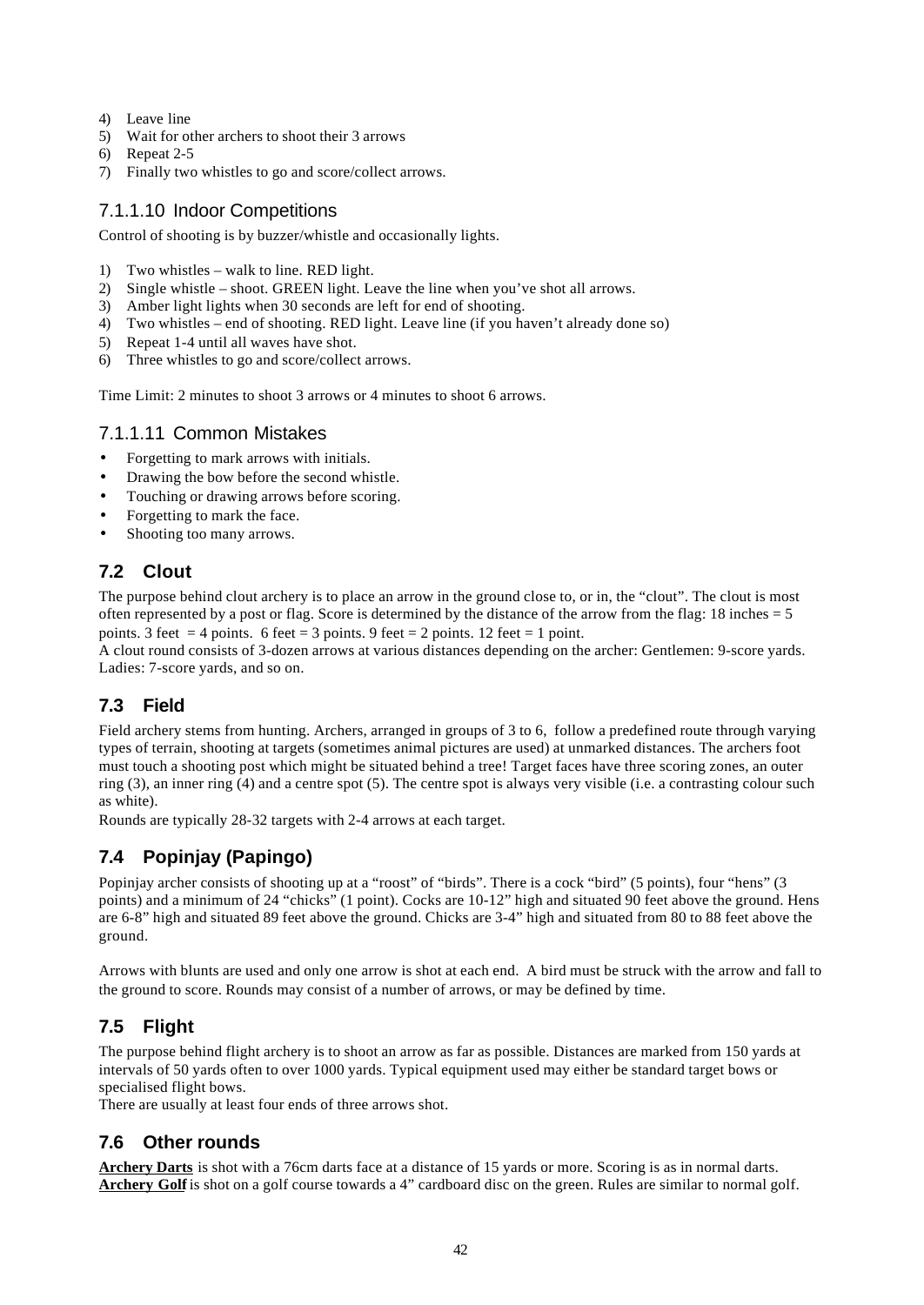4) Leave line
5) Wait for other archers to shoot their 3 arrows
6) Repeat 2-5
7) Finally two whistles to go and score/collect arrows.

#### 7.1.1.10 Indoor Competitions

Control of shooting is by buzzer/whistle and occasionally lights.

1) Two whistles – walk to line. RED light.
2) Single whistle – shoot. GREEN light. Leave the line when you've shot all arrows.
3) Amber light lights when 30 seconds are left for end of shooting.
4) Two whistles – end of shooting. RED light. Leave line (if you haven't already done so)
5) Repeat 1-4 until all waves have shot.
6) Three whistles to go and score/collect arrows.

Time Limit: 2 minutes to shoot 3 arrows or 4 minutes to shoot 6 arrows.

#### 7.1.1.11 Common Mistakes

- Forgetting to mark arrows with initials.
- Drawing the bow before the second whistle.
- Touching or drawing arrows before scoring.
- Forgetting to mark the face.
- Shooting too many arrows.

## 7.2 Clout

The purpose behind clout archery is to place an arrow in the ground close to, or in, the "clout". The clout is most often represented by a post or flag. Score is determined by the distance of the arrow from the flag: 18 inches = 5 points. 3 feet = 4 points. 6 feet = 3 points. 9 feet = 2 points. 12 feet = 1 point.
A clout round consists of 3-dozen arrows at various distances depending on the archer: Gentlemen: 9-score yards. Ladies: 7-score yards, and so on.

## 7.3 Field

Field archery stems from hunting. Archers, arranged in groups of 3 to 6, follow a predefined route through varying types of terrain, shooting at targets (sometimes animal pictures are used) at unmarked distances. The archers foot must touch a shooting post which might be situated behind a tree! Target faces have three scoring zones, an outer ring (3), an inner ring (4) and a centre spot (5). The centre spot is always very visible (i.e. a contrasting colour such as white).
Rounds are typically 28-32 targets with 2-4 arrows at each target.

## 7.4 Popinjay (Papingo)

Popinjay archer consists of shooting up at a "roost" of "birds". There is a cock "bird" (5 points), four "hens" (3 points) and a minimum of 24 "chicks" (1 point). Cocks are 10-12" high and situated 90 feet above the ground. Hens are 6-8" high and situated 89 feet above the ground. Chicks are 3-4" high and situated from 80 to 88 feet above the ground.

Arrows with blunts are used and only one arrow is shot at each end. A bird must be struck with the arrow and fall to the ground to score. Rounds may consist of a number of arrows, or may be defined by time.

## 7.5 Flight

The purpose behind flight archery is to shoot an arrow as far as possible. Distances are marked from 150 yards at intervals of 50 yards often to over 1000 yards. Typical equipment used may either be standard target bows or specialised flight bows.
There are usually at least four ends of three arrows shot.

## 7.6 Other rounds

**Archery Darts** is shot with a 76cm darts face at a distance of 15 yards or more. Scoring is as in normal darts.
**Archery Golf** is shot on a golf course towards a 4" cardboard disc on the green. Rules are similar to normal golf.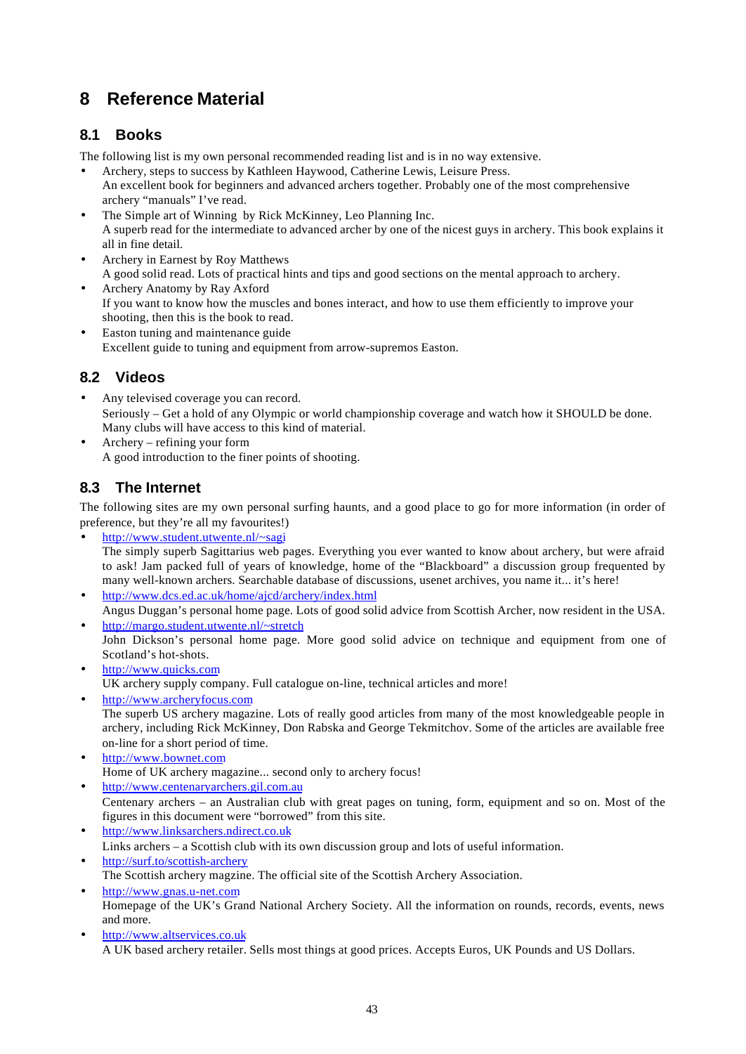# 8 Reference Material

## 8.1 Books

The following list is my own personal recommended reading list and is in no way extensive.

- Archery, steps to success by Kathleen Haywood, Catherine Lewis, Leisure Press.
  An excellent book for beginners and advanced archers together. Probably one of the most comprehensive archery "manuals" I've read.
- The Simple art of Winning by Rick McKinney, Leo Planning Inc.
  A superb read for the intermediate to advanced archer by one of the nicest guys in archery. This book explains it all in fine detail.
- Archery in Earnest by Roy Matthews
  A good solid read. Lots of practical hints and tips and good sections on the mental approach to archery.
- Archery Anatomy by Ray Axford
  If you want to know how the muscles and bones interact, and how to use them efficiently to improve your shooting, then this is the book to read.
- Easton tuning and maintenance guide
  Excellent guide to tuning and equipment from arrow-supremos Easton.

## 8.2 Videos

- Any televised coverage you can record.
  Seriously – Get a hold of any Olympic or world championship coverage and watch how it SHOULD be done. Many clubs will have access to this kind of material.
- Archery – refining your form
  A good introduction to the finer points of shooting.

## 8.3 The Internet

The following sites are my own personal surfing haunts, and a good place to go for more information (in order of preference, but they're all my favourites!)

- http://www.student.utwente.nl/~sagi
  The simply superb Sagittarius web pages. Everything you ever wanted to know about archery, but were afraid to ask! Jam packed full of years of knowledge, home of the "Blackboard" a discussion group frequented by many well-known archers. Searchable database of discussions, usenet archives, you name it... it's here!
- http://www.dcs.ed.ac.uk/home/ajcd/archery/index.html
  Angus Duggan's personal home page. Lots of good solid advice from Scottish Archer, now resident in the USA.
- http://margo.student.utwente.nl/~stretch
  John Dickson's personal home page. More good solid advice on technique and equipment from one of Scotland's hot-shots.
- http://www.quicks.com
  UK archery supply company. Full catalogue on-line, technical articles and more!
- http://www.archeryfocus.com
  The superb US archery magazine. Lots of really good articles from many of the most knowledgeable people in archery, including Rick McKinney, Don Rabska and George Tekmitchov. Some of the articles are available free on-line for a short period of time.
- http://www.bownet.com
  Home of UK archery magazine... second only to archery focus!
- http://www.centenaryarchers.gil.com.au
  Centenary archers – an Australian club with great pages on tuning, form, equipment and so on. Most of the figures in this document were "borrowed" from this site.
- http://www.linksarchers.ndirect.co.uk
  Links archers – a Scottish club with its own discussion group and lots of useful information.
- http://surf.to/scottish-archery
  The Scottish archery magzine. The official site of the Scottish Archery Association.
- http://www.gnas.u-net.com
  Homepage of the UK's Grand National Archery Society. All the information on rounds, records, events, news and more.
- http://www.altservices.co.uk
  A UK based archery retailer. Sells most things at good prices. Accepts Euros, UK Pounds and US Dollars.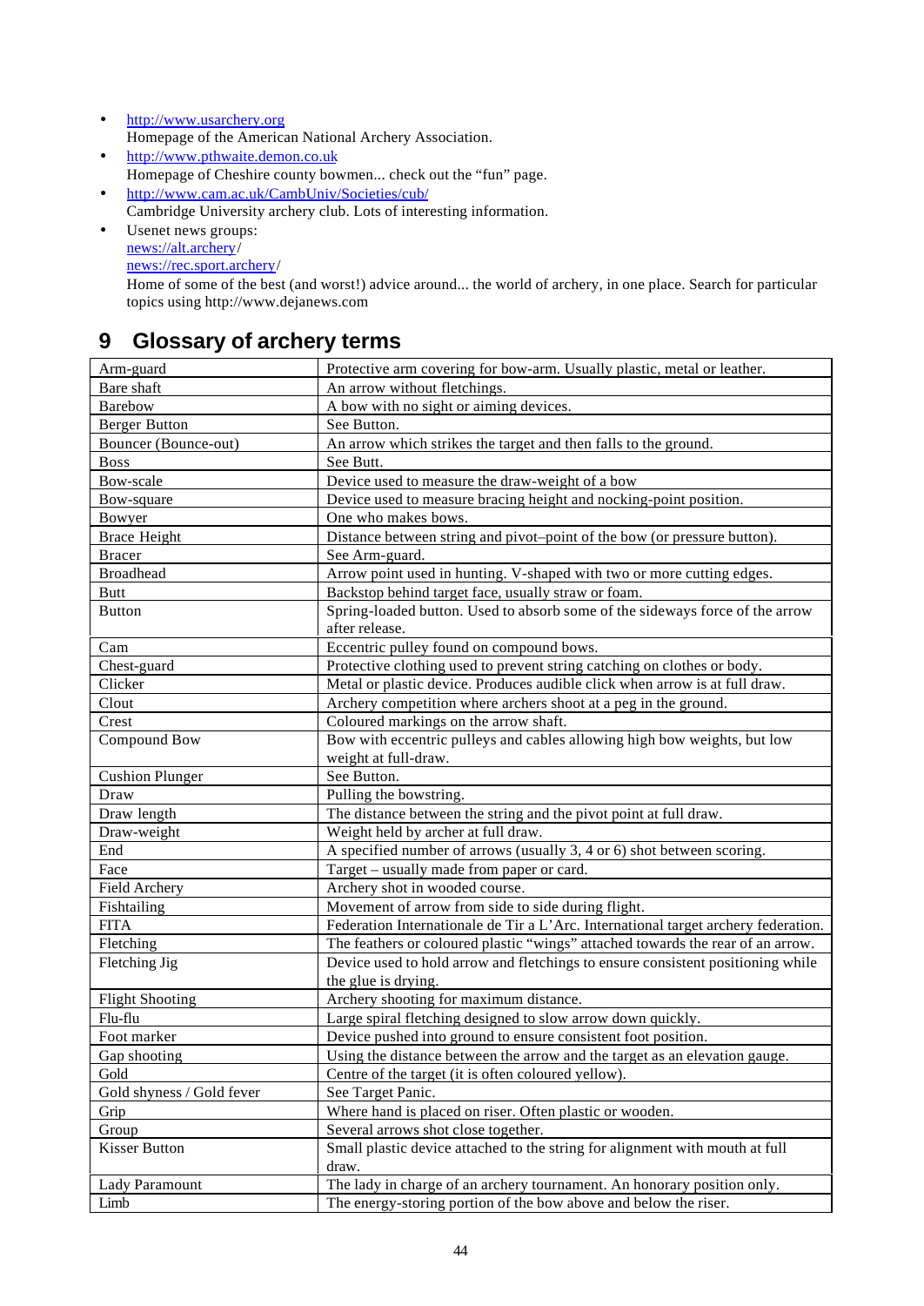- [http://www.usarchery.org](http://www.usarchery.org)
  Homepage of the American National Archery Association.
- [http://www.pthwaite.demon.co.uk](http://www.pthwaite.demon.co.uk)
  Homepage of Cheshire county bowmen... check out the "fun" page.
- [http://www.cam.ac.uk/CambUniv/Societies/cub/](http://www.cam.ac.uk/CambUniv/Societies/cub/)
  Cambridge University archery club. Lots of interesting information.
- Usenet news groups:
  [news://alt.archery](news://alt.archery)/
  [news://rec.sport.archery](news://rec.sport.archery)/
  Home of some of the best (and worst!) advice around... the world of archery, in one place. Search for particular topics using http://www.dejanews.com

## 9 Glossary of archery terms

| Term | Definition |
|---|---|
| Arm-guard | Protective arm covering for bow-arm. Usually plastic, metal or leather. |
| Bare shaft | An arrow without fletchings. |
| Barebow | A bow with no sight or aiming devices. |
| Berger Button | See Button. |
| Bouncer (Bounce-out) | An arrow which strikes the target and then falls to the ground. |
| Boss | See Butt. |
| Bow-scale | Device used to measure the draw-weight of a bow |
| Bow-square | Device used to measure bracing height and nocking-point position. |
| Bowyer | One who makes bows. |
| Brace Height | Distance between string and pivot–point of the bow (or pressure button). |
| Bracer | See Arm-guard. |
| Broadhead | Arrow point used in hunting. V-shaped with two or more cutting edges. |
| Butt | Backstop behind target face, usually straw or foam. |
| Button | Spring-loaded button. Used to absorb some of the sideways force of the arrow after release. |
| Cam | Eccentric pulley found on compound bows. |
| Chest-guard | Protective clothing used to prevent string catching on clothes or body. |
| Clicker | Metal or plastic device. Produces audible click when arrow is at full draw. |
| Clout | Archery competition where archers shoot at a peg in the ground. |
| Crest | Coloured markings on the arrow shaft. |
| Compound Bow | Bow with eccentric pulleys and cables allowing high bow weights, but low weight at full-draw. |
| Cushion Plunger | See Button. |
| Draw | Pulling the bowstring. |
| Draw length | The distance between the string and the pivot point at full draw. |
| Draw-weight | Weight held by archer at full draw. |
| End | A specified number of arrows (usually 3, 4 or 6) shot between scoring. |
| Face | Target – usually made from paper or card. |
| Field Archery | Archery shot in wooded course. |
| Fishtailing | Movement of arrow from side to side during flight. |
| FITA | Federation Internationale de Tir a L'Arc. International target archery federation. |
| Fletching | The feathers or coloured plastic "wings" attached towards the rear of an arrow. |
| Fletching Jig | Device used to hold arrow and fletchings to ensure consistent positioning while the glue is drying. |
| Flight Shooting | Archery shooting for maximum distance. |
| Flu-flu | Large spiral fletching designed to slow arrow down quickly. |
| Foot marker | Device pushed into ground to ensure consistent foot position. |
| Gap shooting | Using the distance between the arrow and the target as an elevation gauge. |
| Gold | Centre of the target (it is often coloured yellow). |
| Gold shyness / Gold fever | See Target Panic. |
| Grip | Where hand is placed on riser. Often plastic or wooden. |
| Group | Several arrows shot close together. |
| Kisser Button | Small plastic device attached to the string for alignment with mouth at full draw. |
| Lady Paramount | The lady in charge of an archery tournament. An honorary position only. |
| Limb | The energy-storing portion of the bow above and below the riser. |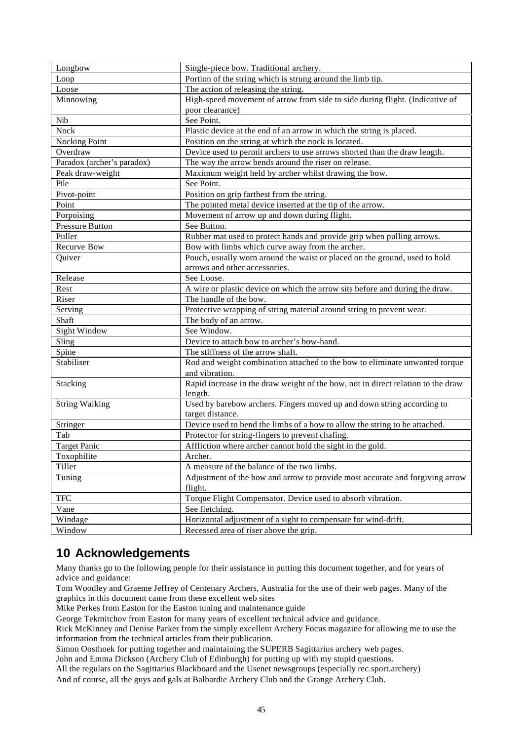| | |
|---|---|
| Longbow | Single-piece bow. Traditional archery. |
| Loop | Portion of the string which is strung around the limb tip. |
| Loose | The action of releasing the string. |
| Minnowing | High-speed movement of arrow from side to side during flight. (Indicative of poor clearance) |
| Nib | See Point. |
| Nock | Plastic device at the end of an arrow in which the string is placed. |
| Nocking Point | Position on the string at which the nock is located. |
| Overdraw | Device used to permit archers to use arrows shorted than the draw length. |
| Paradox (archer's paradox) | The way the arrow bends around the riser on release. |
| Peak draw-weight | Maximum weight held by archer whilst drawing the bow. |
| Pile | See Point. |
| Pivot-point | Position on grip farthest from the string. |
| Point | The pointed metal device inserted at the tip of the arrow. |
| Porpoising | Movement of arrow up and down during flight. |
| Pressure Button | See Button. |
| Puller | Rubber mat used to protect hands and provide grip when pulling arrows. |
| Recurve Bow | Bow with limbs which curve away from the archer. |
| Quiver | Pouch, usually worn around the waist or placed on the ground, used to hold arrows and other accessories. |
| Release | See Loose. |
| Rest | A wire or plastic device on which the arrow sits before and during the draw. |
| Riser | The handle of the bow. |
| Serving | Protective wrapping of string material around string to prevent wear. |
| Shaft | The body of an arrow. |
| Sight Window | See Window. |
| Sling | Device to attach bow to archer's bow-hand. |
| Spine | The stiffness of the arrow shaft. |
| Stabiliser | Rod and weight combination attached to the bow to eliminate unwanted torque and vibration. |
| Stacking | Rapid increase in the draw weight of the bow, not in direct relation to the draw length. |
| String Walking | Used by barebow archers. Fingers moved up and down string according to target distance. |
| Stringer | Device used to bend the limbs of a bow to allow the string to be attached. |
| Tab | Protector for string-fingers to prevent chafing. |
| Target Panic | Affliction where archer cannot hold the sight in the gold. |
| Toxophilite | Archer. |
| Tiller | A measure of the balance of the two limbs. |
| Tuning | Adjustment of the bow and arrow to provide most accurate and forgiving arrow flight. |
| TFC | Torque Flight Compensator. Device used to absorb vibration. |
| Vane | See fletching. |
| Windage | Horizontal adjustment of a sight to compensate for wind-drift. |
| Window | Recessed area of riser above the grip. |

## 10 Acknowledgements

Many thanks go to the following people for their assistance in putting this document together, and for years of advice and guidance:

Tom Woodley and Graeme Jeffrey of Centenary Archers, Australia for the use of their web pages. Many of the graphics in this document came from these excellent web sites

Mike Perkes from Easton for the Easton tuning and maintenance guide

George Tekmitchov from Easton for many years of excellent technical advice and guidance.

Rick McKinney and Denise Parker from the simply excellent Archery Focus magazine for allowing me to use the information from the technical articles from their publication.

Simon Oosthoek for putting together and maintaining the SUPERB Sagittarius archery web pages.

John and Emma Dickson (Archery Club of Edinburgh) for putting up with my stupid questions.

All the regulars on the Sagittarius Blackboard and the Usenet newsgroups (especially rec.sport.archery)

And of course, all the guys and gals at Balbardie Archery Club and the Grange Archery Club.